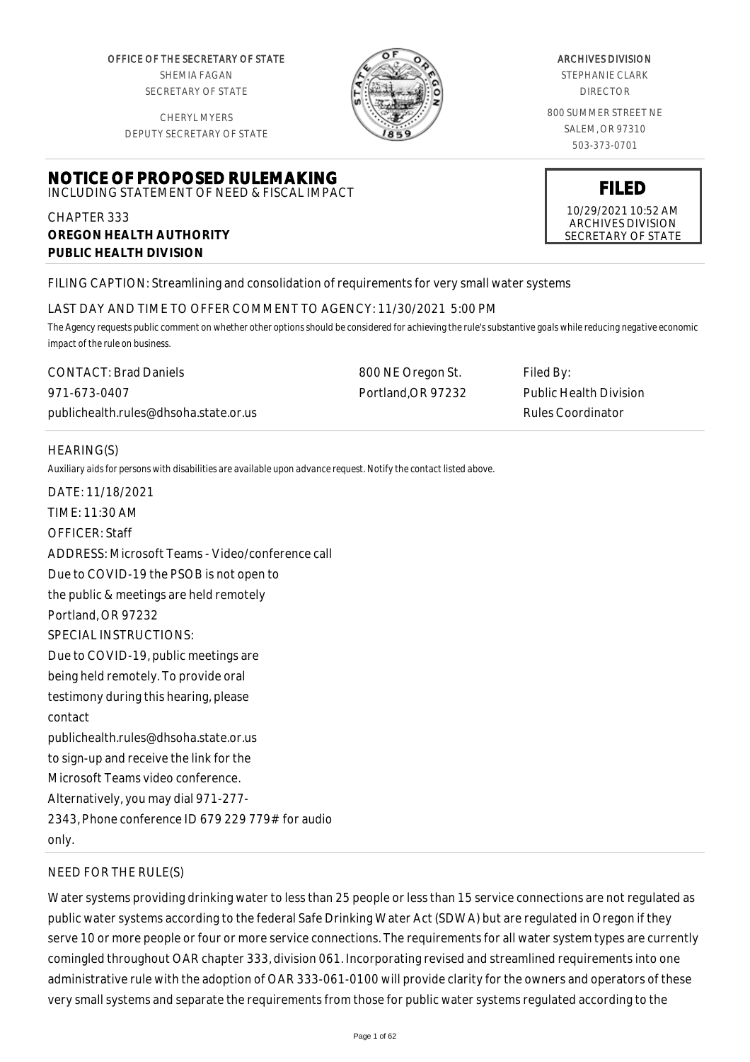OFFICE OF THE SECRETARY OF STATE
SHEMIA FAGAN
SECRETARY OF STATE

CHERYL MYERS
DEPUTY SECRETARY OF STATE

ARCHIVES DIVISION
STEPHANIE CLARK
DIRECTOR

800 SUMMER STREET NE
SALEM, OR 97310
503-373-0701

**FILED**
10/29/2021 10:52 AM
ARCHIVES DIVISION
SECRETARY OF STATE

# NOTICE OF PROPOSED RULEMAKING

INCLUDING STATEMENT OF NEED & FISCAL IMPACT

CHAPTER 333
**OREGON HEALTH AUTHORITY**
**PUBLIC HEALTH DIVISION**

FILING CAPTION: Streamlining and consolidation of requirements for very small water systems

LAST DAY AND TIME TO OFFER COMMENT TO AGENCY: 11/30/2021 5:00 PM

*The Agency requests public comment on whether other options should be considered for achieving the rule's substantive goals while reducing negative economic impact of the rule on business.*

| CONTACT: Brad Daniels | 800 NE Oregon St. | Filed By: |
|---|---|---|
| 971-673-0407 | Portland,OR 97232 | Public Health Division |
| publichealth.rules@dhsoha.state.or.us | | Rules Coordinator |

HEARING(S)

*Auxiliary aids for persons with disabilities are available upon advance request. Notify the contact listed above.*

DATE: 11/18/2021
TIME: 11:30 AM
OFFICER: Staff
ADDRESS: Microsoft Teams - Video/conference call
Due to COVID-19 the PSOB is not open to the public & meetings are held remotely
Portland, OR 97232
SPECIAL INSTRUCTIONS:
Due to COVID-19, public meetings are being held remotely. To provide oral testimony during this hearing, please contact publichealth.rules@dhsoha.state.or.us to sign-up and receive the link for the Microsoft Teams video conference. Alternatively, you may dial 971-277-2343, Phone conference ID 679 229 779# for audio only.

NEED FOR THE RULE(S)

Water systems providing drinking water to less than 25 people or less than 15 service connections are not regulated as public water systems according to the federal Safe Drinking Water Act (SDWA) but are regulated in Oregon if they serve 10 or more people or four or more service connections. The requirements for all water system types are currently comingled throughout OAR chapter 333, division 061. Incorporating revised and streamlined requirements into one administrative rule with the adoption of OAR 333-061-0100 will provide clarity for the owners and operators of these very small systems and separate the requirements from those for public water systems regulated according to the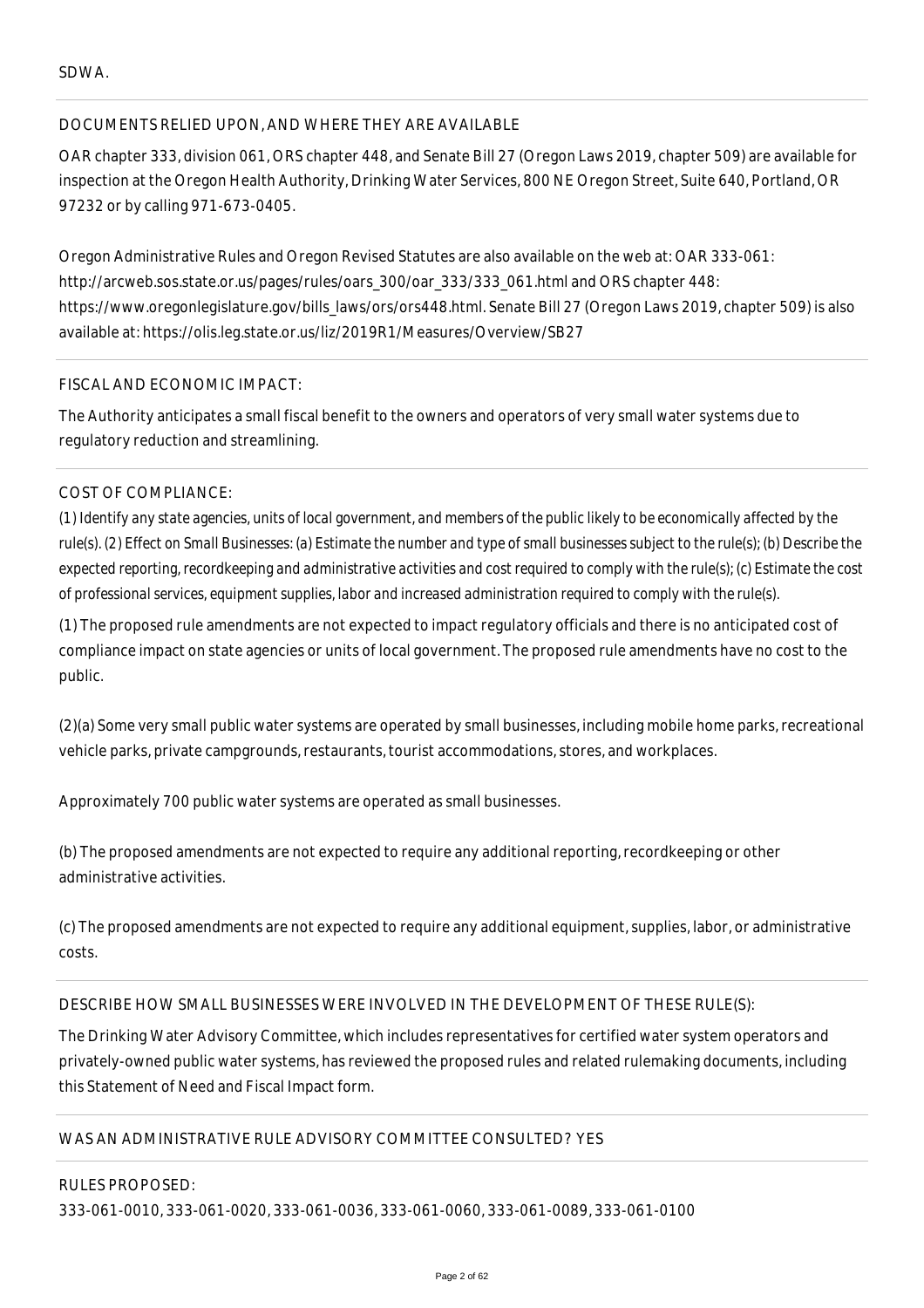SDWA.

## DOCUMENTS RELIED UPON, AND WHERE THEY ARE AVAILABLE

OAR chapter 333, division 061, ORS chapter 448, and Senate Bill 27 (Oregon Laws 2019, chapter 509) are available for inspection at the Oregon Health Authority, Drinking Water Services, 800 NE Oregon Street, Suite 640, Portland, OR 97232 or by calling 971-673-0405.

Oregon Administrative Rules and Oregon Revised Statutes are also available on the web at: OAR 333-061: http://arcweb.sos.state.or.us/pages/rules/oars_300/oar_333/333_061.html and ORS chapter 448: https://www.oregonlegislature.gov/bills_laws/ors/ors448.html. Senate Bill 27 (Oregon Laws 2019, chapter 509) is also available at: https://olis.leg.state.or.us/liz/2019R1/Measures/Overview/SB27

## FISCAL AND ECONOMIC IMPACT:

The Authority anticipates a small fiscal benefit to the owners and operators of very small water systems due to regulatory reduction and streamlining.

## COST OF COMPLIANCE:

*(1) Identify any state agencies, units of local government, and members of the public likely to be economically affected by the rule(s). (2) Effect on Small Businesses: (a) Estimate the number and type of small businesses subject to the rule(s); (b) Describe the expected reporting, recordkeeping and administrative activities and cost required to comply with the rule(s); (c) Estimate the cost of professional services, equipment supplies, labor and increased administration required to comply with the rule(s).*

(1) The proposed rule amendments are not expected to impact regulatory officials and there is no anticipated cost of compliance impact on state agencies or units of local government. The proposed rule amendments have no cost to the public.

(2)(a) Some very small public water systems are operated by small businesses, including mobile home parks, recreational vehicle parks, private campgrounds, restaurants, tourist accommodations, stores, and workplaces.

Approximately 700 public water systems are operated as small businesses.

(b) The proposed amendments are not expected to require any additional reporting, recordkeeping or other administrative activities.

(c) The proposed amendments are not expected to require any additional equipment, supplies, labor, or administrative costs.

## DESCRIBE HOW SMALL BUSINESSES WERE INVOLVED IN THE DEVELOPMENT OF THESE RULE(S):

The Drinking Water Advisory Committee, which includes representatives for certified water system operators and privately-owned public water systems, has reviewed the proposed rules and related rulemaking documents, including this Statement of Need and Fiscal Impact form.

## WAS AN ADMINISTRATIVE RULE ADVISORY COMMITTEE CONSULTED? YES

## RULES PROPOSED:

333-061-0010, 333-061-0020, 333-061-0036, 333-061-0060, 333-061-0089, 333-061-0100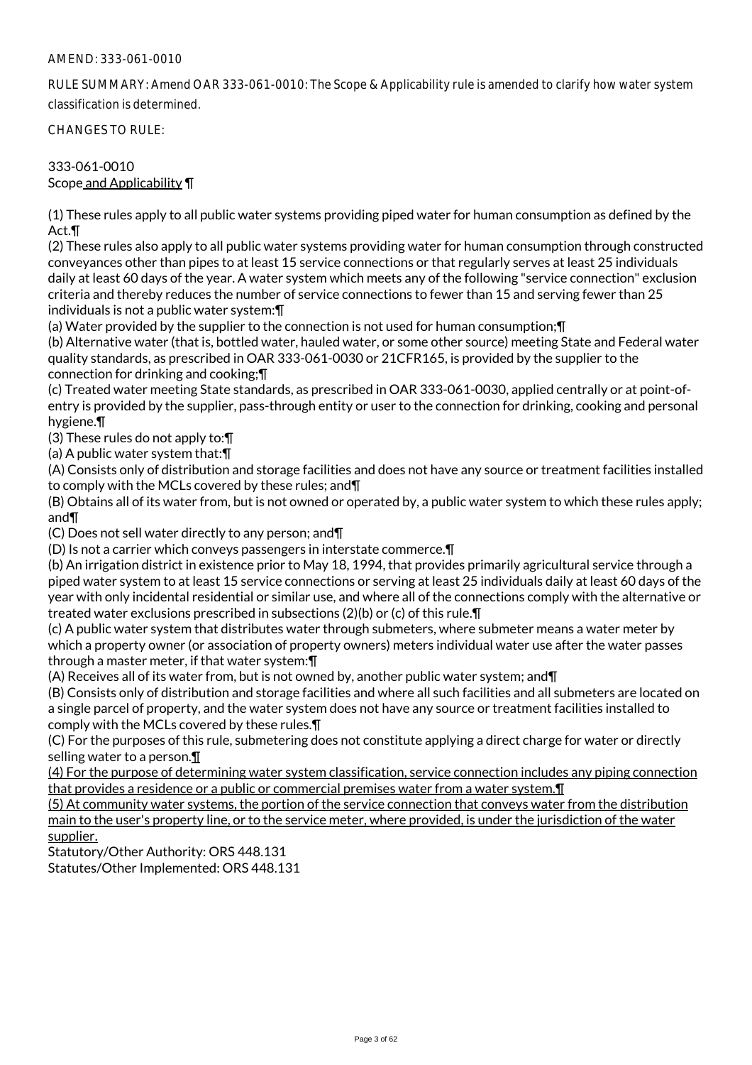AMEND: 333-061-0010

RULE SUMMARY: Amend OAR 333-061-0010: The Scope & Applicability rule is amended to clarify how water system classification is determined.

CHANGES TO RULE:

333-061-0010
Scope and Applicability ¶

(1) These rules apply to all public water systems providing piped water for human consumption as defined by the Act.¶
(2) These rules also apply to all public water systems providing water for human consumption through constructed conveyances other than pipes to at least 15 service connections or that regularly serves at least 25 individuals daily at least 60 days of the year. A water system which meets any of the following "service connection" exclusion criteria and thereby reduces the number of service connections to fewer than 15 and serving fewer than 25 individuals is not a public water system:¶
(a) Water provided by the supplier to the connection is not used for human consumption;¶
(b) Alternative water (that is, bottled water, hauled water, or some other source) meeting State and Federal water quality standards, as prescribed in OAR 333-061-0030 or 21CFR165, is provided by the supplier to the connection for drinking and cooking;¶
(c) Treated water meeting State standards, as prescribed in OAR 333-061-0030, applied centrally or at point-of-entry is provided by the supplier, pass-through entity or user to the connection for drinking, cooking and personal hygiene.¶
(3) These rules do not apply to:¶
(a) A public water system that:¶
(A) Consists only of distribution and storage facilities and does not have any source or treatment facilities installed to comply with the MCLs covered by these rules; and¶
(B) Obtains all of its water from, but is not owned or operated by, a public water system to which these rules apply; and¶
(C) Does not sell water directly to any person; and¶
(D) Is not a carrier which conveys passengers in interstate commerce.¶
(b) An irrigation district in existence prior to May 18, 1994, that provides primarily agricultural service through a piped water system to at least 15 service connections or serving at least 25 individuals daily at least 60 days of the year with only incidental residential or similar use, and where all of the connections comply with the alternative or treated water exclusions prescribed in subsections (2)(b) or (c) of this rule.¶
(c) A public water system that distributes water through submeters, where submeter means a water meter by which a property owner (or association of property owners) meters individual water use after the water passes through a master meter, if that water system:¶
(A) Receives all of its water from, but is not owned by, another public water system; and¶
(B) Consists only of distribution and storage facilities and where all such facilities and all submeters are located on a single parcel of property, and the water system does not have any source or treatment facilities installed to comply with the MCLs covered by these rules.¶
(C) For the purposes of this rule, submetering does not constitute applying a direct charge for water or directly selling water to a person.¶
(4) For the purpose of determining water system classification, service connection includes any piping connection that provides a residence or a public or commercial premises water from a water system.¶
(5) At community water systems, the portion of the service connection that conveys water from the distribution main to the user's property line, or to the service meter, where provided, is under the jurisdiction of the water supplier.

Statutory/Other Authority: ORS 448.131
Statutes/Other Implemented: ORS 448.131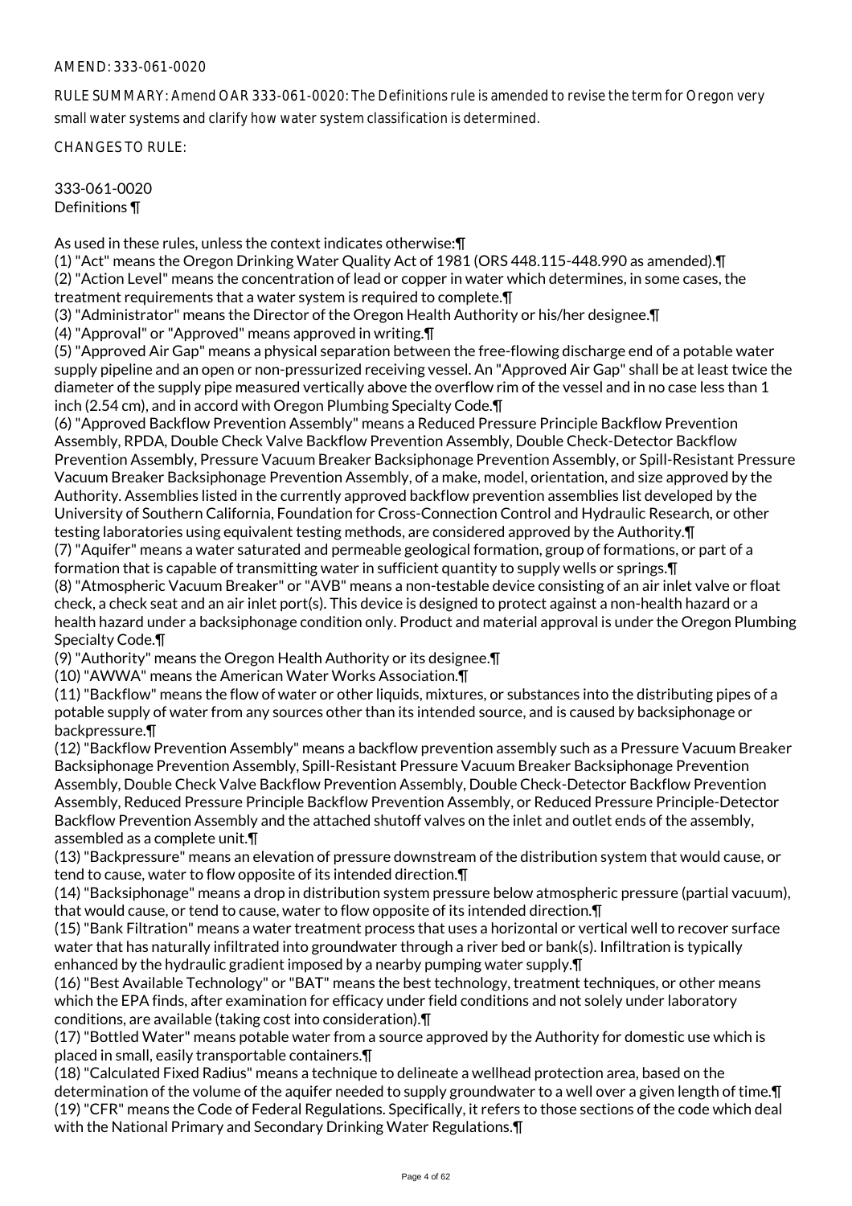AMEND: 333-061-0020

RULE SUMMARY: Amend OAR 333-061-0020: The Definitions rule is amended to revise the term for Oregon very small water systems and clarify how water system classification is determined.

CHANGES TO RULE:

333-061-0020
Definitions ¶

As used in these rules, unless the context indicates otherwise:¶

(1) "Act" means the Oregon Drinking Water Quality Act of 1981 (ORS 448.115-448.990 as amended).¶

(2) "Action Level" means the concentration of lead or copper in water which determines, in some cases, the treatment requirements that a water system is required to complete.¶

(3) "Administrator" means the Director of the Oregon Health Authority or his/her designee.¶

(4) "Approval" or "Approved" means approved in writing.¶

(5) "Approved Air Gap" means a physical separation between the free-flowing discharge end of a potable water supply pipeline and an open or non-pressurized receiving vessel. An "Approved Air Gap" shall be at least twice the diameter of the supply pipe measured vertically above the overflow rim of the vessel and in no case less than 1 inch (2.54 cm), and in accord with Oregon Plumbing Specialty Code.¶

(6) "Approved Backflow Prevention Assembly" means a Reduced Pressure Principle Backflow Prevention Assembly, RPDA, Double Check Valve Backflow Prevention Assembly, Double Check-Detector Backflow Prevention Assembly, Pressure Vacuum Breaker Backsiphonage Prevention Assembly, or Spill-Resistant Pressure Vacuum Breaker Backsiphonage Prevention Assembly, of a make, model, orientation, and size approved by the Authority. Assemblies listed in the currently approved backflow prevention assemblies list developed by the University of Southern California, Foundation for Cross-Connection Control and Hydraulic Research, or other testing laboratories using equivalent testing methods, are considered approved by the Authority.¶

(7) "Aquifer" means a water saturated and permeable geological formation, group of formations, or part of a formation that is capable of transmitting water in sufficient quantity to supply wells or springs.¶

(8) "Atmospheric Vacuum Breaker" or "AVB" means a non-testable device consisting of an air inlet valve or float check, a check seat and an air inlet port(s). This device is designed to protect against a non-health hazard or a health hazard under a backsiphonage condition only. Product and material approval is under the Oregon Plumbing Specialty Code.¶

(9) "Authority" means the Oregon Health Authority or its designee.¶

(10) "AWWA" means the American Water Works Association.¶

(11) "Backflow" means the flow of water or other liquids, mixtures, or substances into the distributing pipes of a potable supply of water from any sources other than its intended source, and is caused by backsiphonage or backpressure.¶

(12) "Backflow Prevention Assembly" means a backflow prevention assembly such as a Pressure Vacuum Breaker Backsiphonage Prevention Assembly, Spill-Resistant Pressure Vacuum Breaker Backsiphonage Prevention Assembly, Double Check Valve Backflow Prevention Assembly, Double Check-Detector Backflow Prevention Assembly, Reduced Pressure Principle Backflow Prevention Assembly, or Reduced Pressure Principle-Detector Backflow Prevention Assembly and the attached shutoff valves on the inlet and outlet ends of the assembly, assembled as a complete unit.¶

(13) "Backpressure" means an elevation of pressure downstream of the distribution system that would cause, or tend to cause, water to flow opposite of its intended direction.¶

(14) "Backsiphonage" means a drop in distribution system pressure below atmospheric pressure (partial vacuum), that would cause, or tend to cause, water to flow opposite of its intended direction.¶

(15) "Bank Filtration" means a water treatment process that uses a horizontal or vertical well to recover surface water that has naturally infiltrated into groundwater through a river bed or bank(s). Infiltration is typically enhanced by the hydraulic gradient imposed by a nearby pumping water supply.¶

(16) "Best Available Technology" or "BAT" means the best technology, treatment techniques, or other means which the EPA finds, after examination for efficacy under field conditions and not solely under laboratory conditions, are available (taking cost into consideration).¶

(17) "Bottled Water" means potable water from a source approved by the Authority for domestic use which is placed in small, easily transportable containers.¶

(18) "Calculated Fixed Radius" means a technique to delineate a wellhead protection area, based on the determination of the volume of the aquifer needed to supply groundwater to a well over a given length of time.¶

(19) "CFR" means the Code of Federal Regulations. Specifically, it refers to those sections of the code which deal with the National Primary and Secondary Drinking Water Regulations.¶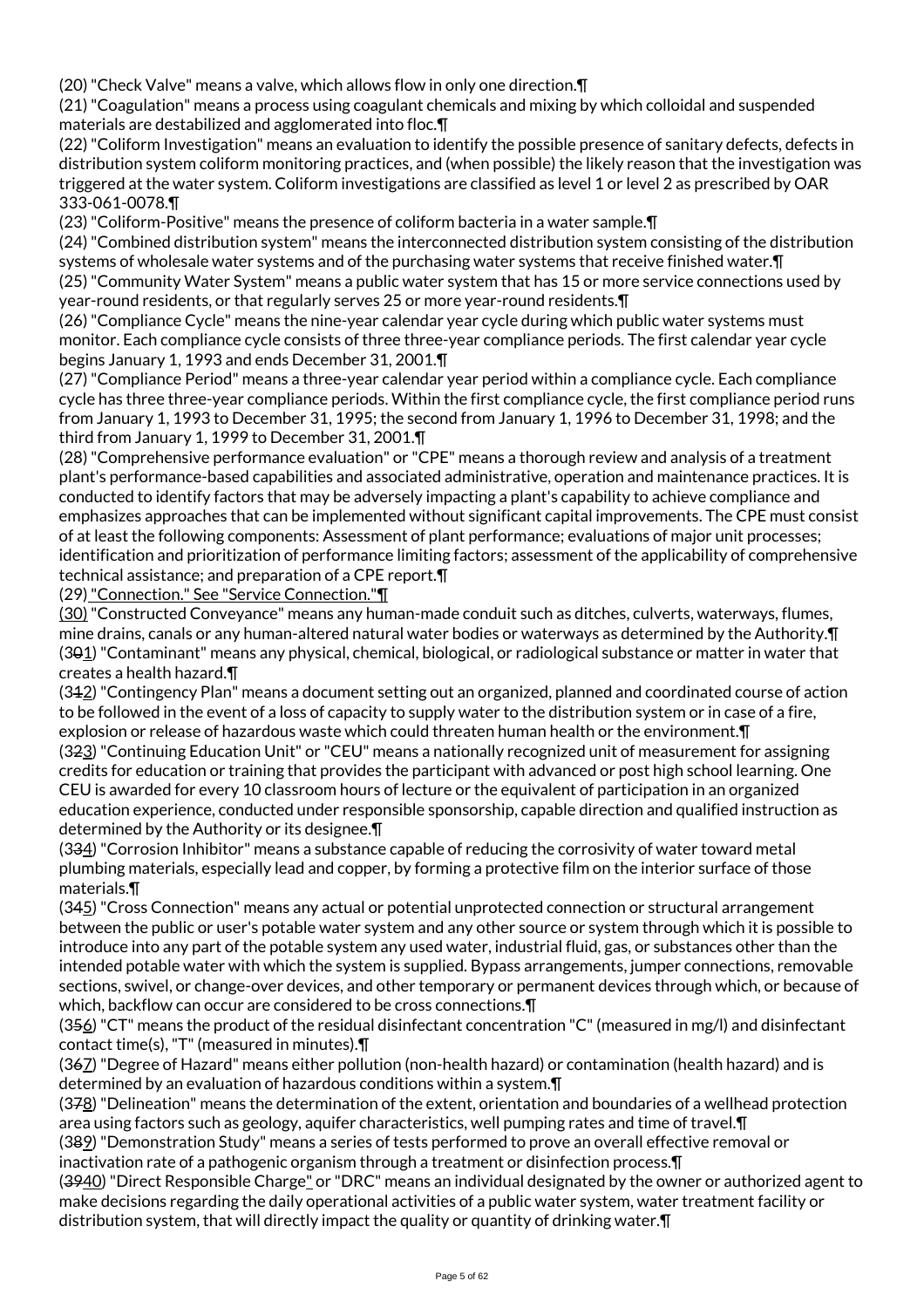(20) "Check Valve" means a valve, which allows flow in only one direction.¶

(21) "Coagulation" means a process using coagulant chemicals and mixing by which colloidal and suspended materials are destabilized and agglomerated into floc.¶

(22) "Coliform Investigation" means an evaluation to identify the possible presence of sanitary defects, defects in distribution system coliform monitoring practices, and (when possible) the likely reason that the investigation was triggered at the water system. Coliform investigations are classified as level 1 or level 2 as prescribed by OAR 333-061-0078.¶

(23) "Coliform-Positive" means the presence of coliform bacteria in a water sample.¶

(24) "Combined distribution system" means the interconnected distribution system consisting of the distribution systems of wholesale water systems and of the purchasing water systems that receive finished water.¶

(25) "Community Water System" means a public water system that has 15 or more service connections used by year-round residents, or that regularly serves 25 or more year-round residents.¶

(26) "Compliance Cycle" means the nine-year calendar year cycle during which public water systems must monitor. Each compliance cycle consists of three three-year compliance periods. The first calendar year cycle begins January 1, 1993 and ends December 31, 2001.¶

(27) "Compliance Period" means a three-year calendar year period within a compliance cycle. Each compliance cycle has three three-year compliance periods. Within the first compliance cycle, the first compliance period runs from January 1, 1993 to December 31, 1995; the second from January 1, 1996 to December 31, 1998; and the third from January 1, 1999 to December 31, 2001.¶

(28) "Comprehensive performance evaluation" or "CPE" means a thorough review and analysis of a treatment plant's performance-based capabilities and associated administrative, operation and maintenance practices. It is conducted to identify factors that may be adversely impacting a plant's capability to achieve compliance and emphasizes approaches that can be implemented without significant capital improvements. The CPE must consist of at least the following components: Assessment of plant performance; evaluations of major unit processes; identification and prioritization of performance limiting factors; assessment of the applicability of comprehensive technical assistance; and preparation of a CPE report.¶

(29)<u> "Connection." See "Service Connection."¶</u>

<u>(30)</u> "Constructed Conveyance" means any human-made conduit such as ditches, culverts, waterways, flumes, mine drains, canals or any human-altered natural water bodies or waterways as determined by the Authority.¶

(3~~0~~<u>1</u>) "Contaminant" means any physical, chemical, biological, or radiological substance or matter in water that creates a health hazard.¶

(3~~1~~<u>2</u>) "Contingency Plan" means a document setting out an organized, planned and coordinated course of action to be followed in the event of a loss of capacity to supply water to the distribution system or in case of a fire, explosion or release of hazardous waste which could threaten human health or the environment.¶

(3~~2~~<u>3</u>) "Continuing Education Unit" or "CEU" means a nationally recognized unit of measurement for assigning credits for education or training that provides the participant with advanced or post high school learning. One CEU is awarded for every 10 classroom hours of lecture or the equivalent of participation in an organized education experience, conducted under responsible sponsorship, capable direction and qualified instruction as determined by the Authority or its designee.¶

(3~~3~~<u>4</u>) "Corrosion Inhibitor" means a substance capable of reducing the corrosivity of water toward metal plumbing materials, especially lead and copper, by forming a protective film on the interior surface of those materials.¶

(3~~4~~<u>5</u>) "Cross Connection" means any actual or potential unprotected connection or structural arrangement between the public or user's potable water system and any other source or system through which it is possible to introduce into any part of the potable system any used water, industrial fluid, gas, or substances other than the intended potable water with which the system is supplied. Bypass arrangements, jumper connections, removable sections, swivel, or change-over devices, and other temporary or permanent devices through which, or because of which, backflow can occur are considered to be cross connections.¶

(3~~5~~<u>6</u>) "CT" means the product of the residual disinfectant concentration "C" (measured in mg/l) and disinfectant contact time(s), "T" (measured in minutes).¶

(3~~6~~<u>7</u>) "Degree of Hazard" means either pollution (non-health hazard) or contamination (health hazard) and is determined by an evaluation of hazardous conditions within a system.¶

(3~~7~~<u>8</u>) "Delineation" means the determination of the extent, orientation and boundaries of a wellhead protection area using factors such as geology, aquifer characteristics, well pumping rates and time of travel.¶

(3~~8~~<u>9</u>) "Demonstration Study" means a series of tests performed to prove an overall effective removal or inactivation rate of a pathogenic organism through a treatment or disinfection process.¶

(~~39~~<u>40</u>) "Direct Responsible Charge<u>"</u> or "DRC" means an individual designated by the owner or authorized agent to make decisions regarding the daily operational activities of a public water system, water treatment facility or distribution system, that will directly impact the quality or quantity of drinking water.¶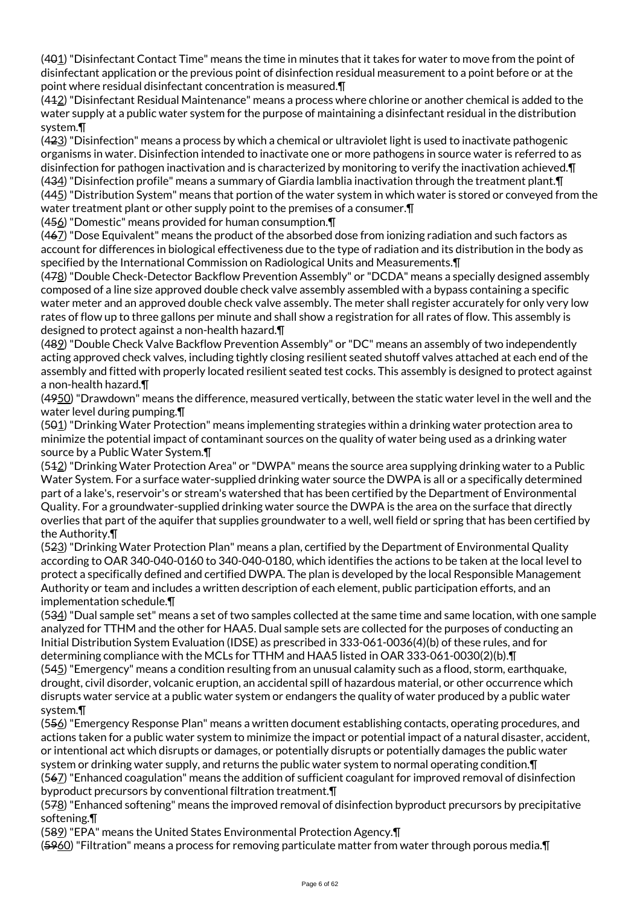(4~~0~~1) "Disinfectant Contact Time" means the time in minutes that it takes for water to move from the point of disinfectant application or the previous point of disinfection residual measurement to a point before or at the point where residual disinfectant concentration is measured.¶

(4~~1~~2) "Disinfectant Residual Maintenance" means a process where chlorine or another chemical is added to the water supply at a public water system for the purpose of maintaining a disinfectant residual in the distribution system.¶

(4~~2~~3) "Disinfection" means a process by which a chemical or ultraviolet light is used to inactivate pathogenic organisms in water. Disinfection intended to inactivate one or more pathogens in source water is referred to as disinfection for pathogen inactivation and is characterized by monitoring to verify the inactivation achieved.¶

(4~~3~~4) "Disinfection profile" means a summary of Giardia lamblia inactivation through the treatment plant.¶

(4~~4~~5) "Distribution System" means that portion of the water system in which water is stored or conveyed from the water treatment plant or other supply point to the premises of a consumer.¶

(4~~5~~6) "Domestic" means provided for human consumption.¶

(4~~6~~7) "Dose Equivalent" means the product of the absorbed dose from ionizing radiation and such factors as account for differences in biological effectiveness due to the type of radiation and its distribution in the body as specified by the International Commission on Radiological Units and Measurements.¶

(4~~7~~8) "Double Check-Detector Backflow Prevention Assembly" or "DCDA" means a specially designed assembly composed of a line size approved double check valve assembly assembled with a bypass containing a specific water meter and an approved double check valve assembly. The meter shall register accurately for only very low rates of flow up to three gallons per minute and shall show a registration for all rates of flow. This assembly is designed to protect against a non-health hazard.¶

(4~~8~~9) "Double Check Valve Backflow Prevention Assembly" or "DC" means an assembly of two independently acting approved check valves, including tightly closing resilient seated shutoff valves attached at each end of the assembly and fitted with properly located resilient seated test cocks. This assembly is designed to protect against a non-health hazard.¶

(~~49~~50) "Drawdown" means the difference, measured vertically, between the static water level in the well and the water level during pumping.¶

(5~~0~~1) "Drinking Water Protection" means implementing strategies within a drinking water protection area to minimize the potential impact of contaminant sources on the quality of water being used as a drinking water source by a Public Water System.¶

(5~~1~~2) "Drinking Water Protection Area" or "DWPA" means the source area supplying drinking water to a Public Water System. For a surface water-supplied drinking water source the DWPA is all or a specifically determined part of a lake's, reservoir's or stream's watershed that has been certified by the Department of Environmental Quality. For a groundwater-supplied drinking water source the DWPA is the area on the surface that directly overlies that part of the aquifer that supplies groundwater to a well, well field or spring that has been certified by the Authority.¶

(5~~2~~3) "Drinking Water Protection Plan" means a plan, certified by the Department of Environmental Quality according to OAR 340-040-0160 to 340-040-0180, which identifies the actions to be taken at the local level to protect a specifically defined and certified DWPA. The plan is developed by the local Responsible Management Authority or team and includes a written description of each element, public participation efforts, and an implementation schedule.¶

(5~~3~~4) "Dual sample set" means a set of two samples collected at the same time and same location, with one sample analyzed for TTHM and the other for HAA5. Dual sample sets are collected for the purposes of conducting an Initial Distribution System Evaluation (IDSE) as prescribed in 333-061-0036(4)(b) of these rules, and for determining compliance with the MCLs for TTHM and HAA5 listed in OAR 333-061-0030(2)(b).¶

(5~~4~~5) "Emergency" means a condition resulting from an unusual calamity such as a flood, storm, earthquake, drought, civil disorder, volcanic eruption, an accidental spill of hazardous material, or other occurrence which disrupts water service at a public water system or endangers the quality of water produced by a public water system.¶

(5~~5~~6) "Emergency Response Plan" means a written document establishing contacts, operating procedures, and actions taken for a public water system to minimize the impact or potential impact of a natural disaster, accident, or intentional act which disrupts or damages, or potentially disrupts or potentially damages the public water system or drinking water supply, and returns the public water system to normal operating condition.¶

(5~~6~~7) "Enhanced coagulation" means the addition of sufficient coagulant for improved removal of disinfection byproduct precursors by conventional filtration treatment.¶

(5~~7~~8) "Enhanced softening" means the improved removal of disinfection byproduct precursors by precipitative softening.¶

(5~~8~~9) "EPA" means the United States Environmental Protection Agency.¶

(~~59~~60) "Filtration" means a process for removing particulate matter from water through porous media.¶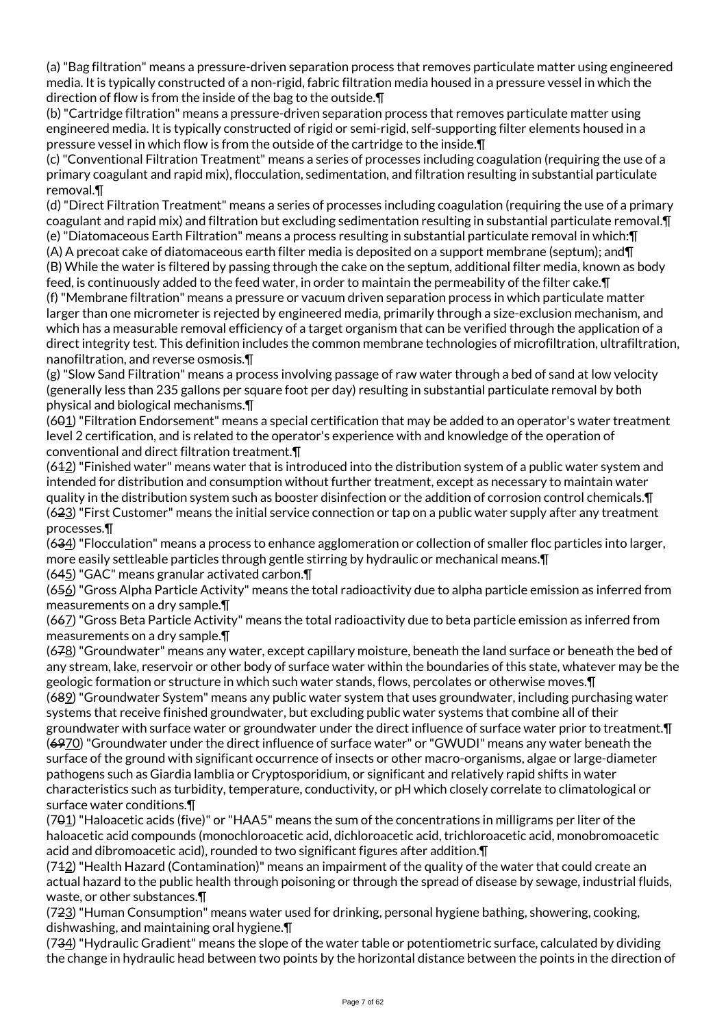(a) "Bag filtration" means a pressure-driven separation process that removes particulate matter using engineered media. It is typically constructed of a non-rigid, fabric filtration media housed in a pressure vessel in which the direction of flow is from the inside of the bag to the outside.¶

(b) "Cartridge filtration" means a pressure-driven separation process that removes particulate matter using engineered media. It is typically constructed of rigid or semi-rigid, self-supporting filter elements housed in a pressure vessel in which flow is from the outside of the cartridge to the inside.¶

(c) "Conventional Filtration Treatment" means a series of processes including coagulation (requiring the use of a primary coagulant and rapid mix), flocculation, sedimentation, and filtration resulting in substantial particulate removal.¶

(d) "Direct Filtration Treatment" means a series of processes including coagulation (requiring the use of a primary coagulant and rapid mix) and filtration but excluding sedimentation resulting in substantial particulate removal.¶

(e) "Diatomaceous Earth Filtration" means a process resulting in substantial particulate removal in which:¶

(A) A precoat cake of diatomaceous earth filter media is deposited on a support membrane (septum); and¶

(B) While the water is filtered by passing through the cake on the septum, additional filter media, known as body feed, is continuously added to the feed water, in order to maintain the permeability of the filter cake.¶

(f) "Membrane filtration" means a pressure or vacuum driven separation process in which particulate matter larger than one micrometer is rejected by engineered media, primarily through a size-exclusion mechanism, and which has a measurable removal efficiency of a target organism that can be verified through the application of a direct integrity test. This definition includes the common membrane technologies of microfiltration, ultrafiltration, nanofiltration, and reverse osmosis.¶

(g) "Slow Sand Filtration" means a process involving passage of raw water through a bed of sand at low velocity (generally less than 235 gallons per square foot per day) resulting in substantial particulate removal by both physical and biological mechanisms.¶

(6~~0~~1) "Filtration Endorsement" means a special certification that may be added to an operator's water treatment level 2 certification, and is related to the operator's experience with and knowledge of the operation of conventional and direct filtration treatment.¶

(6~~1~~2) "Finished water" means water that is introduced into the distribution system of a public water system and intended for distribution and consumption without further treatment, except as necessary to maintain water quality in the distribution system such as booster disinfection or the addition of corrosion control chemicals.¶

(6~~2~~3) "First Customer" means the initial service connection or tap on a public water supply after any treatment processes.¶

(6~~3~~4) "Flocculation" means a process to enhance agglomeration or collection of smaller floc particles into larger, more easily settleable particles through gentle stirring by hydraulic or mechanical means.¶

(6~~4~~5) "GAC" means granular activated carbon.¶

(6~~5~~6) "Gross Alpha Particle Activity" means the total radioactivity due to alpha particle emission as inferred from measurements on a dry sample.¶

(6~~6~~7) "Gross Beta Particle Activity" means the total radioactivity due to beta particle emission as inferred from measurements on a dry sample.¶

(6~~7~~8) "Groundwater" means any water, except capillary moisture, beneath the land surface or beneath the bed of any stream, lake, reservoir or other body of surface water within the boundaries of this state, whatever may be the geologic formation or structure in which such water stands, flows, percolates or otherwise moves.¶

(6~~8~~9) "Groundwater System" means any public water system that uses groundwater, including purchasing water systems that receive finished groundwater, but excluding public water systems that combine all of their groundwater with surface water or groundwater under the direct influence of surface water prior to treatment.¶

(~~69~~70) "Groundwater under the direct influence of surface water" or "GWUDI" means any water beneath the surface of the ground with significant occurrence of insects or other macro-organisms, algae or large-diameter pathogens such as Giardia lamblia or Cryptosporidium, or significant and relatively rapid shifts in water characteristics such as turbidity, temperature, conductivity, or pH which closely correlate to climatological or surface water conditions.¶

(7~~0~~1) "Haloacetic acids (five)" or "HAA5" means the sum of the concentrations in milligrams per liter of the haloacetic acid compounds (monochloroacetic acid, dichloroacetic acid, trichloroacetic acid, monobromoacetic acid and dibromoacetic acid), rounded to two significant figures after addition.¶

(7~~1~~2) "Health Hazard (Contamination)" means an impairment of the quality of the water that could create an actual hazard to the public health through poisoning or through the spread of disease by sewage, industrial fluids, waste, or other substances.¶

(7~~2~~3) "Human Consumption" means water used for drinking, personal hygiene bathing, showering, cooking, dishwashing, and maintaining oral hygiene.¶

(7~~3~~4) "Hydraulic Gradient" means the slope of the water table or potentiometric surface, calculated by dividing the change in hydraulic head between two points by the horizontal distance between the points in the direction of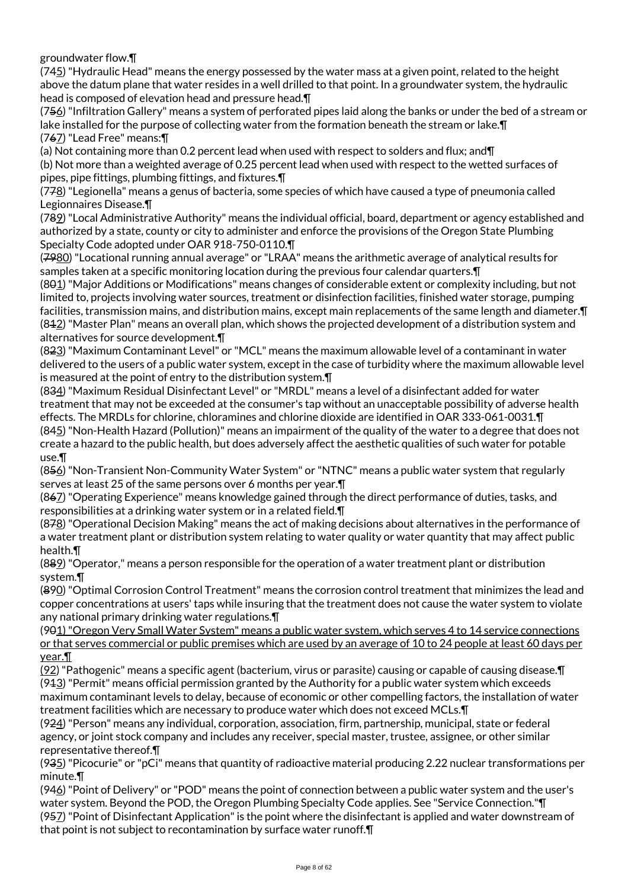groundwater flow.¶

(745) "Hydraulic Head" means the energy possessed by the water mass at a given point, related to the height above the datum plane that water resides in a well drilled to that point. In a groundwater system, the hydraulic head is composed of elevation head and pressure head.¶

(756) "Infiltration Gallery" means a system of perforated pipes laid along the banks or under the bed of a stream or lake installed for the purpose of collecting water from the formation beneath the stream or lake.¶

(767) "Lead Free" means:¶

(a) Not containing more than 0.2 percent lead when used with respect to solders and flux; and¶

(b) Not more than a weighted average of 0.25 percent lead when used with respect to the wetted surfaces of pipes, pipe fittings, plumbing fittings, and fixtures.¶

(778) "Legionella" means a genus of bacteria, some species of which have caused a type of pneumonia called Legionnaires Disease.¶

(789) "Local Administrative Authority" means the individual official, board, department or agency established and authorized by a state, county or city to administer and enforce the provisions of the Oregon State Plumbing Specialty Code adopted under OAR 918-750-0110.¶

(7980) "Locational running annual average" or "LRAA" means the arithmetic average of analytical results for samples taken at a specific monitoring location during the previous four calendar quarters.¶

(801) "Major Additions or Modifications" means changes of considerable extent or complexity including, but not limited to, projects involving water sources, treatment or disinfection facilities, finished water storage, pumping facilities, transmission mains, and distribution mains, except main replacements of the same length and diameter.¶

(812) "Master Plan" means an overall plan, which shows the projected development of a distribution system and alternatives for source development.¶

(823) "Maximum Contaminant Level" or "MCL" means the maximum allowable level of a contaminant in water delivered to the users of a public water system, except in the case of turbidity where the maximum allowable level is measured at the point of entry to the distribution system.¶

(834) "Maximum Residual Disinfectant Level" or "MRDL" means a level of a disinfectant added for water treatment that may not be exceeded at the consumer's tap without an unacceptable possibility of adverse health effects. The MRDLs for chlorine, chloramines and chlorine dioxide are identified in OAR 333-061-0031.¶

(845) "Non-Health Hazard (Pollution)" means an impairment of the quality of the water to a degree that does not create a hazard to the public health, but does adversely affect the aesthetic qualities of such water for potable use.¶

(856) "Non-Transient Non-Community Water System" or "NTNC" means a public water system that regularly serves at least 25 of the same persons over 6 months per year.¶

(867) "Operating Experience" means knowledge gained through the direct performance of duties, tasks, and responsibilities at a drinking water system or in a related field.¶

(878) "Operational Decision Making" means the act of making decisions about alternatives in the performance of a water treatment plant or distribution system relating to water quality or water quantity that may affect public health.¶

(889) "Operator," means a person responsible for the operation of a water treatment plant or distribution system.¶

(890) "Optimal Corrosion Control Treatment" means the corrosion control treatment that minimizes the lead and copper concentrations at users' taps while insuring that the treatment does not cause the water system to violate any national primary drinking water regulations.¶

(901) "Oregon Very Small Water System" means a public water system, which serves 4 to 14 service connections or that serves commercial or public premises which are used by an average of 10 to 24 people at least 60 days per year.¶

(92) "Pathogenic" means a specific agent (bacterium, virus or parasite) causing or capable of causing disease.¶

(913) "Permit" means official permission granted by the Authority for a public water system which exceeds maximum contaminant levels to delay, because of economic or other compelling factors, the installation of water treatment facilities which are necessary to produce water which does not exceed MCLs.¶

(924) "Person" means any individual, corporation, association, firm, partnership, municipal, state or federal agency, or joint stock company and includes any receiver, special master, trustee, assignee, or other similar representative thereof.¶

(935) "Picocurie" or "pCi" means that quantity of radioactive material producing 2.22 nuclear transformations per minute.¶

(946) "Point of Delivery" or "POD" means the point of connection between a public water system and the user's water system. Beyond the POD, the Oregon Plumbing Specialty Code applies. See "Service Connection."¶

(957) "Point of Disinfectant Application" is the point where the disinfectant is applied and water downstream of that point is not subject to recontamination by surface water runoff.¶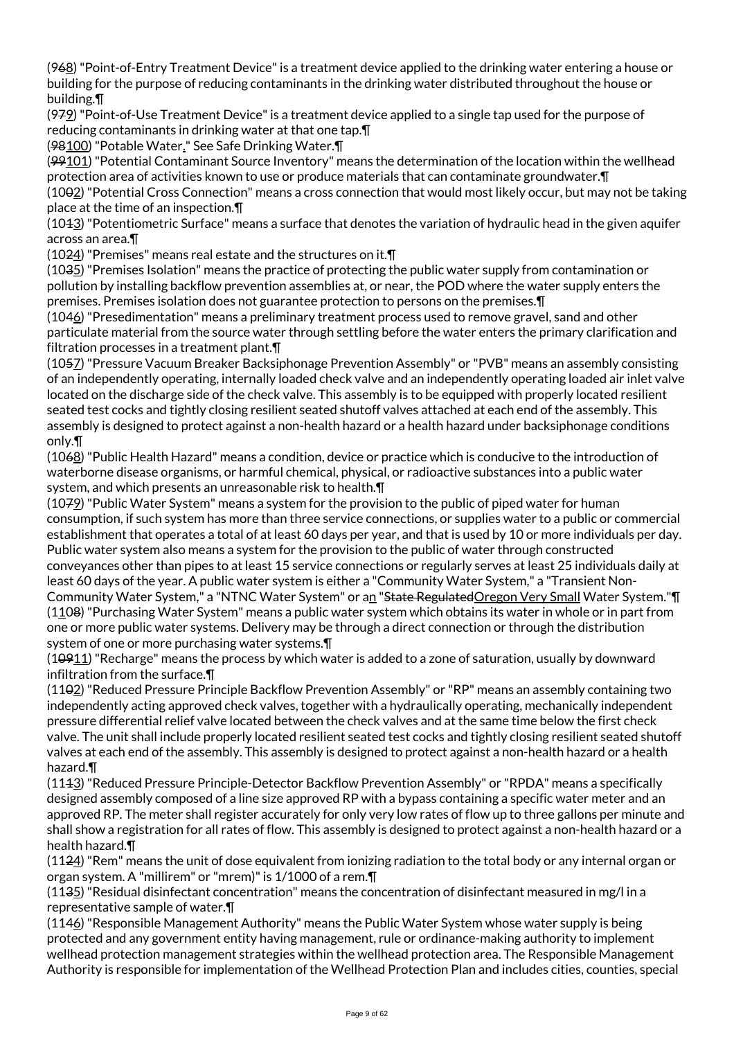(9~~6~~8) "Point-of-Entry Treatment Device" is a treatment device applied to the drinking water entering a house or building for the purpose of reducing contaminants in the drinking water distributed throughout the house or building.¶

(9~~7~~9) "Point-of-Use Treatment Device" is a treatment device applied to a single tap used for the purpose of reducing contaminants in drinking water at that one tap.¶

(~~98~~100) "Potable Water." See Safe Drinking Water.¶

(~~99~~101) "Potential Contaminant Source Inventory" means the determination of the location within the wellhead protection area of activities known to use or produce materials that can contaminate groundwater.¶

(10~~0~~2) "Potential Cross Connection" means a cross connection that would most likely occur, but may not be taking place at the time of an inspection.¶

(10~~1~~3) "Potentiometric Surface" means a surface that denotes the variation of hydraulic head in the given aquifer across an area.¶

(10~~2~~4) "Premises" means real estate and the structures on it.¶

(10~~3~~5) "Premises Isolation" means the practice of protecting the public water supply from contamination or pollution by installing backflow prevention assemblies at, or near, the POD where the water supply enters the premises. Premises isolation does not guarantee protection to persons on the premises.¶

(10~~4~~6) "Presedimentation" means a preliminary treatment process used to remove gravel, sand and other particulate material from the source water through settling before the water enters the primary clarification and filtration processes in a treatment plant.¶

(10~~5~~7) "Pressure Vacuum Breaker Backsiphonage Prevention Assembly" or "PVB" means an assembly consisting of an independently operating, internally loaded check valve and an independently operating loaded air inlet valve located on the discharge side of the check valve. This assembly is to be equipped with properly located resilient seated test cocks and tightly closing resilient seated shutoff valves attached at each end of the assembly. This assembly is designed to protect against a non-health hazard or a health hazard under backsiphonage conditions only.¶

(10~~6~~8) "Public Health Hazard" means a condition, device or practice which is conducive to the introduction of waterborne disease organisms, or harmful chemical, physical, or radioactive substances into a public water system, and which presents an unreasonable risk to health.¶

(10~~7~~9) "Public Water System" means a system for the provision to the public of piped water for human consumption, if such system has more than three service connections, or supplies water to a public or commercial establishment that operates a total of at least 60 days per year, and that is used by 10 or more individuals per day. Public water system also means a system for the provision to the public of water through constructed conveyances other than pipes to at least 15 service connections or regularly serves at least 25 individuals daily at least 60 days of the year. A public water system is either a "Community Water System," a "Transient Non-Community Water System," a "NTNC Water System" or an "~~State Regulated~~Oregon Very Small Water System."¶

(110~~8~~) "Purchasing Water System" means a public water system which obtains its water in whole or in part from one or more public water systems. Delivery may be through a direct connection or through the distribution system of one or more purchasing water systems.¶

(1~~09~~11) "Recharge" means the process by which water is added to a zone of saturation, usually by downward infiltration from the surface.¶

(11~~0~~2) "Reduced Pressure Principle Backflow Prevention Assembly" or "RP" means an assembly containing two independently acting approved check valves, together with a hydraulically operating, mechanically independent pressure differential relief valve located between the check valves and at the same time below the first check valve. The unit shall include properly located resilient seated test cocks and tightly closing resilient seated shutoff valves at each end of the assembly. This assembly is designed to protect against a non-health hazard or a health hazard.¶

(11~~1~~3) "Reduced Pressure Principle-Detector Backflow Prevention Assembly" or "RPDA" means a specifically designed assembly composed of a line size approved RP with a bypass containing a specific water meter and an approved RP. The meter shall register accurately for only very low rates of flow up to three gallons per minute and shall show a registration for all rates of flow. This assembly is designed to protect against a non-health hazard or a health hazard.¶

(11~~2~~4) "Rem" means the unit of dose equivalent from ionizing radiation to the total body or any internal organ or organ system. A "millirem" or "mrem)" is 1/1000 of a rem.¶

(11~~3~~5) "Residual disinfectant concentration" means the concentration of disinfectant measured in mg/l in a representative sample of water.¶

(11~~4~~6) "Responsible Management Authority" means the Public Water System whose water supply is being protected and any government entity having management, rule or ordinance-making authority to implement wellhead protection management strategies within the wellhead protection area. The Responsible Management Authority is responsible for implementation of the Wellhead Protection Plan and includes cities, counties, special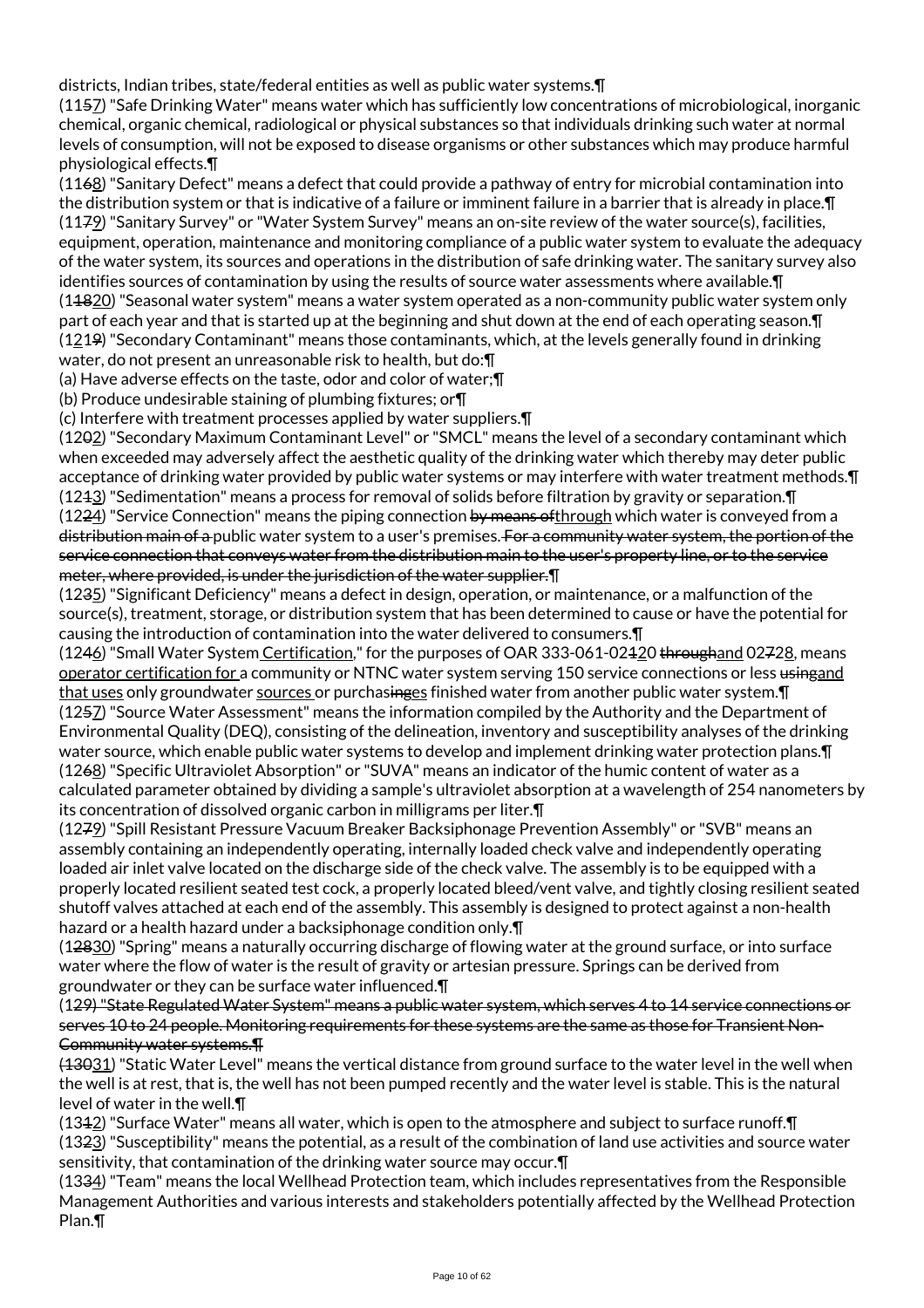districts, Indian tribes, state/federal entities as well as public water systems.¶

(11~~5~~<u>7</u>) "Safe Drinking Water" means water which has sufficiently low concentrations of microbiological, inorganic chemical, organic chemical, radiological or physical substances so that individuals drinking such water at normal levels of consumption, will not be exposed to disease organisms or other substances which may produce harmful physiological effects.¶

(11~~6~~<u>8</u>) "Sanitary Defect" means a defect that could provide a pathway of entry for microbial contamination into the distribution system or that is indicative of a failure or imminent failure in a barrier that is already in place.¶

(11~~7~~<u>9</u>) "Sanitary Survey" or "Water System Survey" means an on-site review of the water source(s), facilities, equipment, operation, maintenance and monitoring compliance of a public water system to evaluate the adequacy of the water system, its sources and operations in the distribution of safe drinking water. The sanitary survey also identifies sources of contamination by using the results of source water assessments where available.¶

(1~~18~~<u>20</u>) "Seasonal water system" means a water system operated as a non-community public water system only part of each year and that is started up at the beginning and shut down at the end of each operating season.¶

(1<u>2</u>1~~9~~) "Secondary Contaminant" means those contaminants, which, at the levels generally found in drinking water, do not present an unreasonable risk to health, but do:¶

(a) Have adverse effects on the taste, odor and color of water;¶

(b) Produce undesirable staining of plumbing fixtures; or¶

(c) Interfere with treatment processes applied by water suppliers.¶

(12~~0~~<u>2</u>) "Secondary Maximum Contaminant Level" or "SMCL" means the level of a secondary contaminant which when exceeded may adversely affect the aesthetic quality of the drinking water which thereby may deter public acceptance of drinking water provided by public water systems or may interfere with water treatment methods.¶

(12~~1~~<u>3</u>) "Sedimentation" means a process for removal of solids before filtration by gravity or separation.¶

(12~~2~~<u>4</u>) "Service Connection" means the piping connection ~~by means of~~<u>through</u> which water is conveyed from a ~~distribution main of a~~ public water system to a user's premises. ~~For a community water system, the portion of the service connection that conveys water from the distribution main to the user's property line, or to the service meter, where provided, is under the jurisdiction of the water supplier.~~¶

(12~~3~~<u>5</u>) "Significant Deficiency" means a defect in design, operation, or maintenance, or a malfunction of the source(s), treatment, storage, or distribution system that has been determined to cause or have the potential for causing the introduction of contamination into the water delivered to consumers.¶

(12~~4~~<u>6</u>) "Small Water System<u> Certification</u>," for the purposes of OAR 333-061-02~~1~~<u>2</u>0 ~~through~~<u>and</u> 02~~7~~<u>2</u>8, means <u>operator certification for </u>a community or NTNC water system serving 150 service connections or less ~~using~~<u>and that uses</u> only groundwater <u>sources </u>or purchas~~ing~~<u>es</u> finished water from another public water system.¶

(12~~5~~<u>7</u>) "Source Water Assessment" means the information compiled by the Authority and the Department of Environmental Quality (DEQ), consisting of the delineation, inventory and susceptibility analyses of the drinking water source, which enable public water systems to develop and implement drinking water protection plans.¶

(12~~6~~<u>8</u>) "Specific Ultraviolet Absorption" or "SUVA" means an indicator of the humic content of water as a calculated parameter obtained by dividing a sample's ultraviolet absorption at a wavelength of 254 nanometers by its concentration of dissolved organic carbon in milligrams per liter.¶

(12~~7~~<u>9</u>) "Spill Resistant Pressure Vacuum Breaker Backsiphonage Prevention Assembly" or "SVB" means an assembly containing an independently operating, internally loaded check valve and independently operating loaded air inlet valve located on the discharge side of the check valve. The assembly is to be equipped with a properly located resilient seated test cock, a properly located bleed/vent valve, and tightly closing resilient seated shutoff valves attached at each end of the assembly. This assembly is designed to protect against a non-health hazard or a health hazard under a backsiphonage condition only.¶

(1~~28~~<u>30</u>) "Spring" means a naturally occurring discharge of flowing water at the ground surface, or into surface water where the flow of water is the result of gravity or artesian pressure. Springs can be derived from groundwater or they can be surface water influenced.¶

~~(129) "State Regulated Water System" means a public water system, which serves 4 to 14 service connections or serves 10 to 24 people. Monitoring requirements for these systems are the same as those for Transient Non-Community water systems.¶~~

(1~~30~~<u>31</u>) "Static Water Level" means the vertical distance from ground surface to the water level in the well when the well is at rest, that is, the well has not been pumped recently and the water level is stable. This is the natural level of water in the well.¶

(13~~1~~<u>2</u>) "Surface Water" means all water, which is open to the atmosphere and subject to surface runoff.¶

(13~~2~~<u>3</u>) "Susceptibility" means the potential, as a result of the combination of land use activities and source water sensitivity, that contamination of the drinking water source may occur.¶

(13~~3~~<u>4</u>) "Team" means the local Wellhead Protection team, which includes representatives from the Responsible Management Authorities and various interests and stakeholders potentially affected by the Wellhead Protection Plan.¶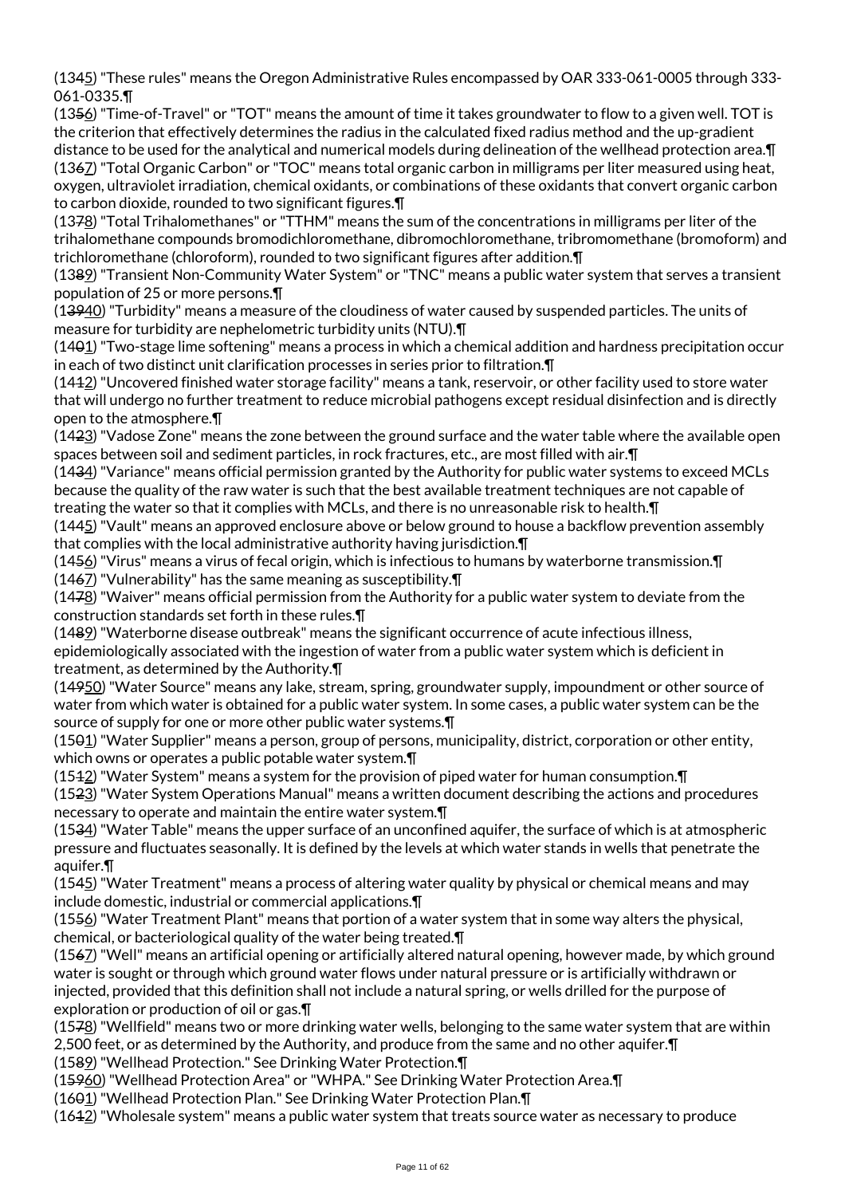(13~~4~~5) "These rules" means the Oregon Administrative Rules encompassed by OAR 333-061-0005 through 333-061-0335.¶

(13~~5~~6) "Time-of-Travel" or "TOT" means the amount of time it takes groundwater to flow to a given well. TOT is the criterion that effectively determines the radius in the calculated fixed radius method and the up-gradient distance to be used for the analytical and numerical models during delineation of the wellhead protection area.¶

(13~~6~~7) "Total Organic Carbon" or "TOC" means total organic carbon in milligrams per liter measured using heat, oxygen, ultraviolet irradiation, chemical oxidants, or combinations of these oxidants that convert organic carbon to carbon dioxide, rounded to two significant figures.¶

(13~~7~~8) "Total Trihalomethanes" or "TTHM" means the sum of the concentrations in milligrams per liter of the trihalomethane compounds bromodichloromethane, dibromochloromethane, tribromomethane (bromoform) and trichloromethane (chloroform), rounded to two significant figures after addition.¶

(13~~8~~9) "Transient Non-Community Water System" or "TNC" means a public water system that serves a transient population of 25 or more persons.¶

(1~~39~~40) "Turbidity" means a measure of the cloudiness of water caused by suspended particles. The units of measure for turbidity are nephelometric turbidity units (NTU).¶

(14~~0~~1) "Two-stage lime softening" means a process in which a chemical addition and hardness precipitation occur in each of two distinct unit clarification processes in series prior to filtration.¶

(14~~1~~2) "Uncovered finished water storage facility" means a tank, reservoir, or other facility used to store water that will undergo no further treatment to reduce microbial pathogens except residual disinfection and is directly open to the atmosphere.¶

(14~~2~~3) "Vadose Zone" means the zone between the ground surface and the water table where the available open spaces between soil and sediment particles, in rock fractures, etc., are most filled with air.¶

(14~~3~~4) "Variance" means official permission granted by the Authority for public water systems to exceed MCLs because the quality of the raw water is such that the best available treatment techniques are not capable of treating the water so that it complies with MCLs, and there is no unreasonable risk to health.¶

(14~~4~~5) "Vault" means an approved enclosure above or below ground to house a backflow prevention assembly that complies with the local administrative authority having jurisdiction.¶

(14~~5~~6) "Virus" means a virus of fecal origin, which is infectious to humans by waterborne transmission.¶

(14~~6~~7) "Vulnerability" has the same meaning as susceptibility.¶

(14~~7~~8) "Waiver" means official permission from the Authority for a public water system to deviate from the construction standards set forth in these rules.¶

(14~~8~~9) "Waterborne disease outbreak" means the significant occurrence of acute infectious illness, epidemiologically associated with the ingestion of water from a public water system which is deficient in treatment, as determined by the Authority.¶

(1~~49~~50) "Water Source" means any lake, stream, spring, groundwater supply, impoundment or other source of water from which water is obtained for a public water system. In some cases, a public water system can be the source of supply for one or more other public water systems.¶

(15~~0~~1) "Water Supplier" means a person, group of persons, municipality, district, corporation or other entity, which owns or operates a public potable water system.¶

(15~~1~~2) "Water System" means a system for the provision of piped water for human consumption.¶

(15~~2~~3) "Water System Operations Manual" means a written document describing the actions and procedures necessary to operate and maintain the entire water system.¶

(15~~3~~4) "Water Table" means the upper surface of an unconfined aquifer, the surface of which is at atmospheric pressure and fluctuates seasonally. It is defined by the levels at which water stands in wells that penetrate the aquifer.¶

(15~~4~~5) "Water Treatment" means a process of altering water quality by physical or chemical means and may include domestic, industrial or commercial applications.¶

(15~~5~~6) "Water Treatment Plant" means that portion of a water system that in some way alters the physical, chemical, or bacteriological quality of the water being treated.¶

(15~~6~~7) "Well" means an artificial opening or artificially altered natural opening, however made, by which ground water is sought or through which ground water flows under natural pressure or is artificially withdrawn or injected, provided that this definition shall not include a natural spring, or wells drilled for the purpose of exploration or production of oil or gas.¶

(15~~7~~8) "Wellfield" means two or more drinking water wells, belonging to the same water system that are within 2,500 feet, or as determined by the Authority, and produce from the same and no other aquifer.¶

(15~~8~~9) "Wellhead Protection." See Drinking Water Protection.¶

(1~~59~~60) "Wellhead Protection Area" or "WHPA." See Drinking Water Protection Area.¶

(16~~0~~1) "Wellhead Protection Plan." See Drinking Water Protection Plan.¶

(16~~1~~2) "Wholesale system" means a public water system that treats source water as necessary to produce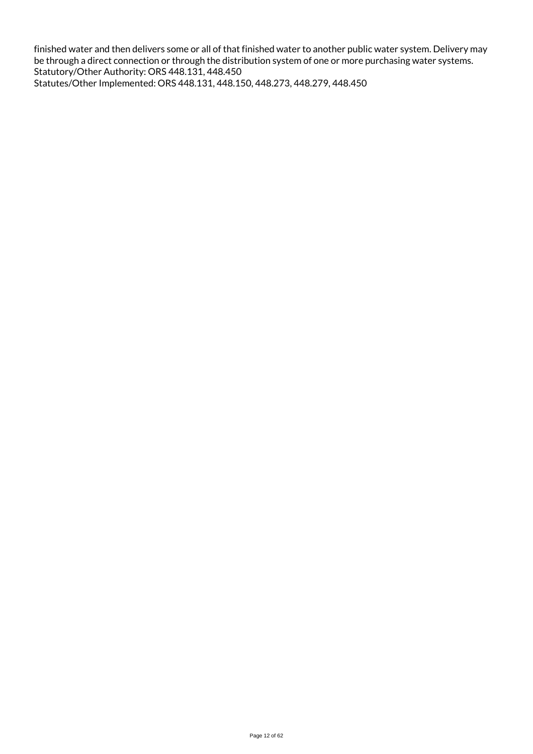finished water and then delivers some or all of that finished water to another public water system. Delivery may be through a direct connection or through the distribution system of one or more purchasing water systems.
Statutory/Other Authority: ORS 448.131, 448.450
Statutes/Other Implemented: ORS 448.131, 448.150, 448.273, 448.279, 448.450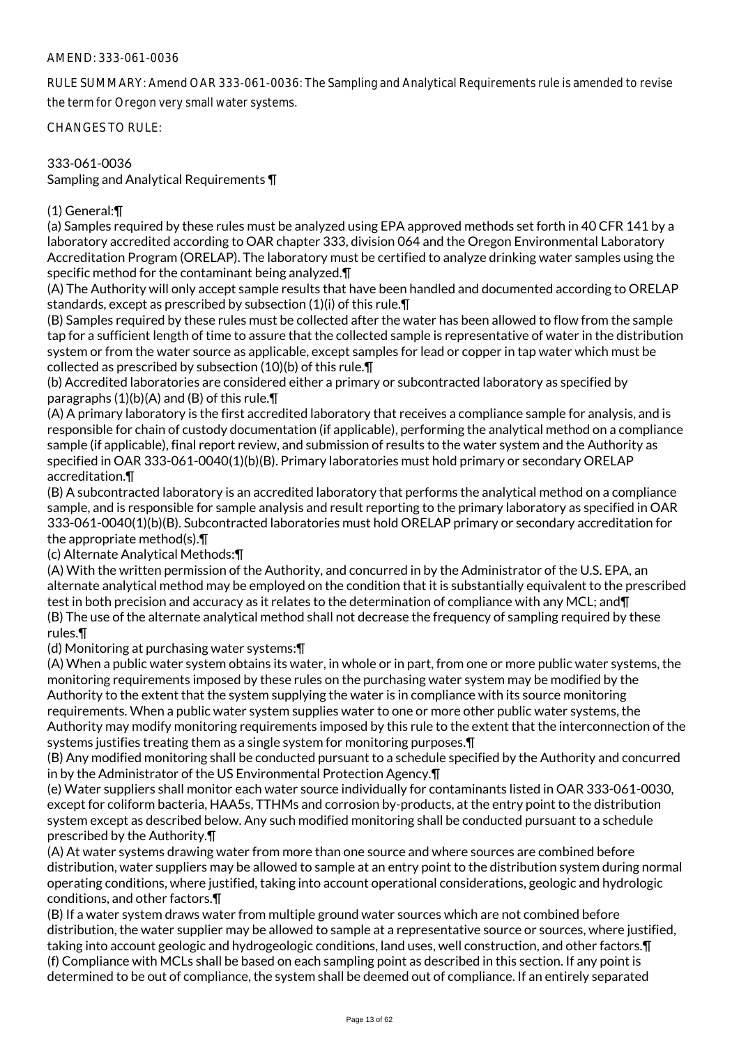AMEND: 333-061-0036

RULE SUMMARY: Amend OAR 333-061-0036: The Sampling and Analytical Requirements rule is amended to revise the term for Oregon very small water systems.

CHANGES TO RULE:

333-061-0036
Sampling and Analytical Requirements ¶

(1) General:¶
(a) Samples required by these rules must be analyzed using EPA approved methods set forth in 40 CFR 141 by a laboratory accredited according to OAR chapter 333, division 064 and the Oregon Environmental Laboratory Accreditation Program (ORELAP). The laboratory must be certified to analyze drinking water samples using the specific method for the contaminant being analyzed.¶
(A) The Authority will only accept sample results that have been handled and documented according to ORELAP standards, except as prescribed by subsection (1)(i) of this rule.¶
(B) Samples required by these rules must be collected after the water has been allowed to flow from the sample tap for a sufficient length of time to assure that the collected sample is representative of water in the distribution system or from the water source as applicable, except samples for lead or copper in tap water which must be collected as prescribed by subsection (10)(b) of this rule.¶
(b) Accredited laboratories are considered either a primary or subcontracted laboratory as specified by paragraphs (1)(b)(A) and (B) of this rule.¶
(A) A primary laboratory is the first accredited laboratory that receives a compliance sample for analysis, and is responsible for chain of custody documentation (if applicable), performing the analytical method on a compliance sample (if applicable), final report review, and submission of results to the water system and the Authority as specified in OAR 333-061-0040(1)(b)(B). Primary laboratories must hold primary or secondary ORELAP accreditation.¶
(B) A subcontracted laboratory is an accredited laboratory that performs the analytical method on a compliance sample, and is responsible for sample analysis and result reporting to the primary laboratory as specified in OAR 333-061-0040(1)(b)(B). Subcontracted laboratories must hold ORELAP primary or secondary accreditation for the appropriate method(s).¶
(c) Alternate Analytical Methods:¶
(A) With the written permission of the Authority, and concurred in by the Administrator of the U.S. EPA, an alternate analytical method may be employed on the condition that it is substantially equivalent to the prescribed test in both precision and accuracy as it relates to the determination of compliance with any MCL; and¶
(B) The use of the alternate analytical method shall not decrease the frequency of sampling required by these rules.¶
(d) Monitoring at purchasing water systems:¶
(A) When a public water system obtains its water, in whole or in part, from one or more public water systems, the monitoring requirements imposed by these rules on the purchasing water system may be modified by the Authority to the extent that the system supplying the water is in compliance with its source monitoring requirements. When a public water system supplies water to one or more other public water systems, the Authority may modify monitoring requirements imposed by this rule to the extent that the interconnection of the systems justifies treating them as a single system for monitoring purposes.¶
(B) Any modified monitoring shall be conducted pursuant to a schedule specified by the Authority and concurred in by the Administrator of the US Environmental Protection Agency.¶
(e) Water suppliers shall monitor each water source individually for contaminants listed in OAR 333-061-0030, except for coliform bacteria, HAA5s, TTHMs and corrosion by-products, at the entry point to the distribution system except as described below. Any such modified monitoring shall be conducted pursuant to a schedule prescribed by the Authority.¶
(A) At water systems drawing water from more than one source and where sources are combined before distribution, water suppliers may be allowed to sample at an entry point to the distribution system during normal operating conditions, where justified, taking into account operational considerations, geologic and hydrologic conditions, and other factors.¶
(B) If a water system draws water from multiple ground water sources which are not combined before distribution, the water supplier may be allowed to sample at a representative source or sources, where justified, taking into account geologic and hydrogeologic conditions, land uses, well construction, and other factors.¶
(f) Compliance with MCLs shall be based on each sampling point as described in this section. If any point is determined to be out of compliance, the system shall be deemed out of compliance. If an entirely separated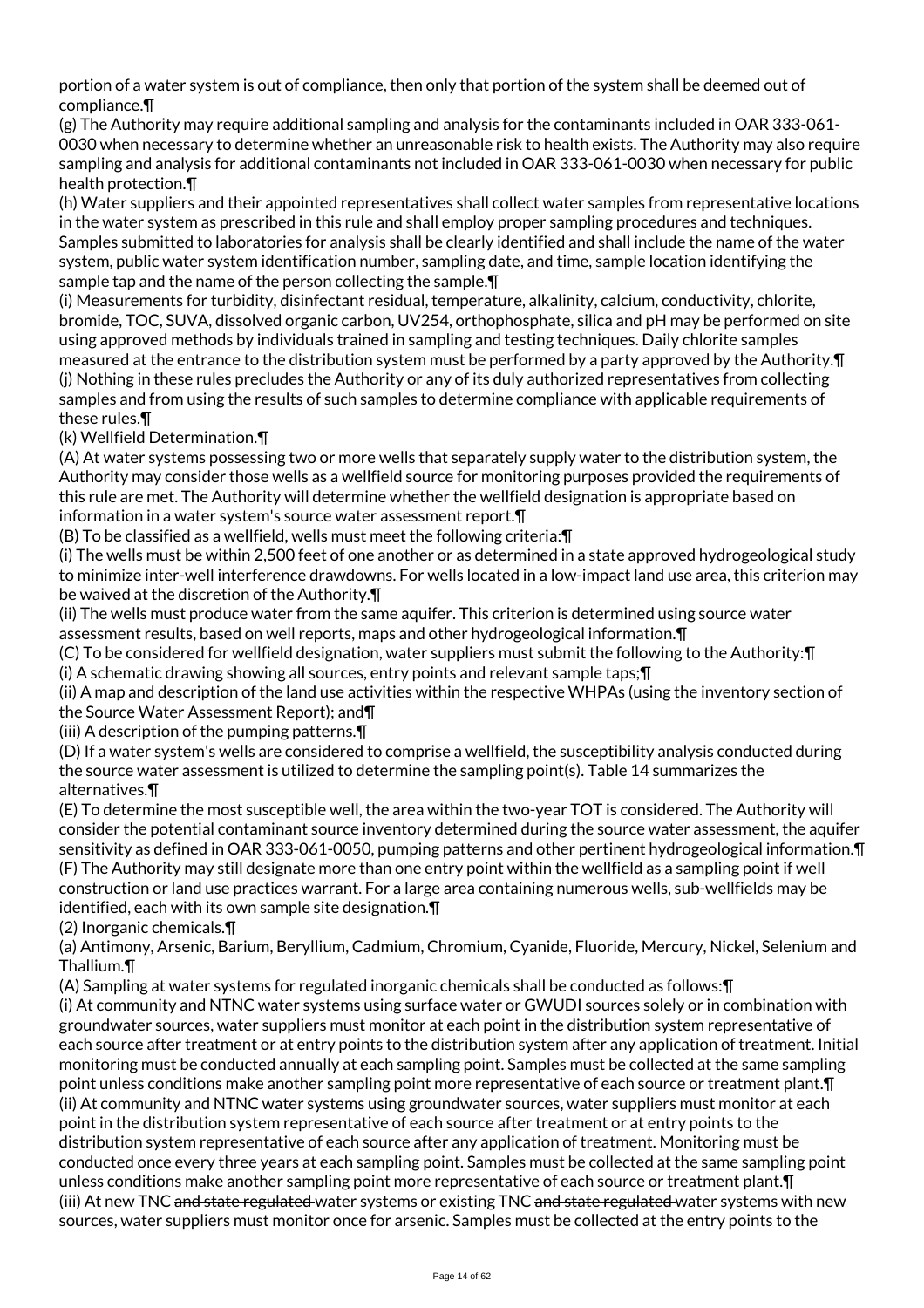portion of a water system is out of compliance, then only that portion of the system shall be deemed out of compliance.¶

(g) The Authority may require additional sampling and analysis for the contaminants included in OAR 333-061-0030 when necessary to determine whether an unreasonable risk to health exists. The Authority may also require sampling and analysis for additional contaminants not included in OAR 333-061-0030 when necessary for public health protection.¶

(h) Water suppliers and their appointed representatives shall collect water samples from representative locations in the water system as prescribed in this rule and shall employ proper sampling procedures and techniques. Samples submitted to laboratories for analysis shall be clearly identified and shall include the name of the water system, public water system identification number, sampling date, and time, sample location identifying the sample tap and the name of the person collecting the sample.¶

(i) Measurements for turbidity, disinfectant residual, temperature, alkalinity, calcium, conductivity, chlorite, bromide, TOC, SUVA, dissolved organic carbon, UV254, orthophosphate, silica and pH may be performed on site using approved methods by individuals trained in sampling and testing techniques. Daily chlorite samples measured at the entrance to the distribution system must be performed by a party approved by the Authority.¶

(j) Nothing in these rules precludes the Authority or any of its duly authorized representatives from collecting samples and from using the results of such samples to determine compliance with applicable requirements of these rules.¶

(k) Wellfield Determination.¶

(A) At water systems possessing two or more wells that separately supply water to the distribution system, the Authority may consider those wells as a wellfield source for monitoring purposes provided the requirements of this rule are met. The Authority will determine whether the wellfield designation is appropriate based on information in a water system's source water assessment report.¶

(B) To be classified as a wellfield, wells must meet the following criteria:¶

(i) The wells must be within 2,500 feet of one another or as determined in a state approved hydrogeological study to minimize inter-well interference drawdowns. For wells located in a low-impact land use area, this criterion may be waived at the discretion of the Authority.¶

(ii) The wells must produce water from the same aquifer. This criterion is determined using source water assessment results, based on well reports, maps and other hydrogeological information.¶

(C) To be considered for wellfield designation, water suppliers must submit the following to the Authority:¶

(i) A schematic drawing showing all sources, entry points and relevant sample taps;¶

(ii) A map and description of the land use activities within the respective WHPAs (using the inventory section of the Source Water Assessment Report); and¶

(iii) A description of the pumping patterns.¶

(D) If a water system's wells are considered to comprise a wellfield, the susceptibility analysis conducted during the source water assessment is utilized to determine the sampling point(s). Table 14 summarizes the alternatives.¶

(E) To determine the most susceptible well, the area within the two-year TOT is considered. The Authority will consider the potential contaminant source inventory determined during the source water assessment, the aquifer sensitivity as defined in OAR 333-061-0050, pumping patterns and other pertinent hydrogeological information.¶

(F) The Authority may still designate more than one entry point within the wellfield as a sampling point if well construction or land use practices warrant. For a large area containing numerous wells, sub-wellfields may be identified, each with its own sample site designation.¶

(2) Inorganic chemicals.¶

(a) Antimony, Arsenic, Barium, Beryllium, Cadmium, Chromium, Cyanide, Fluoride, Mercury, Nickel, Selenium and Thallium.¶

(A) Sampling at water systems for regulated inorganic chemicals shall be conducted as follows:¶

(i) At community and NTNC water systems using surface water or GWUDI sources solely or in combination with groundwater sources, water suppliers must monitor at each point in the distribution system representative of each source after treatment or at entry points to the distribution system after any application of treatment. Initial monitoring must be conducted annually at each sampling point. Samples must be collected at the same sampling point unless conditions make another sampling point more representative of each source or treatment plant.¶

(ii) At community and NTNC water systems using groundwater sources, water suppliers must monitor at each point in the distribution system representative of each source after treatment or at entry points to the distribution system representative of each source after any application of treatment. Monitoring must be conducted once every three years at each sampling point. Samples must be collected at the same sampling point unless conditions make another sampling point more representative of each source or treatment plant.¶

(iii) At new TNC ~~and state regulated~~ water systems or existing TNC ~~and state regulated~~ water systems with new sources, water suppliers must monitor once for arsenic. Samples must be collected at the entry points to the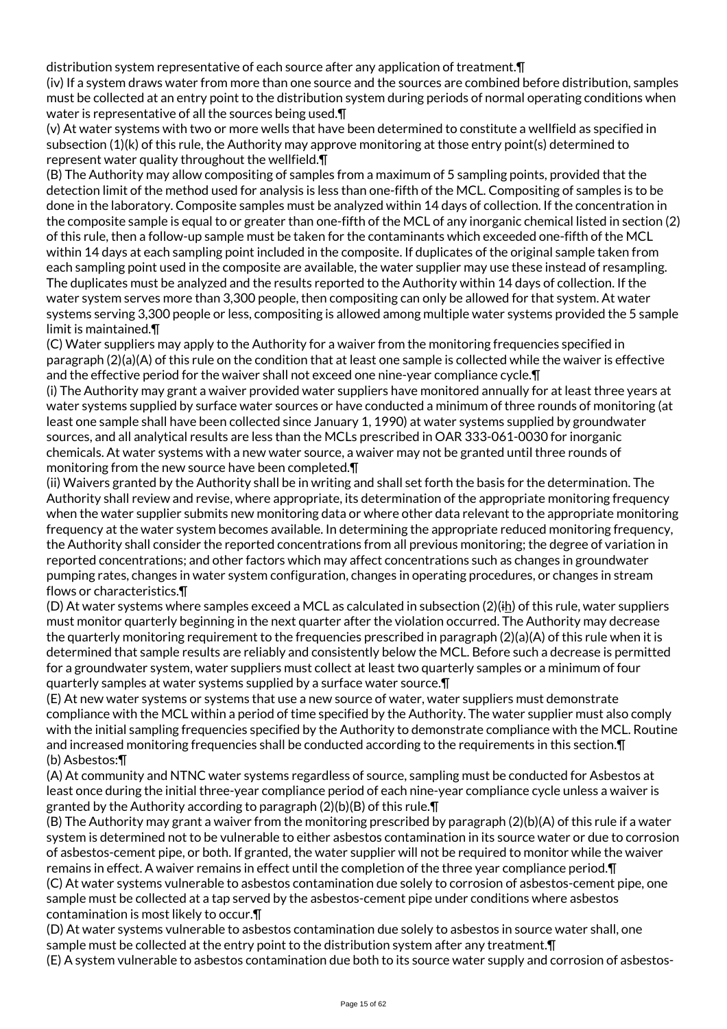distribution system representative of each source after any application of treatment.¶

(iv) If a system draws water from more than one source and the sources are combined before distribution, samples must be collected at an entry point to the distribution system during periods of normal operating conditions when water is representative of all the sources being used.¶

(v) At water systems with two or more wells that have been determined to constitute a wellfield as specified in subsection (1)(k) of this rule, the Authority may approve monitoring at those entry point(s) determined to represent water quality throughout the wellfield.¶

(B) The Authority may allow compositing of samples from a maximum of 5 sampling points, provided that the detection limit of the method used for analysis is less than one-fifth of the MCL. Compositing of samples is to be done in the laboratory. Composite samples must be analyzed within 14 days of collection. If the concentration in the composite sample is equal to or greater than one-fifth of the MCL of any inorganic chemical listed in section (2) of this rule, then a follow-up sample must be taken for the contaminants which exceeded one-fifth of the MCL within 14 days at each sampling point included in the composite. If duplicates of the original sample taken from each sampling point used in the composite are available, the water supplier may use these instead of resampling. The duplicates must be analyzed and the results reported to the Authority within 14 days of collection. If the water system serves more than 3,300 people, then compositing can only be allowed for that system. At water systems serving 3,300 people or less, compositing is allowed among multiple water systems provided the 5 sample limit is maintained.¶

(C) Water suppliers may apply to the Authority for a waiver from the monitoring frequencies specified in paragraph (2)(a)(A) of this rule on the condition that at least one sample is collected while the waiver is effective and the effective period for the waiver shall not exceed one nine-year compliance cycle.¶

(i) The Authority may grant a waiver provided water suppliers have monitored annually for at least three years at water systems supplied by surface water sources or have conducted a minimum of three rounds of monitoring (at least one sample shall have been collected since January 1, 1990) at water systems supplied by groundwater sources, and all analytical results are less than the MCLs prescribed in OAR 333-061-0030 for inorganic chemicals. At water systems with a new water source, a waiver may not be granted until three rounds of monitoring from the new source have been completed.¶

(ii) Waivers granted by the Authority shall be in writing and shall set forth the basis for the determination. The Authority shall review and revise, where appropriate, its determination of the appropriate monitoring frequency when the water supplier submits new monitoring data or where other data relevant to the appropriate monitoring frequency at the water system becomes available. In determining the appropriate reduced monitoring frequency, the Authority shall consider the reported concentrations from all previous monitoring; the degree of variation in reported concentrations; and other factors which may affect concentrations such as changes in groundwater pumping rates, changes in water system configuration, changes in operating procedures, or changes in stream flows or characteristics.¶

(D) At water systems where samples exceed a MCL as calculated in subsection (2)(ih) of this rule, water suppliers must monitor quarterly beginning in the next quarter after the violation occurred. The Authority may decrease the quarterly monitoring requirement to the frequencies prescribed in paragraph (2)(a)(A) of this rule when it is determined that sample results are reliably and consistently below the MCL. Before such a decrease is permitted for a groundwater system, water suppliers must collect at least two quarterly samples or a minimum of four quarterly samples at water systems supplied by a surface water source.¶

(E) At new water systems or systems that use a new source of water, water suppliers must demonstrate compliance with the MCL within a period of time specified by the Authority. The water supplier must also comply with the initial sampling frequencies specified by the Authority to demonstrate compliance with the MCL. Routine and increased monitoring frequencies shall be conducted according to the requirements in this section.¶

(b) Asbestos:¶

(A) At community and NTNC water systems regardless of source, sampling must be conducted for Asbestos at least once during the initial three-year compliance period of each nine-year compliance cycle unless a waiver is granted by the Authority according to paragraph (2)(b)(B) of this rule.¶

(B) The Authority may grant a waiver from the monitoring prescribed by paragraph (2)(b)(A) of this rule if a water system is determined not to be vulnerable to either asbestos contamination in its source water or due to corrosion of asbestos-cement pipe, or both. If granted, the water supplier will not be required to monitor while the waiver remains in effect. A waiver remains in effect until the completion of the three year compliance period.¶

(C) At water systems vulnerable to asbestos contamination due solely to corrosion of asbestos-cement pipe, one sample must be collected at a tap served by the asbestos-cement pipe under conditions where asbestos contamination is most likely to occur.¶

(D) At water systems vulnerable to asbestos contamination due solely to asbestos in source water shall, one sample must be collected at the entry point to the distribution system after any treatment.¶

(E) A system vulnerable to asbestos contamination due both to its source water supply and corrosion of asbestos-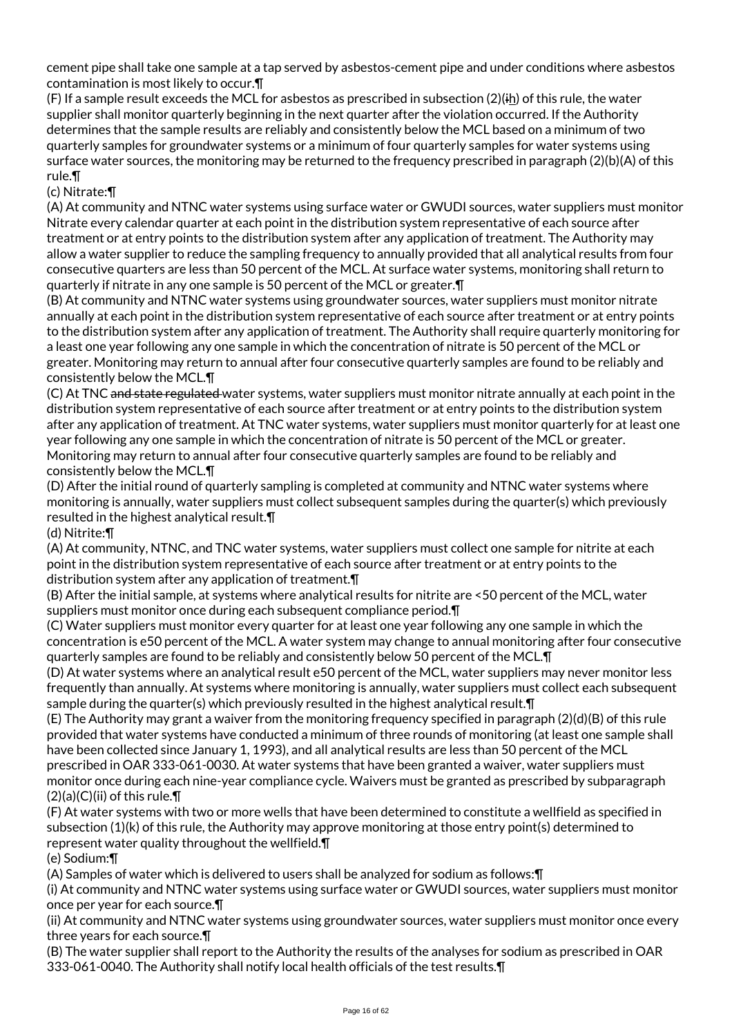cement pipe shall take one sample at a tap served by asbestos-cement pipe and under conditions where asbestos contamination is most likely to occur.¶

(F) If a sample result exceeds the MCL for asbestos as prescribed in subsection (2)(ih) of this rule, the water supplier shall monitor quarterly beginning in the next quarter after the violation occurred. If the Authority determines that the sample results are reliably and consistently below the MCL based on a minimum of two quarterly samples for groundwater systems or a minimum of four quarterly samples for water systems using surface water sources, the monitoring may be returned to the frequency prescribed in paragraph (2)(b)(A) of this rule.¶

(c) Nitrate:¶

(A) At community and NTNC water systems using surface water or GWUDI sources, water suppliers must monitor Nitrate every calendar quarter at each point in the distribution system representative of each source after treatment or at entry points to the distribution system after any application of treatment. The Authority may allow a water supplier to reduce the sampling frequency to annually provided that all analytical results from four consecutive quarters are less than 50 percent of the MCL. At surface water systems, monitoring shall return to quarterly if nitrate in any one sample is 50 percent of the MCL or greater.¶

(B) At community and NTNC water systems using groundwater sources, water suppliers must monitor nitrate annually at each point in the distribution system representative of each source after treatment or at entry points to the distribution system after any application of treatment. The Authority shall require quarterly monitoring for a least one year following any one sample in which the concentration of nitrate is 50 percent of the MCL or greater. Monitoring may return to annual after four consecutive quarterly samples are found to be reliably and consistently below the MCL.¶

(C) At TNC ~~and state regulated~~ water systems, water suppliers must monitor nitrate annually at each point in the distribution system representative of each source after treatment or at entry points to the distribution system after any application of treatment. At TNC water systems, water suppliers must monitor quarterly for at least one year following any one sample in which the concentration of nitrate is 50 percent of the MCL or greater. Monitoring may return to annual after four consecutive quarterly samples are found to be reliably and consistently below the MCL.¶

(D) After the initial round of quarterly sampling is completed at community and NTNC water systems where monitoring is annually, water suppliers must collect subsequent samples during the quarter(s) which previously resulted in the highest analytical result.¶

(d) Nitrite:¶

(A) At community, NTNC, and TNC water systems, water suppliers must collect one sample for nitrite at each point in the distribution system representative of each source after treatment or at entry points to the distribution system after any application of treatment.¶

(B) After the initial sample, at systems where analytical results for nitrite are <50 percent of the MCL, water suppliers must monitor once during each subsequent compliance period.¶

(C) Water suppliers must monitor every quarter for at least one year following any one sample in which the concentration is e50 percent of the MCL. A water system may change to annual monitoring after four consecutive quarterly samples are found to be reliably and consistently below 50 percent of the MCL.¶

(D) At water systems where an analytical result e50 percent of the MCL, water suppliers may never monitor less frequently than annually. At systems where monitoring is annually, water suppliers must collect each subsequent sample during the quarter(s) which previously resulted in the highest analytical result.¶

(E) The Authority may grant a waiver from the monitoring frequency specified in paragraph (2)(d)(B) of this rule provided that water systems have conducted a minimum of three rounds of monitoring (at least one sample shall have been collected since January 1, 1993), and all analytical results are less than 50 percent of the MCL prescribed in OAR 333-061-0030. At water systems that have been granted a waiver, water suppliers must monitor once during each nine-year compliance cycle. Waivers must be granted as prescribed by subparagraph (2)(a)(C)(ii) of this rule.¶

(F) At water systems with two or more wells that have been determined to constitute a wellfield as specified in subsection (1)(k) of this rule, the Authority may approve monitoring at those entry point(s) determined to represent water quality throughout the wellfield.¶

(e) Sodium:¶

(A) Samples of water which is delivered to users shall be analyzed for sodium as follows:¶

(i) At community and NTNC water systems using surface water or GWUDI sources, water suppliers must monitor once per year for each source.¶

(ii) At community and NTNC water systems using groundwater sources, water suppliers must monitor once every three years for each source.¶

(B) The water supplier shall report to the Authority the results of the analyses for sodium as prescribed in OAR 333-061-0040. The Authority shall notify local health officials of the test results.¶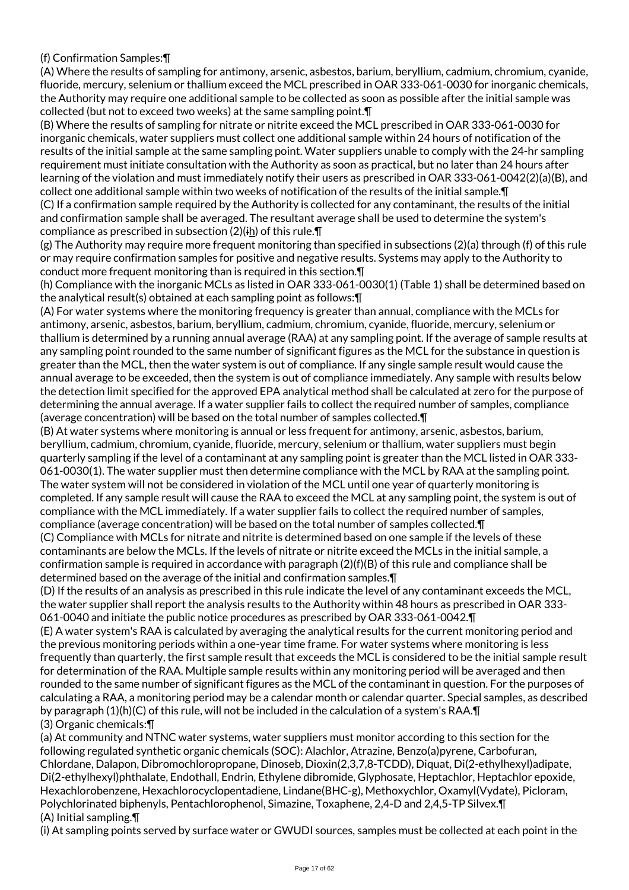(f) Confirmation Samples:¶

(A) Where the results of sampling for antimony, arsenic, asbestos, barium, beryllium, cadmium, chromium, cyanide, fluoride, mercury, selenium or thallium exceed the MCL prescribed in OAR 333-061-0030 for inorganic chemicals, the Authority may require one additional sample to be collected as soon as possible after the initial sample was collected (but not to exceed two weeks) at the same sampling point.¶

(B) Where the results of sampling for nitrate or nitrite exceed the MCL prescribed in OAR 333-061-0030 for inorganic chemicals, water suppliers must collect one additional sample within 24 hours of notification of the results of the initial sample at the same sampling point. Water suppliers unable to comply with the 24-hr sampling requirement must initiate consultation with the Authority as soon as practical, but no later than 24 hours after learning of the violation and must immediately notify their users as prescribed in OAR 333-061-0042(2)(a)(B), and collect one additional sample within two weeks of notification of the results of the initial sample.¶

(C) If a confirmation sample required by the Authority is collected for any contaminant, the results of the initial and confirmation sample shall be averaged. The resultant average shall be used to determine the system's compliance as prescribed in subsection (2)(~~i~~h) of this rule.¶

(g) The Authority may require more frequent monitoring than specified in subsections (2)(a) through (f) of this rule or may require confirmation samples for positive and negative results. Systems may apply to the Authority to conduct more frequent monitoring than is required in this section.¶

(h) Compliance with the inorganic MCLs as listed in OAR 333-061-0030(1) (Table 1) shall be determined based on the analytical result(s) obtained at each sampling point as follows:¶

(A) For water systems where the monitoring frequency is greater than annual, compliance with the MCLs for antimony, arsenic, asbestos, barium, beryllium, cadmium, chromium, cyanide, fluoride, mercury, selenium or thallium is determined by a running annual average (RAA) at any sampling point. If the average of sample results at any sampling point rounded to the same number of significant figures as the MCL for the substance in question is greater than the MCL, then the water system is out of compliance. If any single sample result would cause the annual average to be exceeded, then the system is out of compliance immediately. Any sample with results below the detection limit specified for the approved EPA analytical method shall be calculated at zero for the purpose of determining the annual average. If a water supplier fails to collect the required number of samples, compliance (average concentration) will be based on the total number of samples collected.¶

(B) At water systems where monitoring is annual or less frequent for antimony, arsenic, asbestos, barium, beryllium, cadmium, chromium, cyanide, fluoride, mercury, selenium or thallium, water suppliers must begin quarterly sampling if the level of a contaminant at any sampling point is greater than the MCL listed in OAR 333-061-0030(1). The water supplier must then determine compliance with the MCL by RAA at the sampling point. The water system will not be considered in violation of the MCL until one year of quarterly monitoring is completed. If any sample result will cause the RAA to exceed the MCL at any sampling point, the system is out of compliance with the MCL immediately. If a water supplier fails to collect the required number of samples, compliance (average concentration) will be based on the total number of samples collected.¶

(C) Compliance with MCLs for nitrate and nitrite is determined based on one sample if the levels of these contaminants are below the MCLs. If the levels of nitrate or nitrite exceed the MCLs in the initial sample, a confirmation sample is required in accordance with paragraph (2)(f)(B) of this rule and compliance shall be determined based on the average of the initial and confirmation samples.¶

(D) If the results of an analysis as prescribed in this rule indicate the level of any contaminant exceeds the MCL, the water supplier shall report the analysis results to the Authority within 48 hours as prescribed in OAR 333-061-0040 and initiate the public notice procedures as prescribed by OAR 333-061-0042.¶

(E) A water system's RAA is calculated by averaging the analytical results for the current monitoring period and the previous monitoring periods within a one-year time frame. For water systems where monitoring is less frequently than quarterly, the first sample result that exceeds the MCL is considered to be the initial sample result for determination of the RAA. Multiple sample results within any monitoring period will be averaged and then rounded to the same number of significant figures as the MCL of the contaminant in question. For the purposes of calculating a RAA, a monitoring period may be a calendar month or calendar quarter. Special samples, as described by paragraph (1)(h)(C) of this rule, will not be included in the calculation of a system's RAA.¶

(3) Organic chemicals:¶

(a) At community and NTNC water systems, water suppliers must monitor according to this section for the following regulated synthetic organic chemicals (SOC): Alachlor, Atrazine, Benzo(a)pyrene, Carbofuran, Chlordane, Dalapon, Dibromochloropropane, Dinoseb, Dioxin(2,3,7,8-TCDD), Diquat, Di(2-ethylhexyl)adipate, Di(2-ethylhexyl)phthalate, Endothall, Endrin, Ethylene dibromide, Glyphosate, Heptachlor, Heptachlor epoxide, Hexachlorobenzene, Hexachlorocyclopentadiene, Lindane(BHC-g), Methoxychlor, Oxamyl(Vydate), Picloram, Polychlorinated biphenyls, Pentachlorophenol, Simazine, Toxaphene, 2,4-D and 2,4,5-TP Silvex.¶

(A) Initial sampling.¶

(i) At sampling points served by surface water or GWUDI sources, samples must be collected at each point in the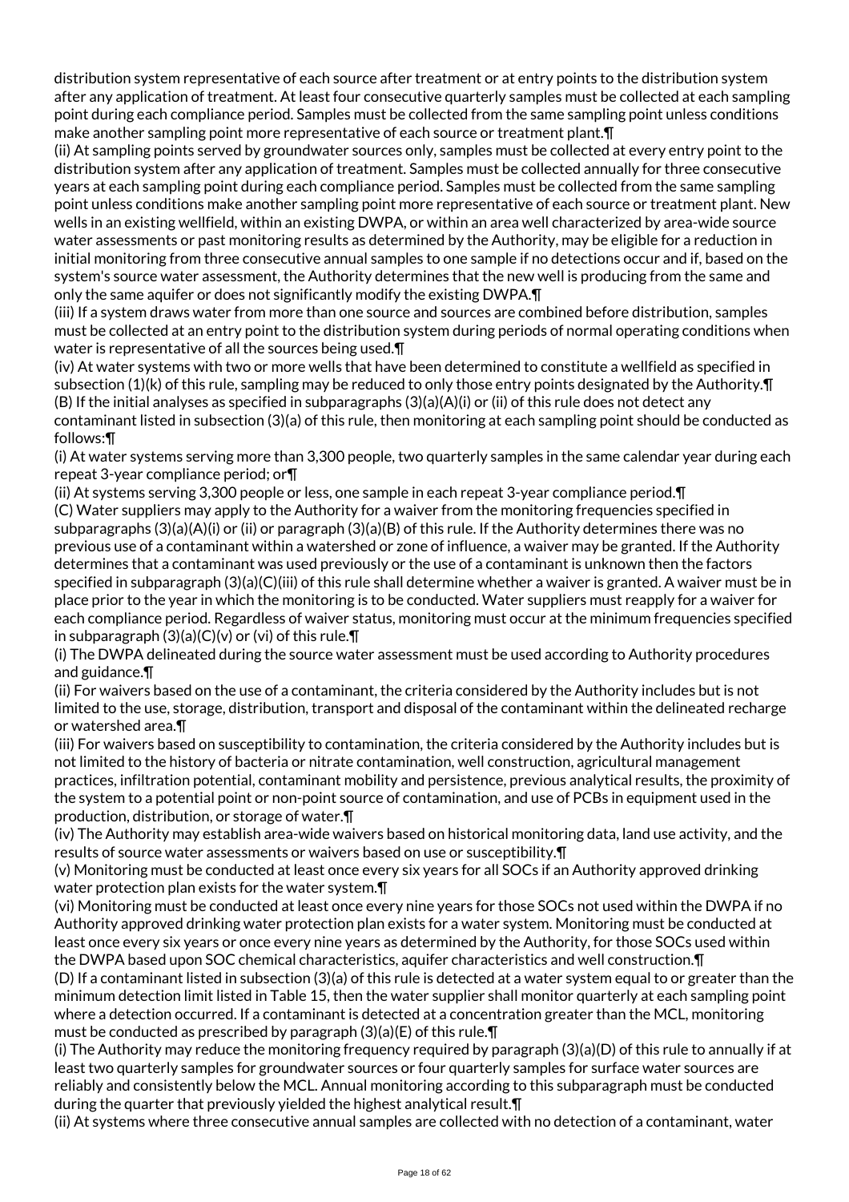distribution system representative of each source after treatment or at entry points to the distribution system after any application of treatment. At least four consecutive quarterly samples must be collected at each sampling point during each compliance period. Samples must be collected from the same sampling point unless conditions make another sampling point more representative of each source or treatment plant.¶

(ii) At sampling points served by groundwater sources only, samples must be collected at every entry point to the distribution system after any application of treatment. Samples must be collected annually for three consecutive years at each sampling point during each compliance period. Samples must be collected from the same sampling point unless conditions make another sampling point more representative of each source or treatment plant. New wells in an existing wellfield, within an existing DWPA, or within an area well characterized by area-wide source water assessments or past monitoring results as determined by the Authority, may be eligible for a reduction in initial monitoring from three consecutive annual samples to one sample if no detections occur and if, based on the system's source water assessment, the Authority determines that the new well is producing from the same and only the same aquifer or does not significantly modify the existing DWPA.¶

(iii) If a system draws water from more than one source and sources are combined before distribution, samples must be collected at an entry point to the distribution system during periods of normal operating conditions when water is representative of all the sources being used.¶

(iv) At water systems with two or more wells that have been determined to constitute a wellfield as specified in subsection (1)(k) of this rule, sampling may be reduced to only those entry points designated by the Authority.¶

(B) If the initial analyses as specified in subparagraphs (3)(a)(A)(i) or (ii) of this rule does not detect any contaminant listed in subsection (3)(a) of this rule, then monitoring at each sampling point should be conducted as follows:¶

(i) At water systems serving more than 3,300 people, two quarterly samples in the same calendar year during each repeat 3-year compliance period; or¶

(ii) At systems serving 3,300 people or less, one sample in each repeat 3-year compliance period.¶

(C) Water suppliers may apply to the Authority for a waiver from the monitoring frequencies specified in subparagraphs (3)(a)(A)(i) or (ii) or paragraph (3)(a)(B) of this rule. If the Authority determines there was no previous use of a contaminant within a watershed or zone of influence, a waiver may be granted. If the Authority determines that a contaminant was used previously or the use of a contaminant is unknown then the factors specified in subparagraph (3)(a)(C)(iii) of this rule shall determine whether a waiver is granted. A waiver must be in place prior to the year in which the monitoring is to be conducted. Water suppliers must reapply for a waiver for each compliance period. Regardless of waiver status, monitoring must occur at the minimum frequencies specified in subparagraph (3)(a)(C)(v) or (vi) of this rule.¶

(i) The DWPA delineated during the source water assessment must be used according to Authority procedures and guidance.¶

(ii) For waivers based on the use of a contaminant, the criteria considered by the Authority includes but is not limited to the use, storage, distribution, transport and disposal of the contaminant within the delineated recharge or watershed area.¶

(iii) For waivers based on susceptibility to contamination, the criteria considered by the Authority includes but is not limited to the history of bacteria or nitrate contamination, well construction, agricultural management practices, infiltration potential, contaminant mobility and persistence, previous analytical results, the proximity of the system to a potential point or non-point source of contamination, and use of PCBs in equipment used in the production, distribution, or storage of water.¶

(iv) The Authority may establish area-wide waivers based on historical monitoring data, land use activity, and the results of source water assessments or waivers based on use or susceptibility.¶

(v) Monitoring must be conducted at least once every six years for all SOCs if an Authority approved drinking water protection plan exists for the water system.¶

(vi) Monitoring must be conducted at least once every nine years for those SOCs not used within the DWPA if no Authority approved drinking water protection plan exists for a water system. Monitoring must be conducted at least once every six years or once every nine years as determined by the Authority, for those SOCs used within the DWPA based upon SOC chemical characteristics, aquifer characteristics and well construction.¶

(D) If a contaminant listed in subsection (3)(a) of this rule is detected at a water system equal to or greater than the minimum detection limit listed in Table 15, then the water supplier shall monitor quarterly at each sampling point where a detection occurred. If a contaminant is detected at a concentration greater than the MCL, monitoring must be conducted as prescribed by paragraph (3)(a)(E) of this rule.¶

(i) The Authority may reduce the monitoring frequency required by paragraph (3)(a)(D) of this rule to annually if at least two quarterly samples for groundwater sources or four quarterly samples for surface water sources are reliably and consistently below the MCL. Annual monitoring according to this subparagraph must be conducted during the quarter that previously yielded the highest analytical result.¶

(ii) At systems where three consecutive annual samples are collected with no detection of a contaminant, water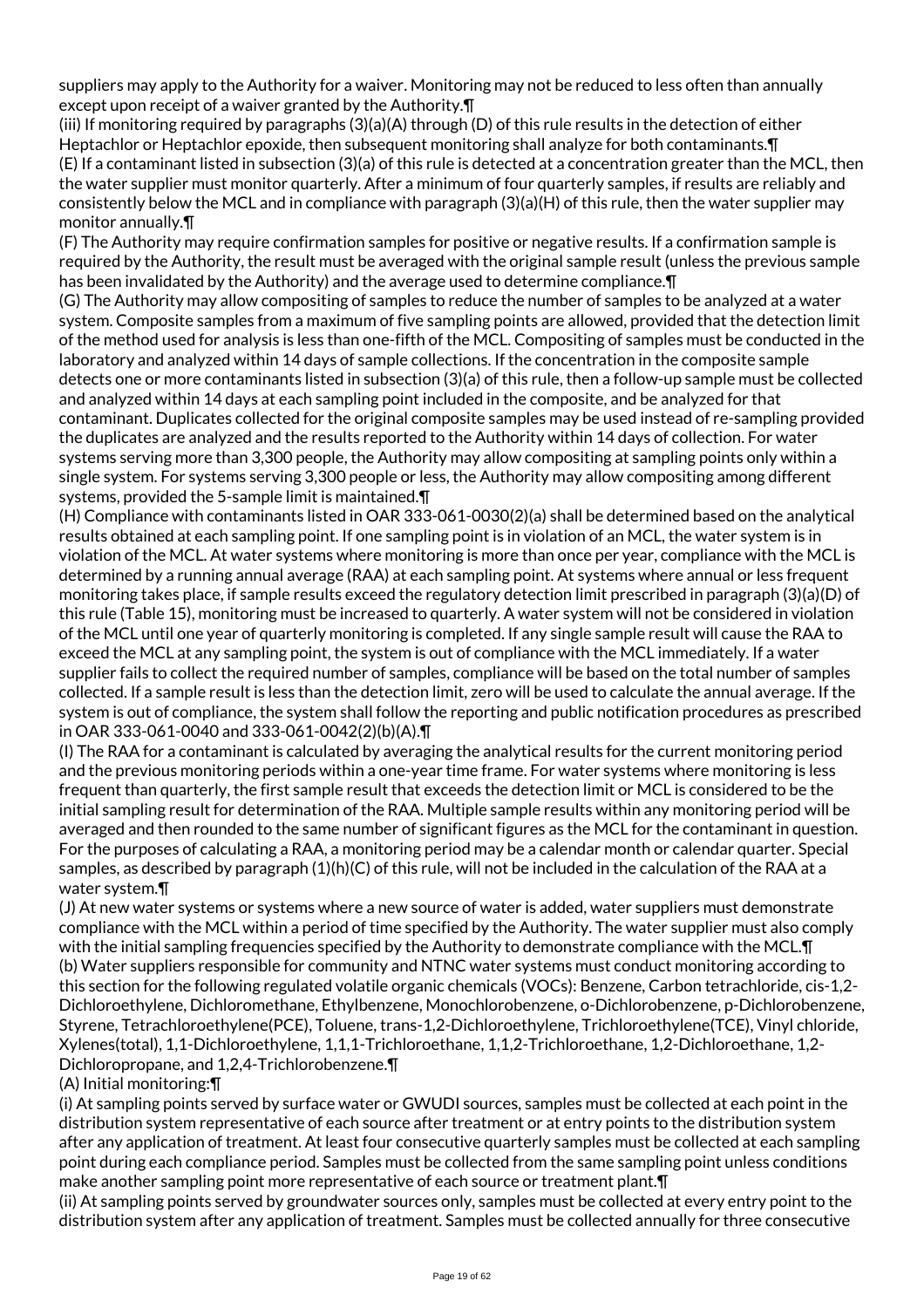suppliers may apply to the Authority for a waiver. Monitoring may not be reduced to less often than annually except upon receipt of a waiver granted by the Authority.¶

(iii) If monitoring required by paragraphs (3)(a)(A) through (D) of this rule results in the detection of either Heptachlor or Heptachlor epoxide, then subsequent monitoring shall analyze for both contaminants.¶

(E) If a contaminant listed in subsection (3)(a) of this rule is detected at a concentration greater than the MCL, then the water supplier must monitor quarterly. After a minimum of four quarterly samples, if results are reliably and consistently below the MCL and in compliance with paragraph (3)(a)(H) of this rule, then the water supplier may monitor annually.¶

(F) The Authority may require confirmation samples for positive or negative results. If a confirmation sample is required by the Authority, the result must be averaged with the original sample result (unless the previous sample has been invalidated by the Authority) and the average used to determine compliance.¶

(G) The Authority may allow compositing of samples to reduce the number of samples to be analyzed at a water system. Composite samples from a maximum of five sampling points are allowed, provided that the detection limit of the method used for analysis is less than one-fifth of the MCL. Compositing of samples must be conducted in the laboratory and analyzed within 14 days of sample collections. If the concentration in the composite sample detects one or more contaminants listed in subsection (3)(a) of this rule, then a follow-up sample must be collected and analyzed within 14 days at each sampling point included in the composite, and be analyzed for that contaminant. Duplicates collected for the original composite samples may be used instead of re-sampling provided the duplicates are analyzed and the results reported to the Authority within 14 days of collection. For water systems serving more than 3,300 people, the Authority may allow compositing at sampling points only within a single system. For systems serving 3,300 people or less, the Authority may allow compositing among different systems, provided the 5-sample limit is maintained.¶

(H) Compliance with contaminants listed in OAR 333-061-0030(2)(a) shall be determined based on the analytical results obtained at each sampling point. If one sampling point is in violation of an MCL, the water system is in violation of the MCL. At water systems where monitoring is more than once per year, compliance with the MCL is determined by a running annual average (RAA) at each sampling point. At systems where annual or less frequent monitoring takes place, if sample results exceed the regulatory detection limit prescribed in paragraph (3)(a)(D) of this rule (Table 15), monitoring must be increased to quarterly. A water system will not be considered in violation of the MCL until one year of quarterly monitoring is completed. If any single sample result will cause the RAA to exceed the MCL at any sampling point, the system is out of compliance with the MCL immediately. If a water supplier fails to collect the required number of samples, compliance will be based on the total number of samples collected. If a sample result is less than the detection limit, zero will be used to calculate the annual average. If the system is out of compliance, the system shall follow the reporting and public notification procedures as prescribed in OAR 333-061-0040 and 333-061-0042(2)(b)(A).¶

(I) The RAA for a contaminant is calculated by averaging the analytical results for the current monitoring period and the previous monitoring periods within a one-year time frame. For water systems where monitoring is less frequent than quarterly, the first sample result that exceeds the detection limit or MCL is considered to be the initial sampling result for determination of the RAA. Multiple sample results within any monitoring period will be averaged and then rounded to the same number of significant figures as the MCL for the contaminant in question. For the purposes of calculating a RAA, a monitoring period may be a calendar month or calendar quarter. Special samples, as described by paragraph (1)(h)(C) of this rule, will not be included in the calculation of the RAA at a water system.¶

(J) At new water systems or systems where a new source of water is added, water suppliers must demonstrate compliance with the MCL within a period of time specified by the Authority. The water supplier must also comply with the initial sampling frequencies specified by the Authority to demonstrate compliance with the MCL.¶

(b) Water suppliers responsible for community and NTNC water systems must conduct monitoring according to this section for the following regulated volatile organic chemicals (VOCs): Benzene, Carbon tetrachloride, cis-1,2-Dichloroethylene, Dichloromethane, Ethylbenzene, Monochlorobenzene, o-Dichlorobenzene, p-Dichlorobenzene, Styrene, Tetrachloroethylene(PCE), Toluene, trans-1,2-Dichloroethylene, Trichloroethylene(TCE), Vinyl chloride, Xylenes(total), 1,1-Dichloroethylene, 1,1,1-Trichloroethane, 1,1,2-Trichloroethane, 1,2-Dichloroethane, 1,2-Dichloropropane, and 1,2,4-Trichlorobenzene.¶

(A) Initial monitoring:¶

(i) At sampling points served by surface water or GWUDI sources, samples must be collected at each point in the distribution system representative of each source after treatment or at entry points to the distribution system after any application of treatment. At least four consecutive quarterly samples must be collected at each sampling point during each compliance period. Samples must be collected from the same sampling point unless conditions make another sampling point more representative of each source or treatment plant.¶

(ii) At sampling points served by groundwater sources only, samples must be collected at every entry point to the distribution system after any application of treatment. Samples must be collected annually for three consecutive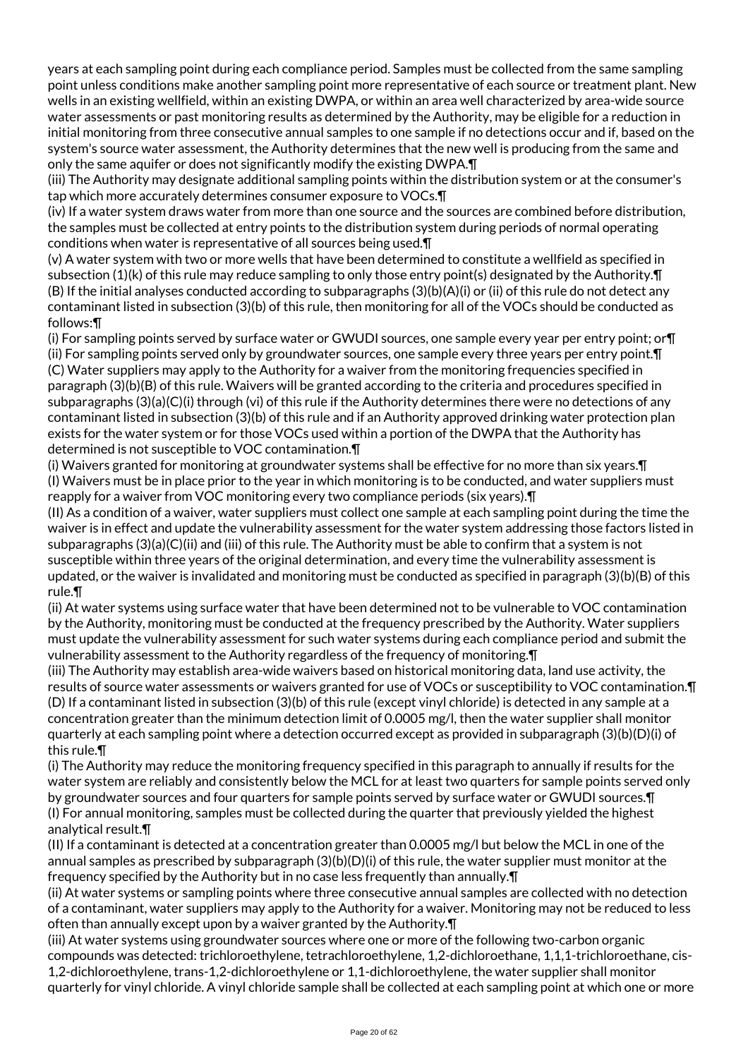years at each sampling point during each compliance period. Samples must be collected from the same sampling point unless conditions make another sampling point more representative of each source or treatment plant. New wells in an existing wellfield, within an existing DWPA, or within an area well characterized by area-wide source water assessments or past monitoring results as determined by the Authority, may be eligible for a reduction in initial monitoring from three consecutive annual samples to one sample if no detections occur and if, based on the system's source water assessment, the Authority determines that the new well is producing from the same and only the same aquifer or does not significantly modify the existing DWPA.¶

(iii) The Authority may designate additional sampling points within the distribution system or at the consumer's tap which more accurately determines consumer exposure to VOCs.¶

(iv) If a water system draws water from more than one source and the sources are combined before distribution, the samples must be collected at entry points to the distribution system during periods of normal operating conditions when water is representative of all sources being used.¶

(v) A water system with two or more wells that have been determined to constitute a wellfield as specified in subsection (1)(k) of this rule may reduce sampling to only those entry point(s) designated by the Authority.¶

(B) If the initial analyses conducted according to subparagraphs (3)(b)(A)(i) or (ii) of this rule do not detect any contaminant listed in subsection (3)(b) of this rule, then monitoring for all of the VOCs should be conducted as follows:¶

(i) For sampling points served by surface water or GWUDI sources, one sample every year per entry point; or¶

(ii) For sampling points served only by groundwater sources, one sample every three years per entry point.¶

(C) Water suppliers may apply to the Authority for a waiver from the monitoring frequencies specified in paragraph (3)(b)(B) of this rule. Waivers will be granted according to the criteria and procedures specified in subparagraphs (3)(a)(C)(i) through (vi) of this rule if the Authority determines there were no detections of any contaminant listed in subsection (3)(b) of this rule and if an Authority approved drinking water protection plan exists for the water system or for those VOCs used within a portion of the DWPA that the Authority has determined is not susceptible to VOC contamination.¶

(i) Waivers granted for monitoring at groundwater systems shall be effective for no more than six years.¶

(I) Waivers must be in place prior to the year in which monitoring is to be conducted, and water suppliers must reapply for a waiver from VOC monitoring every two compliance periods (six years).¶

(II) As a condition of a waiver, water suppliers must collect one sample at each sampling point during the time the waiver is in effect and update the vulnerability assessment for the water system addressing those factors listed in subparagraphs (3)(a)(C)(ii) and (iii) of this rule. The Authority must be able to confirm that a system is not susceptible within three years of the original determination, and every time the vulnerability assessment is updated, or the waiver is invalidated and monitoring must be conducted as specified in paragraph (3)(b)(B) of this rule.¶

(ii) At water systems using surface water that have been determined not to be vulnerable to VOC contamination by the Authority, monitoring must be conducted at the frequency prescribed by the Authority. Water suppliers must update the vulnerability assessment for such water systems during each compliance period and submit the vulnerability assessment to the Authority regardless of the frequency of monitoring.¶

(iii) The Authority may establish area-wide waivers based on historical monitoring data, land use activity, the results of source water assessments or waivers granted for use of VOCs or susceptibility to VOC contamination.¶

(D) If a contaminant listed in subsection (3)(b) of this rule (except vinyl chloride) is detected in any sample at a concentration greater than the minimum detection limit of 0.0005 mg/l, then the water supplier shall monitor quarterly at each sampling point where a detection occurred except as provided in subparagraph (3)(b)(D)(i) of this rule.¶

(i) The Authority may reduce the monitoring frequency specified in this paragraph to annually if results for the water system are reliably and consistently below the MCL for at least two quarters for sample points served only by groundwater sources and four quarters for sample points served by surface water or GWUDI sources.¶

(I) For annual monitoring, samples must be collected during the quarter that previously yielded the highest analytical result.¶

(II) If a contaminant is detected at a concentration greater than 0.0005 mg/l but below the MCL in one of the annual samples as prescribed by subparagraph (3)(b)(D)(i) of this rule, the water supplier must monitor at the frequency specified by the Authority but in no case less frequently than annually.¶

(ii) At water systems or sampling points where three consecutive annual samples are collected with no detection of a contaminant, water suppliers may apply to the Authority for a waiver. Monitoring may not be reduced to less often than annually except upon by a waiver granted by the Authority.¶

(iii) At water systems using groundwater sources where one or more of the following two-carbon organic compounds was detected: trichloroethylene, tetrachloroethylene, 1,2-dichloroethane, 1,1,1-trichloroethane, cis-1,2-dichloroethylene, trans-1,2-dichloroethylene or 1,1-dichloroethylene, the water supplier shall monitor quarterly for vinyl chloride. A vinyl chloride sample shall be collected at each sampling point at which one or more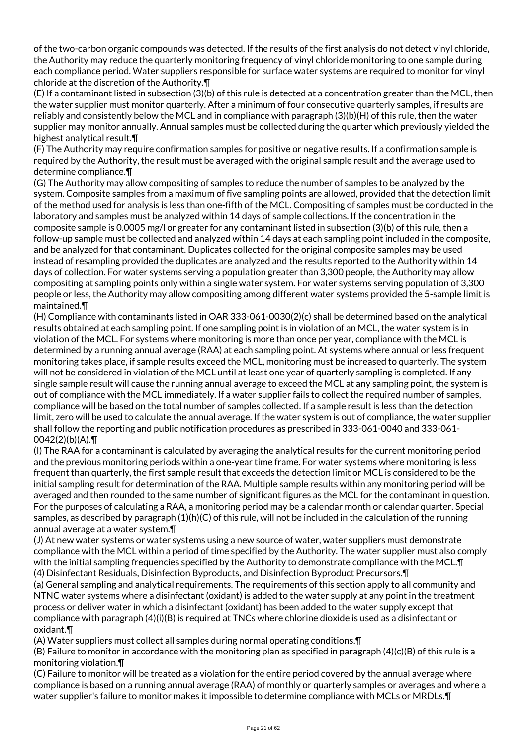of the two-carbon organic compounds was detected. If the results of the first analysis do not detect vinyl chloride, the Authority may reduce the quarterly monitoring frequency of vinyl chloride monitoring to one sample during each compliance period. Water suppliers responsible for surface water systems are required to monitor for vinyl chloride at the discretion of the Authority.¶

(E) If a contaminant listed in subsection (3)(b) of this rule is detected at a concentration greater than the MCL, then the water supplier must monitor quarterly. After a minimum of four consecutive quarterly samples, if results are reliably and consistently below the MCL and in compliance with paragraph (3)(b)(H) of this rule, then the water supplier may monitor annually. Annual samples must be collected during the quarter which previously yielded the highest analytical result.¶

(F) The Authority may require confirmation samples for positive or negative results. If a confirmation sample is required by the Authority, the result must be averaged with the original sample result and the average used to determine compliance.¶

(G) The Authority may allow compositing of samples to reduce the number of samples to be analyzed by the system. Composite samples from a maximum of five sampling points are allowed, provided that the detection limit of the method used for analysis is less than one-fifth of the MCL. Compositing of samples must be conducted in the laboratory and samples must be analyzed within 14 days of sample collections. If the concentration in the composite sample is 0.0005 mg/l or greater for any contaminant listed in subsection (3)(b) of this rule, then a follow-up sample must be collected and analyzed within 14 days at each sampling point included in the composite, and be analyzed for that contaminant. Duplicates collected for the original composite samples may be used instead of resampling provided the duplicates are analyzed and the results reported to the Authority within 14 days of collection. For water systems serving a population greater than 3,300 people, the Authority may allow compositing at sampling points only within a single water system. For water systems serving population of 3,300 people or less, the Authority may allow compositing among different water systems provided the 5-sample limit is maintained.¶

(H) Compliance with contaminants listed in OAR 333-061-0030(2)(c) shall be determined based on the analytical results obtained at each sampling point. If one sampling point is in violation of an MCL, the water system is in violation of the MCL. For systems where monitoring is more than once per year, compliance with the MCL is determined by a running annual average (RAA) at each sampling point. At systems where annual or less frequent monitoring takes place, if sample results exceed the MCL, monitoring must be increased to quarterly. The system will not be considered in violation of the MCL until at least one year of quarterly sampling is completed. If any single sample result will cause the running annual average to exceed the MCL at any sampling point, the system is out of compliance with the MCL immediately. If a water supplier fails to collect the required number of samples, compliance will be based on the total number of samples collected. If a sample result is less than the detection limit, zero will be used to calculate the annual average. If the water system is out of compliance, the water supplier shall follow the reporting and public notification procedures as prescribed in 333-061-0040 and 333-061-0042(2)(b)(A).¶

(I) The RAA for a contaminant is calculated by averaging the analytical results for the current monitoring period and the previous monitoring periods within a one-year time frame. For water systems where monitoring is less frequent than quarterly, the first sample result that exceeds the detection limit or MCL is considered to be the initial sampling result for determination of the RAA. Multiple sample results within any monitoring period will be averaged and then rounded to the same number of significant figures as the MCL for the contaminant in question. For the purposes of calculating a RAA, a monitoring period may be a calendar month or calendar quarter. Special samples, as described by paragraph (1)(h)(C) of this rule, will not be included in the calculation of the running annual average at a water system.¶

(J) At new water systems or water systems using a new source of water, water suppliers must demonstrate compliance with the MCL within a period of time specified by the Authority. The water supplier must also comply with the initial sampling frequencies specified by the Authority to demonstrate compliance with the MCL.¶

(4) Disinfectant Residuals, Disinfection Byproducts, and Disinfection Byproduct Precursors.¶

(a) General sampling and analytical requirements. The requirements of this section apply to all community and NTNC water systems where a disinfectant (oxidant) is added to the water supply at any point in the treatment process or deliver water in which a disinfectant (oxidant) has been added to the water supply except that compliance with paragraph (4)(i)(B) is required at TNCs where chlorine dioxide is used as a disinfectant or oxidant.¶

(A) Water suppliers must collect all samples during normal operating conditions.¶

(B) Failure to monitor in accordance with the monitoring plan as specified in paragraph (4)(c)(B) of this rule is a monitoring violation.¶

(C) Failure to monitor will be treated as a violation for the entire period covered by the annual average where compliance is based on a running annual average (RAA) of monthly or quarterly samples or averages and where a water supplier's failure to monitor makes it impossible to determine compliance with MCLs or MRDLs.¶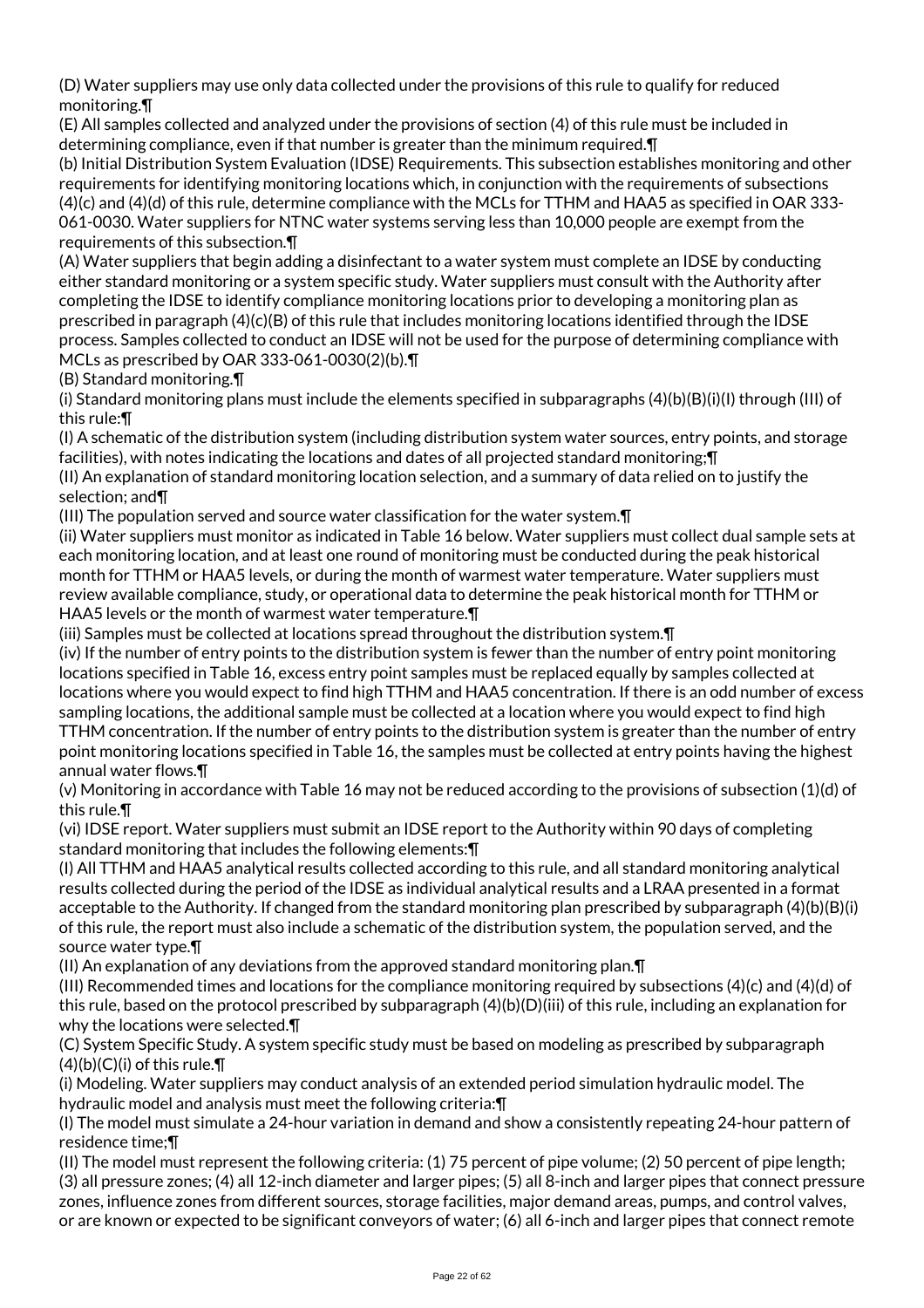(D) Water suppliers may use only data collected under the provisions of this rule to qualify for reduced monitoring.¶

(E) All samples collected and analyzed under the provisions of section (4) of this rule must be included in determining compliance, even if that number is greater than the minimum required.¶

(b) Initial Distribution System Evaluation (IDSE) Requirements. This subsection establishes monitoring and other requirements for identifying monitoring locations which, in conjunction with the requirements of subsections (4)(c) and (4)(d) of this rule, determine compliance with the MCLs for TTHM and HAA5 as specified in OAR 333-061-0030. Water suppliers for NTNC water systems serving less than 10,000 people are exempt from the requirements of this subsection.¶

(A) Water suppliers that begin adding a disinfectant to a water system must complete an IDSE by conducting either standard monitoring or a system specific study. Water suppliers must consult with the Authority after completing the IDSE to identify compliance monitoring locations prior to developing a monitoring plan as prescribed in paragraph (4)(c)(B) of this rule that includes monitoring locations identified through the IDSE process. Samples collected to conduct an IDSE will not be used for the purpose of determining compliance with MCLs as prescribed by OAR 333-061-0030(2)(b).¶

(B) Standard monitoring.¶

(i) Standard monitoring plans must include the elements specified in subparagraphs (4)(b)(B)(i)(I) through (III) of this rule:¶

(I) A schematic of the distribution system (including distribution system water sources, entry points, and storage facilities), with notes indicating the locations and dates of all projected standard monitoring;¶

(II) An explanation of standard monitoring location selection, and a summary of data relied on to justify the selection; and¶

(III) The population served and source water classification for the water system.¶

(ii) Water suppliers must monitor as indicated in Table 16 below. Water suppliers must collect dual sample sets at each monitoring location, and at least one round of monitoring must be conducted during the peak historical month for TTHM or HAA5 levels, or during the month of warmest water temperature. Water suppliers must review available compliance, study, or operational data to determine the peak historical month for TTHM or HAA5 levels or the month of warmest water temperature.¶

(iii) Samples must be collected at locations spread throughout the distribution system.¶

(iv) If the number of entry points to the distribution system is fewer than the number of entry point monitoring locations specified in Table 16, excess entry point samples must be replaced equally by samples collected at locations where you would expect to find high TTHM and HAA5 concentration. If there is an odd number of excess sampling locations, the additional sample must be collected at a location where you would expect to find high TTHM concentration. If the number of entry points to the distribution system is greater than the number of entry point monitoring locations specified in Table 16, the samples must be collected at entry points having the highest annual water flows.¶

(v) Monitoring in accordance with Table 16 may not be reduced according to the provisions of subsection (1)(d) of this rule.¶

(vi) IDSE report. Water suppliers must submit an IDSE report to the Authority within 90 days of completing standard monitoring that includes the following elements:¶

(I) All TTHM and HAA5 analytical results collected according to this rule, and all standard monitoring analytical results collected during the period of the IDSE as individual analytical results and a LRAA presented in a format acceptable to the Authority. If changed from the standard monitoring plan prescribed by subparagraph (4)(b)(B)(i) of this rule, the report must also include a schematic of the distribution system, the population served, and the source water type.¶

(II) An explanation of any deviations from the approved standard monitoring plan.¶

(III) Recommended times and locations for the compliance monitoring required by subsections (4)(c) and (4)(d) of this rule, based on the protocol prescribed by subparagraph (4)(b)(D)(iii) of this rule, including an explanation for why the locations were selected.¶

(C) System Specific Study. A system specific study must be based on modeling as prescribed by subparagraph (4)(b)(C)(i) of this rule.¶

(i) Modeling. Water suppliers may conduct analysis of an extended period simulation hydraulic model. The hydraulic model and analysis must meet the following criteria:¶

(I) The model must simulate a 24-hour variation in demand and show a consistently repeating 24-hour pattern of residence time;¶

(II) The model must represent the following criteria: (1) 75 percent of pipe volume; (2) 50 percent of pipe length; (3) all pressure zones; (4) all 12-inch diameter and larger pipes; (5) all 8-inch and larger pipes that connect pressure zones, influence zones from different sources, storage facilities, major demand areas, pumps, and control valves, or are known or expected to be significant conveyors of water; (6) all 6-inch and larger pipes that connect remote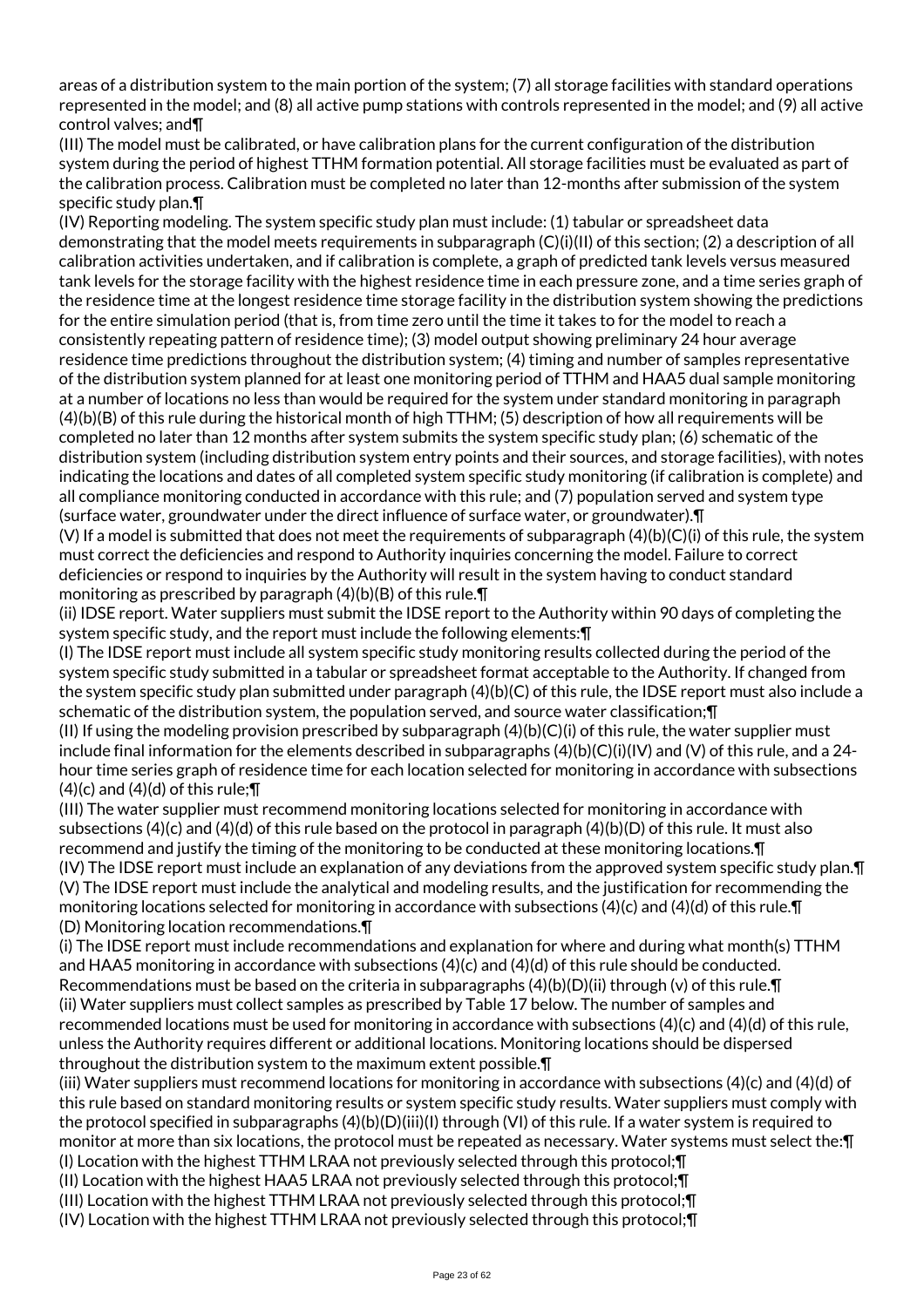areas of a distribution system to the main portion of the system; (7) all storage facilities with standard operations represented in the model; and (8) all active pump stations with controls represented in the model; and (9) all active control valves; and¶

(III) The model must be calibrated, or have calibration plans for the current configuration of the distribution system during the period of highest TTHM formation potential. All storage facilities must be evaluated as part of the calibration process. Calibration must be completed no later than 12-months after submission of the system specific study plan.¶

(IV) Reporting modeling. The system specific study plan must include: (1) tabular or spreadsheet data demonstrating that the model meets requirements in subparagraph (C)(i)(II) of this section; (2) a description of all calibration activities undertaken, and if calibration is complete, a graph of predicted tank levels versus measured tank levels for the storage facility with the highest residence time in each pressure zone, and a time series graph of the residence time at the longest residence time storage facility in the distribution system showing the predictions for the entire simulation period (that is, from time zero until the time it takes to for the model to reach a consistently repeating pattern of residence time); (3) model output showing preliminary 24 hour average residence time predictions throughout the distribution system; (4) timing and number of samples representative of the distribution system planned for at least one monitoring period of TTHM and HAA5 dual sample monitoring at a number of locations no less than would be required for the system under standard monitoring in paragraph (4)(b)(B) of this rule during the historical month of high TTHM; (5) description of how all requirements will be completed no later than 12 months after system submits the system specific study plan; (6) schematic of the distribution system (including distribution system entry points and their sources, and storage facilities), with notes indicating the locations and dates of all completed system specific study monitoring (if calibration is complete) and all compliance monitoring conducted in accordance with this rule; and (7) population served and system type (surface water, groundwater under the direct influence of surface water, or groundwater).¶

(V) If a model is submitted that does not meet the requirements of subparagraph (4)(b)(C)(i) of this rule, the system must correct the deficiencies and respond to Authority inquiries concerning the model. Failure to correct deficiencies or respond to inquiries by the Authority will result in the system having to conduct standard monitoring as prescribed by paragraph (4)(b)(B) of this rule.¶

(ii) IDSE report. Water suppliers must submit the IDSE report to the Authority within 90 days of completing the system specific study, and the report must include the following elements:¶

(I) The IDSE report must include all system specific study monitoring results collected during the period of the system specific study submitted in a tabular or spreadsheet format acceptable to the Authority. If changed from the system specific study plan submitted under paragraph (4)(b)(C) of this rule, the IDSE report must also include a schematic of the distribution system, the population served, and source water classification;¶

(II) If using the modeling provision prescribed by subparagraph (4)(b)(C)(i) of this rule, the water supplier must include final information for the elements described in subparagraphs (4)(b)(C)(i)(IV) and (V) of this rule, and a 24-hour time series graph of residence time for each location selected for monitoring in accordance with subsections (4)(c) and (4)(d) of this rule;¶

(III) The water supplier must recommend monitoring locations selected for monitoring in accordance with subsections (4)(c) and (4)(d) of this rule based on the protocol in paragraph (4)(b)(D) of this rule. It must also recommend and justify the timing of the monitoring to be conducted at these monitoring locations.¶

(IV) The IDSE report must include an explanation of any deviations from the approved system specific study plan.¶

(V) The IDSE report must include the analytical and modeling results, and the justification for recommending the monitoring locations selected for monitoring in accordance with subsections (4)(c) and (4)(d) of this rule.¶

(D) Monitoring location recommendations.¶

(i) The IDSE report must include recommendations and explanation for where and during what month(s) TTHM and HAA5 monitoring in accordance with subsections (4)(c) and (4)(d) of this rule should be conducted. Recommendations must be based on the criteria in subparagraphs (4)(b)(D)(ii) through (v) of this rule.¶

(ii) Water suppliers must collect samples as prescribed by Table 17 below. The number of samples and recommended locations must be used for monitoring in accordance with subsections (4)(c) and (4)(d) of this rule, unless the Authority requires different or additional locations. Monitoring locations should be dispersed throughout the distribution system to the maximum extent possible.¶

(iii) Water suppliers must recommend locations for monitoring in accordance with subsections (4)(c) and (4)(d) of this rule based on standard monitoring results or system specific study results. Water suppliers must comply with the protocol specified in subparagraphs (4)(b)(D)(iii)(I) through (VI) of this rule. If a water system is required to monitor at more than six locations, the protocol must be repeated as necessary. Water systems must select the:¶

(I) Location with the highest TTHM LRAA not previously selected through this protocol;¶

(II) Location with the highest HAA5 LRAA not previously selected through this protocol;¶

(III) Location with the highest TTHM LRAA not previously selected through this protocol;¶

(IV) Location with the highest TTHM LRAA not previously selected through this protocol;¶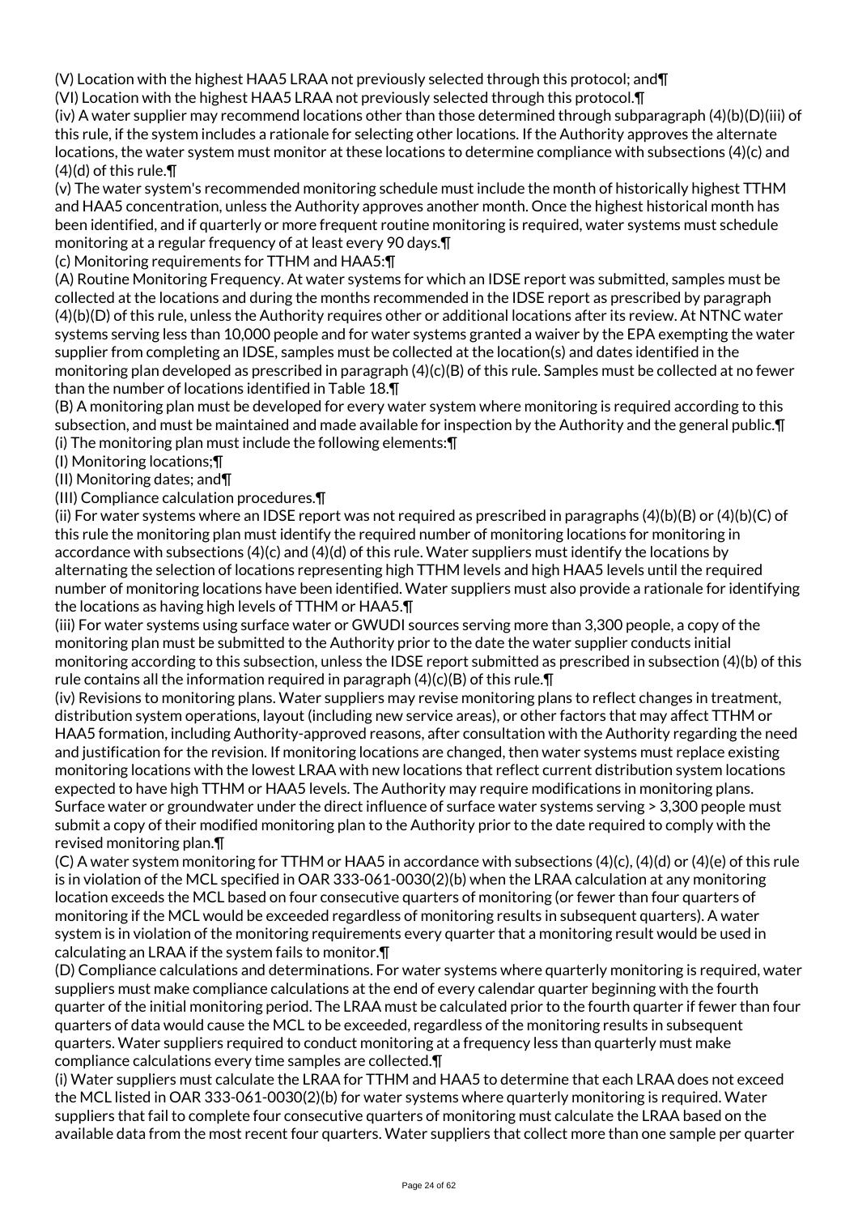(V) Location with the highest HAA5 LRAA not previously selected through this protocol; and¶

(VI) Location with the highest HAA5 LRAA not previously selected through this protocol.¶

(iv) A water supplier may recommend locations other than those determined through subparagraph (4)(b)(D)(iii) of this rule, if the system includes a rationale for selecting other locations. If the Authority approves the alternate locations, the water system must monitor at these locations to determine compliance with subsections (4)(c) and (4)(d) of this rule.¶

(v) The water system's recommended monitoring schedule must include the month of historically highest TTHM and HAA5 concentration, unless the Authority approves another month. Once the highest historical month has been identified, and if quarterly or more frequent routine monitoring is required, water systems must schedule monitoring at a regular frequency of at least every 90 days.¶

(c) Monitoring requirements for TTHM and HAA5:¶

(A) Routine Monitoring Frequency. At water systems for which an IDSE report was submitted, samples must be collected at the locations and during the months recommended in the IDSE report as prescribed by paragraph (4)(b)(D) of this rule, unless the Authority requires other or additional locations after its review. At NTNC water systems serving less than 10,000 people and for water systems granted a waiver by the EPA exempting the water supplier from completing an IDSE, samples must be collected at the location(s) and dates identified in the monitoring plan developed as prescribed in paragraph (4)(c)(B) of this rule. Samples must be collected at no fewer than the number of locations identified in Table 18.¶

(B) A monitoring plan must be developed for every water system where monitoring is required according to this subsection, and must be maintained and made available for inspection by the Authority and the general public.¶

(i) The monitoring plan must include the following elements:¶

(I) Monitoring locations;¶

(II) Monitoring dates; and¶

(III) Compliance calculation procedures.¶

(ii) For water systems where an IDSE report was not required as prescribed in paragraphs (4)(b)(B) or (4)(b)(C) of this rule the monitoring plan must identify the required number of monitoring locations for monitoring in accordance with subsections (4)(c) and (4)(d) of this rule. Water suppliers must identify the locations by alternating the selection of locations representing high TTHM levels and high HAA5 levels until the required number of monitoring locations have been identified. Water suppliers must also provide a rationale for identifying the locations as having high levels of TTHM or HAA5.¶

(iii) For water systems using surface water or GWUDI sources serving more than 3,300 people, a copy of the monitoring plan must be submitted to the Authority prior to the date the water supplier conducts initial monitoring according to this subsection, unless the IDSE report submitted as prescribed in subsection (4)(b) of this rule contains all the information required in paragraph (4)(c)(B) of this rule.¶

(iv) Revisions to monitoring plans. Water suppliers may revise monitoring plans to reflect changes in treatment, distribution system operations, layout (including new service areas), or other factors that may affect TTHM or HAA5 formation, including Authority-approved reasons, after consultation with the Authority regarding the need and justification for the revision. If monitoring locations are changed, then water systems must replace existing monitoring locations with the lowest LRAA with new locations that reflect current distribution system locations expected to have high TTHM or HAA5 levels. The Authority may require modifications in monitoring plans. Surface water or groundwater under the direct influence of surface water systems serving > 3,300 people must submit a copy of their modified monitoring plan to the Authority prior to the date required to comply with the revised monitoring plan.¶

(C) A water system monitoring for TTHM or HAA5 in accordance with subsections (4)(c), (4)(d) or (4)(e) of this rule is in violation of the MCL specified in OAR 333-061-0030(2)(b) when the LRAA calculation at any monitoring location exceeds the MCL based on four consecutive quarters of monitoring (or fewer than four quarters of monitoring if the MCL would be exceeded regardless of monitoring results in subsequent quarters). A water system is in violation of the monitoring requirements every quarter that a monitoring result would be used in calculating an LRAA if the system fails to monitor.¶

(D) Compliance calculations and determinations. For water systems where quarterly monitoring is required, water suppliers must make compliance calculations at the end of every calendar quarter beginning with the fourth quarter of the initial monitoring period. The LRAA must be calculated prior to the fourth quarter if fewer than four quarters of data would cause the MCL to be exceeded, regardless of the monitoring results in subsequent quarters. Water suppliers required to conduct monitoring at a frequency less than quarterly must make compliance calculations every time samples are collected.¶

(i) Water suppliers must calculate the LRAA for TTHM and HAA5 to determine that each LRAA does not exceed the MCL listed in OAR 333-061-0030(2)(b) for water systems where quarterly monitoring is required. Water suppliers that fail to complete four consecutive quarters of monitoring must calculate the LRAA based on the available data from the most recent four quarters. Water suppliers that collect more than one sample per quarter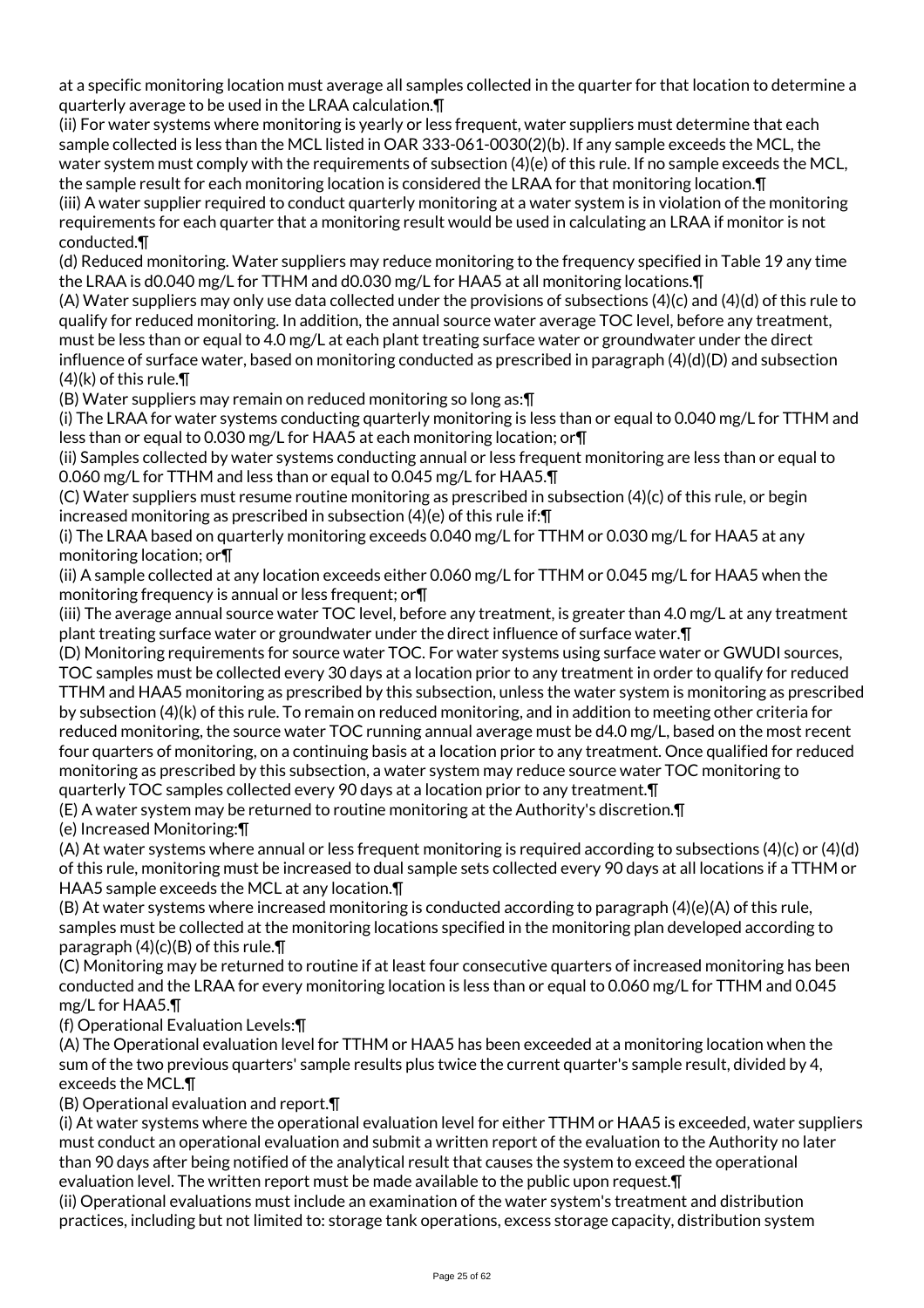at a specific monitoring location must average all samples collected in the quarter for that location to determine a quarterly average to be used in the LRAA calculation.¶

(ii) For water systems where monitoring is yearly or less frequent, water suppliers must determine that each sample collected is less than the MCL listed in OAR 333-061-0030(2)(b). If any sample exceeds the MCL, the water system must comply with the requirements of subsection (4)(e) of this rule. If no sample exceeds the MCL, the sample result for each monitoring location is considered the LRAA for that monitoring location.¶

(iii) A water supplier required to conduct quarterly monitoring at a water system is in violation of the monitoring requirements for each quarter that a monitoring result would be used in calculating an LRAA if monitor is not conducted.¶

(d) Reduced monitoring. Water suppliers may reduce monitoring to the frequency specified in Table 19 any time the LRAA is d0.040 mg/L for TTHM and d0.030 mg/L for HAA5 at all monitoring locations.¶

(A) Water suppliers may only use data collected under the provisions of subsections (4)(c) and (4)(d) of this rule to qualify for reduced monitoring. In addition, the annual source water average TOC level, before any treatment, must be less than or equal to 4.0 mg/L at each plant treating surface water or groundwater under the direct influence of surface water, based on monitoring conducted as prescribed in paragraph (4)(d)(D) and subsection (4)(k) of this rule.¶

(B) Water suppliers may remain on reduced monitoring so long as:¶

(i) The LRAA for water systems conducting quarterly monitoring is less than or equal to 0.040 mg/L for TTHM and less than or equal to 0.030 mg/L for HAA5 at each monitoring location; or¶

(ii) Samples collected by water systems conducting annual or less frequent monitoring are less than or equal to 0.060 mg/L for TTHM and less than or equal to 0.045 mg/L for HAA5.¶

(C) Water suppliers must resume routine monitoring as prescribed in subsection (4)(c) of this rule, or begin increased monitoring as prescribed in subsection (4)(e) of this rule if:¶

(i) The LRAA based on quarterly monitoring exceeds 0.040 mg/L for TTHM or 0.030 mg/L for HAA5 at any monitoring location; or¶

(ii) A sample collected at any location exceeds either 0.060 mg/L for TTHM or 0.045 mg/L for HAA5 when the monitoring frequency is annual or less frequent; or¶

(iii) The average annual source water TOC level, before any treatment, is greater than 4.0 mg/L at any treatment plant treating surface water or groundwater under the direct influence of surface water.¶

(D) Monitoring requirements for source water TOC. For water systems using surface water or GWUDI sources, TOC samples must be collected every 30 days at a location prior to any treatment in order to qualify for reduced TTHM and HAA5 monitoring as prescribed by this subsection, unless the water system is monitoring as prescribed by subsection (4)(k) of this rule. To remain on reduced monitoring, and in addition to meeting other criteria for reduced monitoring, the source water TOC running annual average must be d4.0 mg/L, based on the most recent four quarters of monitoring, on a continuing basis at a location prior to any treatment. Once qualified for reduced monitoring as prescribed by this subsection, a water system may reduce source water TOC monitoring to quarterly TOC samples collected every 90 days at a location prior to any treatment.¶

(E) A water system may be returned to routine monitoring at the Authority's discretion.¶

(e) Increased Monitoring:¶

(A) At water systems where annual or less frequent monitoring is required according to subsections (4)(c) or (4)(d) of this rule, monitoring must be increased to dual sample sets collected every 90 days at all locations if a TTHM or HAA5 sample exceeds the MCL at any location.¶

(B) At water systems where increased monitoring is conducted according to paragraph (4)(e)(A) of this rule, samples must be collected at the monitoring locations specified in the monitoring plan developed according to paragraph (4)(c)(B) of this rule.¶

(C) Monitoring may be returned to routine if at least four consecutive quarters of increased monitoring has been conducted and the LRAA for every monitoring location is less than or equal to 0.060 mg/L for TTHM and 0.045 mg/L for HAA5.¶

(f) Operational Evaluation Levels:¶

(A) The Operational evaluation level for TTHM or HAA5 has been exceeded at a monitoring location when the sum of the two previous quarters' sample results plus twice the current quarter's sample result, divided by 4, exceeds the MCL.¶

(B) Operational evaluation and report.¶

(i) At water systems where the operational evaluation level for either TTHM or HAA5 is exceeded, water suppliers must conduct an operational evaluation and submit a written report of the evaluation to the Authority no later than 90 days after being notified of the analytical result that causes the system to exceed the operational evaluation level. The written report must be made available to the public upon request.¶

(ii) Operational evaluations must include an examination of the water system's treatment and distribution practices, including but not limited to: storage tank operations, excess storage capacity, distribution system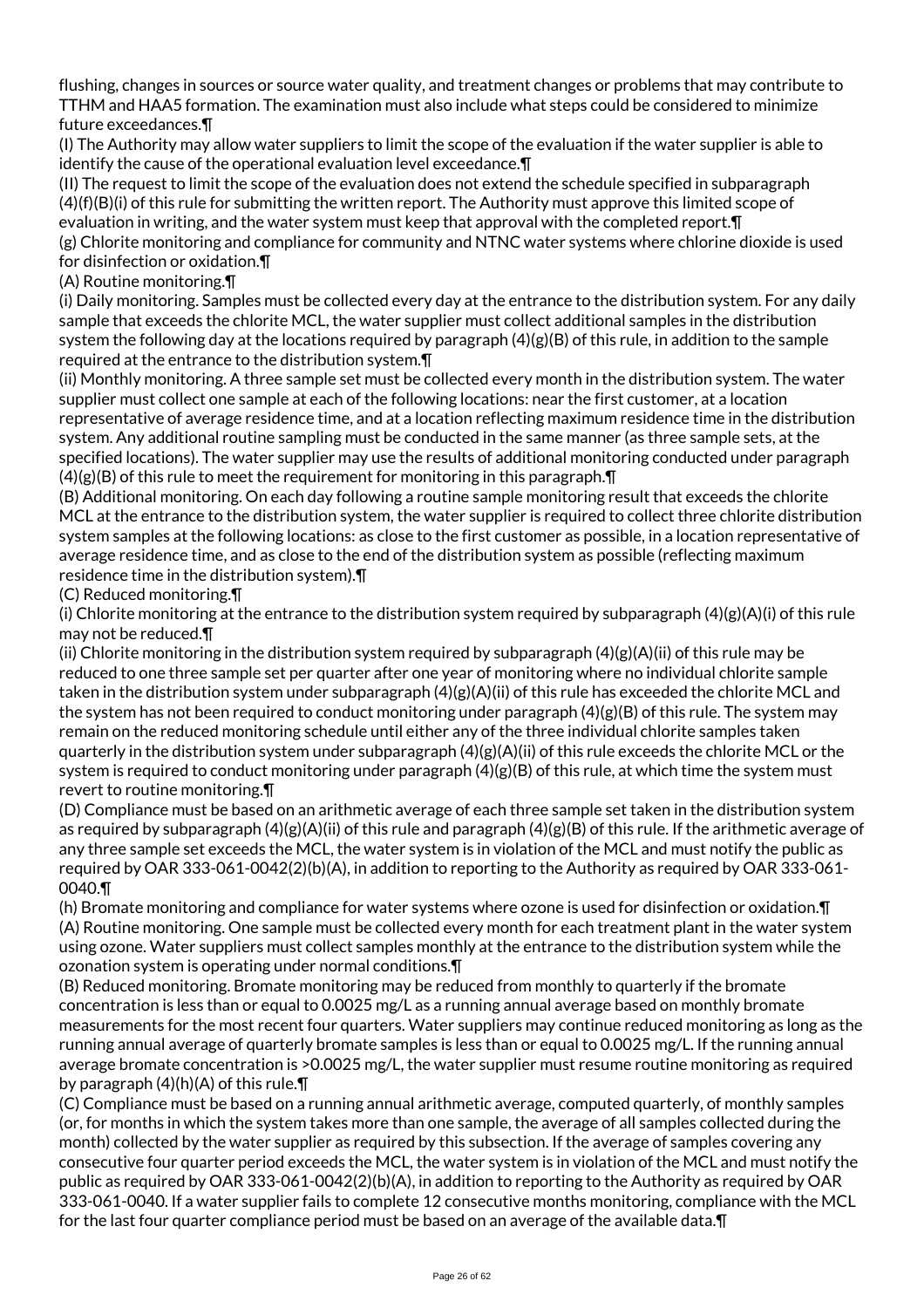flushing, changes in sources or source water quality, and treatment changes or problems that may contribute to TTHM and HAA5 formation. The examination must also include what steps could be considered to minimize future exceedances.¶

(I) The Authority may allow water suppliers to limit the scope of the evaluation if the water supplier is able to identify the cause of the operational evaluation level exceedance.¶

(II) The request to limit the scope of the evaluation does not extend the schedule specified in subparagraph (4)(f)(B)(i) of this rule for submitting the written report. The Authority must approve this limited scope of evaluation in writing, and the water system must keep that approval with the completed report.¶

(g) Chlorite monitoring and compliance for community and NTNC water systems where chlorine dioxide is used for disinfection or oxidation.¶

(A) Routine monitoring.¶

(i) Daily monitoring. Samples must be collected every day at the entrance to the distribution system. For any daily sample that exceeds the chlorite MCL, the water supplier must collect additional samples in the distribution system the following day at the locations required by paragraph (4)(g)(B) of this rule, in addition to the sample required at the entrance to the distribution system.¶

(ii) Monthly monitoring. A three sample set must be collected every month in the distribution system. The water supplier must collect one sample at each of the following locations: near the first customer, at a location representative of average residence time, and at a location reflecting maximum residence time in the distribution system. Any additional routine sampling must be conducted in the same manner (as three sample sets, at the specified locations). The water supplier may use the results of additional monitoring conducted under paragraph (4)(g)(B) of this rule to meet the requirement for monitoring in this paragraph.¶

(B) Additional monitoring. On each day following a routine sample monitoring result that exceeds the chlorite MCL at the entrance to the distribution system, the water supplier is required to collect three chlorite distribution system samples at the following locations: as close to the first customer as possible, in a location representative of average residence time, and as close to the end of the distribution system as possible (reflecting maximum residence time in the distribution system).¶

(C) Reduced monitoring.¶

(i) Chlorite monitoring at the entrance to the distribution system required by subparagraph (4)(g)(A)(i) of this rule may not be reduced.¶

(ii) Chlorite monitoring in the distribution system required by subparagraph (4)(g)(A)(ii) of this rule may be reduced to one three sample set per quarter after one year of monitoring where no individual chlorite sample taken in the distribution system under subparagraph (4)(g)(A)(ii) of this rule has exceeded the chlorite MCL and the system has not been required to conduct monitoring under paragraph (4)(g)(B) of this rule. The system may remain on the reduced monitoring schedule until either any of the three individual chlorite samples taken quarterly in the distribution system under subparagraph (4)(g)(A)(ii) of this rule exceeds the chlorite MCL or the system is required to conduct monitoring under paragraph (4)(g)(B) of this rule, at which time the system must revert to routine monitoring.¶

(D) Compliance must be based on an arithmetic average of each three sample set taken in the distribution system as required by subparagraph (4)(g)(A)(ii) of this rule and paragraph (4)(g)(B) of this rule. If the arithmetic average of any three sample set exceeds the MCL, the water system is in violation of the MCL and must notify the public as required by OAR 333-061-0042(2)(b)(A), in addition to reporting to the Authority as required by OAR 333-061-0040.¶

(h) Bromate monitoring and compliance for water systems where ozone is used for disinfection or oxidation.¶

(A) Routine monitoring. One sample must be collected every month for each treatment plant in the water system using ozone. Water suppliers must collect samples monthly at the entrance to the distribution system while the ozonation system is operating under normal conditions.¶

(B) Reduced monitoring. Bromate monitoring may be reduced from monthly to quarterly if the bromate concentration is less than or equal to 0.0025 mg/L as a running annual average based on monthly bromate measurements for the most recent four quarters. Water suppliers may continue reduced monitoring as long as the running annual average of quarterly bromate samples is less than or equal to 0.0025 mg/L. If the running annual average bromate concentration is >0.0025 mg/L, the water supplier must resume routine monitoring as required by paragraph (4)(h)(A) of this rule.¶

(C) Compliance must be based on a running annual arithmetic average, computed quarterly, of monthly samples (or, for months in which the system takes more than one sample, the average of all samples collected during the month) collected by the water supplier as required by this subsection. If the average of samples covering any consecutive four quarter period exceeds the MCL, the water system is in violation of the MCL and must notify the public as required by OAR 333-061-0042(2)(b)(A), in addition to reporting to the Authority as required by OAR 333-061-0040. If a water supplier fails to complete 12 consecutive months monitoring, compliance with the MCL for the last four quarter compliance period must be based on an average of the available data.¶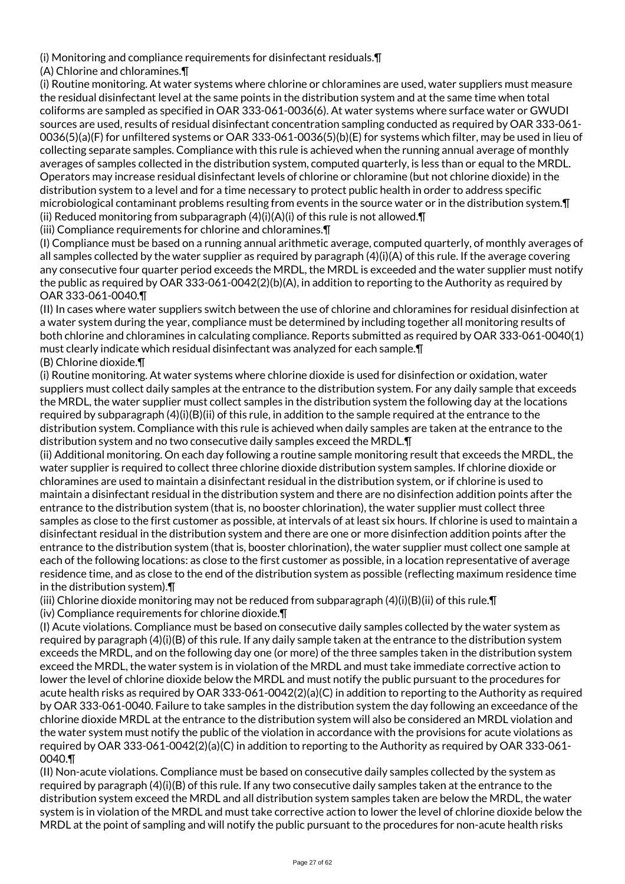(i) Monitoring and compliance requirements for disinfectant residuals.¶

(A) Chlorine and chloramines.¶

(i) Routine monitoring. At water systems where chlorine or chloramines are used, water suppliers must measure the residual disinfectant level at the same points in the distribution system and at the same time when total coliforms are sampled as specified in OAR 333-061-0036(6). At water systems where surface water or GWUDI sources are used, results of residual disinfectant concentration sampling conducted as required by OAR 333-061-0036(5)(a)(F) for unfiltered systems or OAR 333-061-0036(5)(b)(E) for systems which filter, may be used in lieu of collecting separate samples. Compliance with this rule is achieved when the running annual average of monthly averages of samples collected in the distribution system, computed quarterly, is less than or equal to the MRDL. Operators may increase residual disinfectant levels of chlorine or chloramine (but not chlorine dioxide) in the distribution system to a level and for a time necessary to protect public health in order to address specific microbiological contaminant problems resulting from events in the source water or in the distribution system.¶

(ii) Reduced monitoring from subparagraph (4)(i)(A)(i) of this rule is not allowed.¶

(iii) Compliance requirements for chlorine and chloramines.¶

(I) Compliance must be based on a running annual arithmetic average, computed quarterly, of monthly averages of all samples collected by the water supplier as required by paragraph (4)(i)(A) of this rule. If the average covering any consecutive four quarter period exceeds the MRDL, the MRDL is exceeded and the water supplier must notify the public as required by OAR 333-061-0042(2)(b)(A), in addition to reporting to the Authority as required by OAR 333-061-0040.¶

(II) In cases where water suppliers switch between the use of chlorine and chloramines for residual disinfection at a water system during the year, compliance must be determined by including together all monitoring results of both chlorine and chloramines in calculating compliance. Reports submitted as required by OAR 333-061-0040(1) must clearly indicate which residual disinfectant was analyzed for each sample.¶

(B) Chlorine dioxide.¶

(i) Routine monitoring. At water systems where chlorine dioxide is used for disinfection or oxidation, water suppliers must collect daily samples at the entrance to the distribution system. For any daily sample that exceeds the MRDL, the water supplier must collect samples in the distribution system the following day at the locations required by subparagraph (4)(i)(B)(ii) of this rule, in addition to the sample required at the entrance to the distribution system. Compliance with this rule is achieved when daily samples are taken at the entrance to the distribution system and no two consecutive daily samples exceed the MRDL.¶

(ii) Additional monitoring. On each day following a routine sample monitoring result that exceeds the MRDL, the water supplier is required to collect three chlorine dioxide distribution system samples. If chlorine dioxide or chloramines are used to maintain a disinfectant residual in the distribution system, or if chlorine is used to maintain a disinfectant residual in the distribution system and there are no disinfection addition points after the entrance to the distribution system (that is, no booster chlorination), the water supplier must collect three samples as close to the first customer as possible, at intervals of at least six hours. If chlorine is used to maintain a disinfectant residual in the distribution system and there are one or more disinfection addition points after the entrance to the distribution system (that is, booster chlorination), the water supplier must collect one sample at each of the following locations: as close to the first customer as possible, in a location representative of average residence time, and as close to the end of the distribution system as possible (reflecting maximum residence time in the distribution system).¶

(iii) Chlorine dioxide monitoring may not be reduced from subparagraph (4)(i)(B)(ii) of this rule.¶

(iv) Compliance requirements for chlorine dioxide.¶

(I) Acute violations. Compliance must be based on consecutive daily samples collected by the water system as required by paragraph (4)(i)(B) of this rule. If any daily sample taken at the entrance to the distribution system exceeds the MRDL, and on the following day one (or more) of the three samples taken in the distribution system exceed the MRDL, the water system is in violation of the MRDL and must take immediate corrective action to lower the level of chlorine dioxide below the MRDL and must notify the public pursuant to the procedures for acute health risks as required by OAR 333-061-0042(2)(a)(C) in addition to reporting to the Authority as required by OAR 333-061-0040. Failure to take samples in the distribution system the day following an exceedance of the chlorine dioxide MRDL at the entrance to the distribution system will also be considered an MRDL violation and the water system must notify the public of the violation in accordance with the provisions for acute violations as required by OAR 333-061-0042(2)(a)(C) in addition to reporting to the Authority as required by OAR 333-061-0040.¶

(II) Non-acute violations. Compliance must be based on consecutive daily samples collected by the system as required by paragraph (4)(i)(B) of this rule. If any two consecutive daily samples taken at the entrance to the distribution system exceed the MRDL and all distribution system samples taken are below the MRDL, the water system is in violation of the MRDL and must take corrective action to lower the level of chlorine dioxide below the MRDL at the point of sampling and will notify the public pursuant to the procedures for non-acute health risks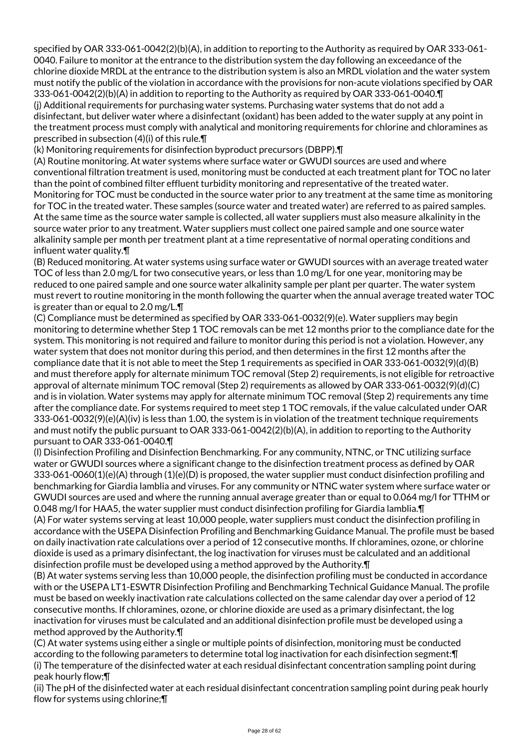specified by OAR 333-061-0042(2)(b)(A), in addition to reporting to the Authority as required by OAR 333-061-0040. Failure to monitor at the entrance to the distribution system the day following an exceedance of the chlorine dioxide MRDL at the entrance to the distribution system is also an MRDL violation and the water system must notify the public of the violation in accordance with the provisions for non-acute violations specified by OAR 333-061-0042(2)(b)(A) in addition to reporting to the Authority as required by OAR 333-061-0040.¶

(j) Additional requirements for purchasing water systems. Purchasing water systems that do not add a disinfectant, but deliver water where a disinfectant (oxidant) has been added to the water supply at any point in the treatment process must comply with analytical and monitoring requirements for chlorine and chloramines as prescribed in subsection (4)(i) of this rule.¶

(k) Monitoring requirements for disinfection byproduct precursors (DBPP).¶

(A) Routine monitoring. At water systems where surface water or GWUDI sources are used and where conventional filtration treatment is used, monitoring must be conducted at each treatment plant for TOC no later than the point of combined filter effluent turbidity monitoring and representative of the treated water. Monitoring for TOC must be conducted in the source water prior to any treatment at the same time as monitoring for TOC in the treated water. These samples (source water and treated water) are referred to as paired samples. At the same time as the source water sample is collected, all water suppliers must also measure alkalinity in the source water prior to any treatment. Water suppliers must collect one paired sample and one source water alkalinity sample per month per treatment plant at a time representative of normal operating conditions and influent water quality.¶

(B) Reduced monitoring. At water systems using surface water or GWUDI sources with an average treated water TOC of less than 2.0 mg/L for two consecutive years, or less than 1.0 mg/L for one year, monitoring may be reduced to one paired sample and one source water alkalinity sample per plant per quarter. The water system must revert to routine monitoring in the month following the quarter when the annual average treated water TOC is greater than or equal to 2.0 mg/L.¶

(C) Compliance must be determined as specified by OAR 333-061-0032(9)(e). Water suppliers may begin monitoring to determine whether Step 1 TOC removals can be met 12 months prior to the compliance date for the system. This monitoring is not required and failure to monitor during this period is not a violation. However, any water system that does not monitor during this period, and then determines in the first 12 months after the compliance date that it is not able to meet the Step 1 requirements as specified in OAR 333-061-0032(9)(d)(B) and must therefore apply for alternate minimum TOC removal (Step 2) requirements, is not eligible for retroactive approval of alternate minimum TOC removal (Step 2) requirements as allowed by OAR 333-061-0032(9)(d)(C) and is in violation. Water systems may apply for alternate minimum TOC removal (Step 2) requirements any time after the compliance date. For systems required to meet step 1 TOC removals, if the value calculated under OAR 333-061-0032(9)(e)(A)(iv) is less than 1.00, the system is in violation of the treatment technique requirements and must notify the public pursuant to OAR 333-061-0042(2)(b)(A), in addition to reporting to the Authority pursuant to OAR 333-061-0040.¶

(l) Disinfection Profiling and Disinfection Benchmarking. For any community, NTNC, or TNC utilizing surface water or GWUDI sources where a significant change to the disinfection treatment process as defined by OAR 333-061-0060(1)(e)(A) through (1)(e)(D) is proposed, the water supplier must conduct disinfection profiling and benchmarking for Giardia lamblia and viruses. For any community or NTNC water system where surface water or GWUDI sources are used and where the running annual average greater than or equal to 0.064 mg/l for TTHM or 0.048 mg/l for HAA5, the water supplier must conduct disinfection profiling for Giardia lamblia.¶

(A) For water systems serving at least 10,000 people, water suppliers must conduct the disinfection profiling in accordance with the USEPA Disinfection Profiling and Benchmarking Guidance Manual. The profile must be based on daily inactivation rate calculations over a period of 12 consecutive months. If chloramines, ozone, or chlorine dioxide is used as a primary disinfectant, the log inactivation for viruses must be calculated and an additional disinfection profile must be developed using a method approved by the Authority.¶

(B) At water systems serving less than 10,000 people, the disinfection profiling must be conducted in accordance with or the USEPA LT1-ESWTR Disinfection Profiling and Benchmarking Technical Guidance Manual. The profile must be based on weekly inactivation rate calculations collected on the same calendar day over a period of 12 consecutive months. If chloramines, ozone, or chlorine dioxide are used as a primary disinfectant, the log inactivation for viruses must be calculated and an additional disinfection profile must be developed using a method approved by the Authority.¶

(C) At water systems using either a single or multiple points of disinfection, monitoring must be conducted according to the following parameters to determine total log inactivation for each disinfection segment:¶

(i) The temperature of the disinfected water at each residual disinfectant concentration sampling point during peak hourly flow;¶

(ii) The pH of the disinfected water at each residual disinfectant concentration sampling point during peak hourly flow for systems using chlorine;¶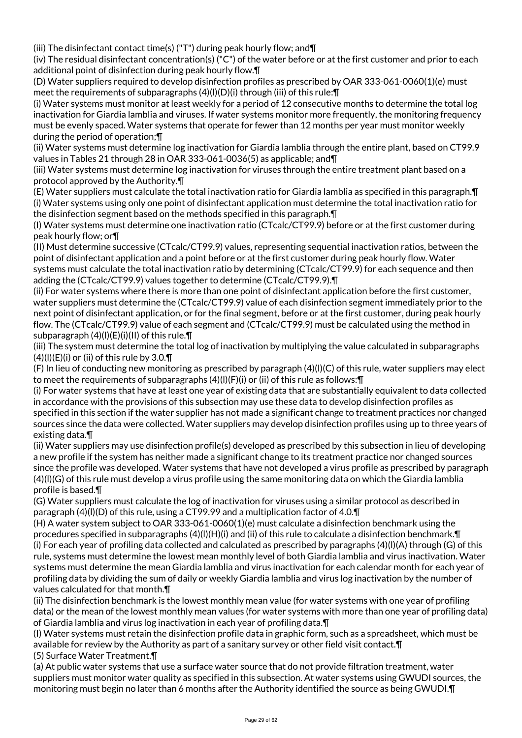(iii) The disinfectant contact time(s) ("T") during peak hourly flow; and¶

(iv) The residual disinfectant concentration(s) ("C") of the water before or at the first customer and prior to each additional point of disinfection during peak hourly flow.¶

(D) Water suppliers required to develop disinfection profiles as prescribed by OAR 333-061-0060(1)(e) must meet the requirements of subparagraphs (4)(l)(D)(i) through (iii) of this rule:¶

(i) Water systems must monitor at least weekly for a period of 12 consecutive months to determine the total log inactivation for Giardia lamblia and viruses. If water systems monitor more frequently, the monitoring frequency must be evenly spaced. Water systems that operate for fewer than 12 months per year must monitor weekly during the period of operation;¶

(ii) Water systems must determine log inactivation for Giardia lamblia through the entire plant, based on CT99.9 values in Tables 21 through 28 in OAR 333-061-0036(5) as applicable; and¶

(iii) Water systems must determine log inactivation for viruses through the entire treatment plant based on a protocol approved by the Authority.¶

(E) Water suppliers must calculate the total inactivation ratio for Giardia lamblia as specified in this paragraph.¶

(i) Water systems using only one point of disinfectant application must determine the total inactivation ratio for the disinfection segment based on the methods specified in this paragraph.¶

(I) Water systems must determine one inactivation ratio (CTcalc/CT99.9) before or at the first customer during peak hourly flow; or¶

(II) Must determine successive (CTcalc/CT99.9) values, representing sequential inactivation ratios, between the point of disinfectant application and a point before or at the first customer during peak hourly flow. Water systems must calculate the total inactivation ratio by determining (CTcalc/CT99.9) for each sequence and then adding the (CTcalc/CT99.9) values together to determine (CTcalc/CT99.9).¶

(ii) For water systems where there is more than one point of disinfectant application before the first customer, water suppliers must determine the (CTcalc/CT99.9) value of each disinfection segment immediately prior to the next point of disinfectant application, or for the final segment, before or at the first customer, during peak hourly flow. The (CTcalc/CT99.9) value of each segment and (CTcalc/CT99.9) must be calculated using the method in subparagraph (4)(l)(E)(i)(II) of this rule.¶

(iii) The system must determine the total log of inactivation by multiplying the value calculated in subparagraphs (4)(l)(E)(i) or (ii) of this rule by 3.0.¶

(F) In lieu of conducting new monitoring as prescribed by paragraph (4)(l)(C) of this rule, water suppliers may elect to meet the requirements of subparagraphs (4)(l)(F)(i) or (ii) of this rule as follows:¶

(i) For water systems that have at least one year of existing data that are substantially equivalent to data collected in accordance with the provisions of this subsection may use these data to develop disinfection profiles as specified in this section if the water supplier has not made a significant change to treatment practices nor changed sources since the data were collected. Water suppliers may develop disinfection profiles using up to three years of existing data.¶

(ii) Water suppliers may use disinfection profile(s) developed as prescribed by this subsection in lieu of developing a new profile if the system has neither made a significant change to its treatment practice nor changed sources since the profile was developed. Water systems that have not developed a virus profile as prescribed by paragraph (4)(l)(G) of this rule must develop a virus profile using the same monitoring data on which the Giardia lamblia profile is based.¶

(G) Water suppliers must calculate the log of inactivation for viruses using a similar protocol as described in paragraph (4)(l)(D) of this rule, using a CT99.99 and a multiplication factor of 4.0.¶

(H) A water system subject to OAR 333-061-0060(1)(e) must calculate a disinfection benchmark using the procedures specified in subparagraphs (4)(l)(H)(i) and (ii) of this rule to calculate a disinfection benchmark.¶

(i) For each year of profiling data collected and calculated as prescribed by paragraphs (4)(l)(A) through (G) of this rule, systems must determine the lowest mean monthly level of both Giardia lamblia and virus inactivation. Water systems must determine the mean Giardia lamblia and virus inactivation for each calendar month for each year of profiling data by dividing the sum of daily or weekly Giardia lamblia and virus log inactivation by the number of values calculated for that month.¶

(ii) The disinfection benchmark is the lowest monthly mean value (for water systems with one year of profiling data) or the mean of the lowest monthly mean values (for water systems with more than one year of profiling data) of Giardia lamblia and virus log inactivation in each year of profiling data.¶

(I) Water systems must retain the disinfection profile data in graphic form, such as a spreadsheet, which must be available for review by the Authority as part of a sanitary survey or other field visit contact.¶

(5) Surface Water Treatment.¶

(a) At public water systems that use a surface water source that do not provide filtration treatment, water suppliers must monitor water quality as specified in this subsection. At water systems using GWUDI sources, the monitoring must begin no later than 6 months after the Authority identified the source as being GWUDI.¶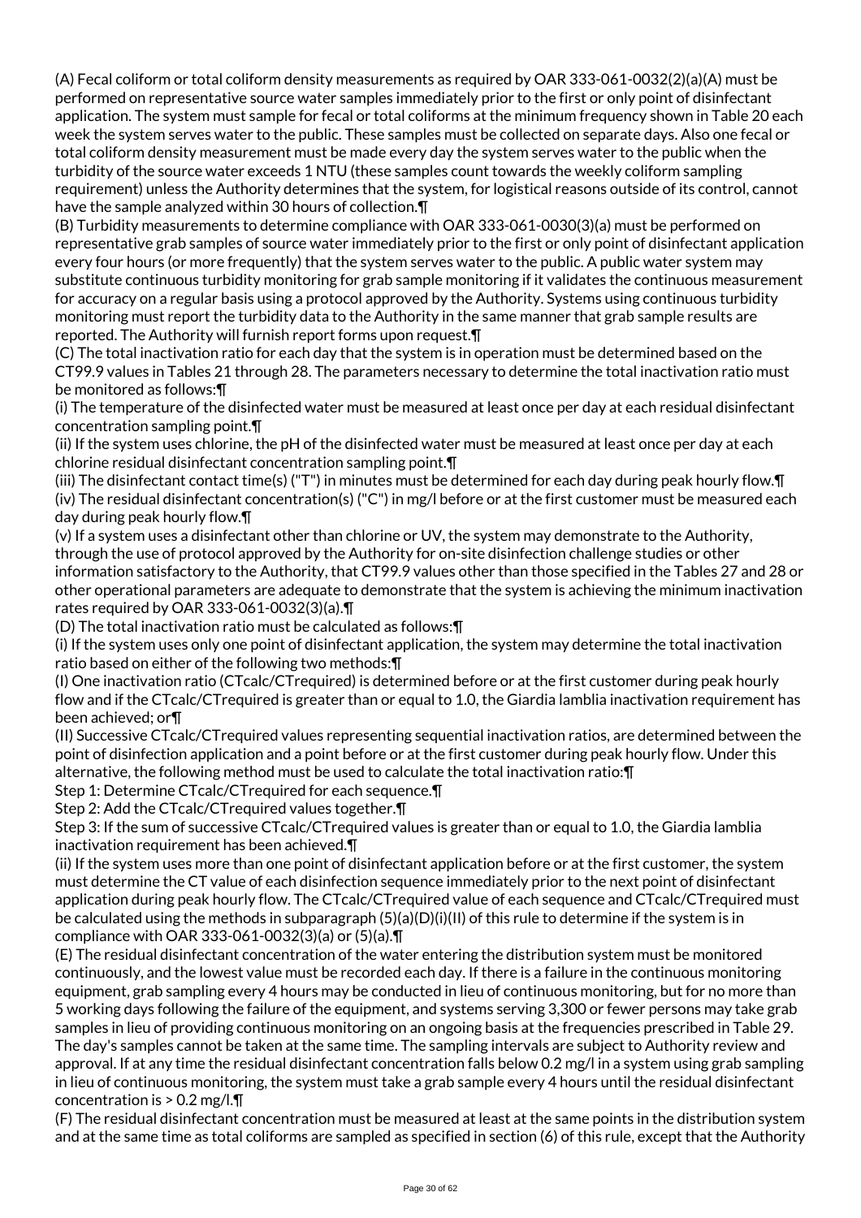(A) Fecal coliform or total coliform density measurements as required by OAR 333-061-0032(2)(a)(A) must be performed on representative source water samples immediately prior to the first or only point of disinfectant application. The system must sample for fecal or total coliforms at the minimum frequency shown in Table 20 each week the system serves water to the public. These samples must be collected on separate days. Also one fecal or total coliform density measurement must be made every day the system serves water to the public when the turbidity of the source water exceeds 1 NTU (these samples count towards the weekly coliform sampling requirement) unless the Authority determines that the system, for logistical reasons outside of its control, cannot have the sample analyzed within 30 hours of collection.¶

(B) Turbidity measurements to determine compliance with OAR 333-061-0030(3)(a) must be performed on representative grab samples of source water immediately prior to the first or only point of disinfectant application every four hours (or more frequently) that the system serves water to the public. A public water system may substitute continuous turbidity monitoring for grab sample monitoring if it validates the continuous measurement for accuracy on a regular basis using a protocol approved by the Authority. Systems using continuous turbidity monitoring must report the turbidity data to the Authority in the same manner that grab sample results are reported. The Authority will furnish report forms upon request.¶

(C) The total inactivation ratio for each day that the system is in operation must be determined based on the CT99.9 values in Tables 21 through 28. The parameters necessary to determine the total inactivation ratio must be monitored as follows:¶

(i) The temperature of the disinfected water must be measured at least once per day at each residual disinfectant concentration sampling point.¶

(ii) If the system uses chlorine, the pH of the disinfected water must be measured at least once per day at each chlorine residual disinfectant concentration sampling point.¶

(iii) The disinfectant contact time(s) ("T") in minutes must be determined for each day during peak hourly flow.¶

(iv) The residual disinfectant concentration(s) ("C") in mg/l before or at the first customer must be measured each day during peak hourly flow.¶

(v) If a system uses a disinfectant other than chlorine or UV, the system may demonstrate to the Authority, through the use of protocol approved by the Authority for on-site disinfection challenge studies or other information satisfactory to the Authority, that CT99.9 values other than those specified in the Tables 27 and 28 or other operational parameters are adequate to demonstrate that the system is achieving the minimum inactivation rates required by OAR 333-061-0032(3)(a).¶

(D) The total inactivation ratio must be calculated as follows:¶

(i) If the system uses only one point of disinfectant application, the system may determine the total inactivation ratio based on either of the following two methods:¶

(I) One inactivation ratio (CTcalc/CTrequired) is determined before or at the first customer during peak hourly flow and if the CTcalc/CTrequired is greater than or equal to 1.0, the Giardia lamblia inactivation requirement has been achieved; or¶

(II) Successive CTcalc/CTrequired values representing sequential inactivation ratios, are determined between the point of disinfection application and a point before or at the first customer during peak hourly flow. Under this alternative, the following method must be used to calculate the total inactivation ratio:¶

Step 1: Determine CTcalc/CTrequired for each sequence.¶

Step 2: Add the CTcalc/CTrequired values together.¶

Step 3: If the sum of successive CTcalc/CTrequired values is greater than or equal to 1.0, the Giardia lamblia inactivation requirement has been achieved.¶

(ii) If the system uses more than one point of disinfectant application before or at the first customer, the system must determine the CT value of each disinfection sequence immediately prior to the next point of disinfectant application during peak hourly flow. The CTcalc/CTrequired value of each sequence and CTcalc/CTrequired must be calculated using the methods in subparagraph (5)(a)(D)(i)(II) of this rule to determine if the system is in compliance with OAR 333-061-0032(3)(a) or (5)(a).¶

(E) The residual disinfectant concentration of the water entering the distribution system must be monitored continuously, and the lowest value must be recorded each day. If there is a failure in the continuous monitoring equipment, grab sampling every 4 hours may be conducted in lieu of continuous monitoring, but for no more than 5 working days following the failure of the equipment, and systems serving 3,300 or fewer persons may take grab samples in lieu of providing continuous monitoring on an ongoing basis at the frequencies prescribed in Table 29. The day's samples cannot be taken at the same time. The sampling intervals are subject to Authority review and approval. If at any time the residual disinfectant concentration falls below 0.2 mg/l in a system using grab sampling in lieu of continuous monitoring, the system must take a grab sample every 4 hours until the residual disinfectant concentration is > 0.2 mg/l.¶

(F) The residual disinfectant concentration must be measured at least at the same points in the distribution system and at the same time as total coliforms are sampled as specified in section (6) of this rule, except that the Authority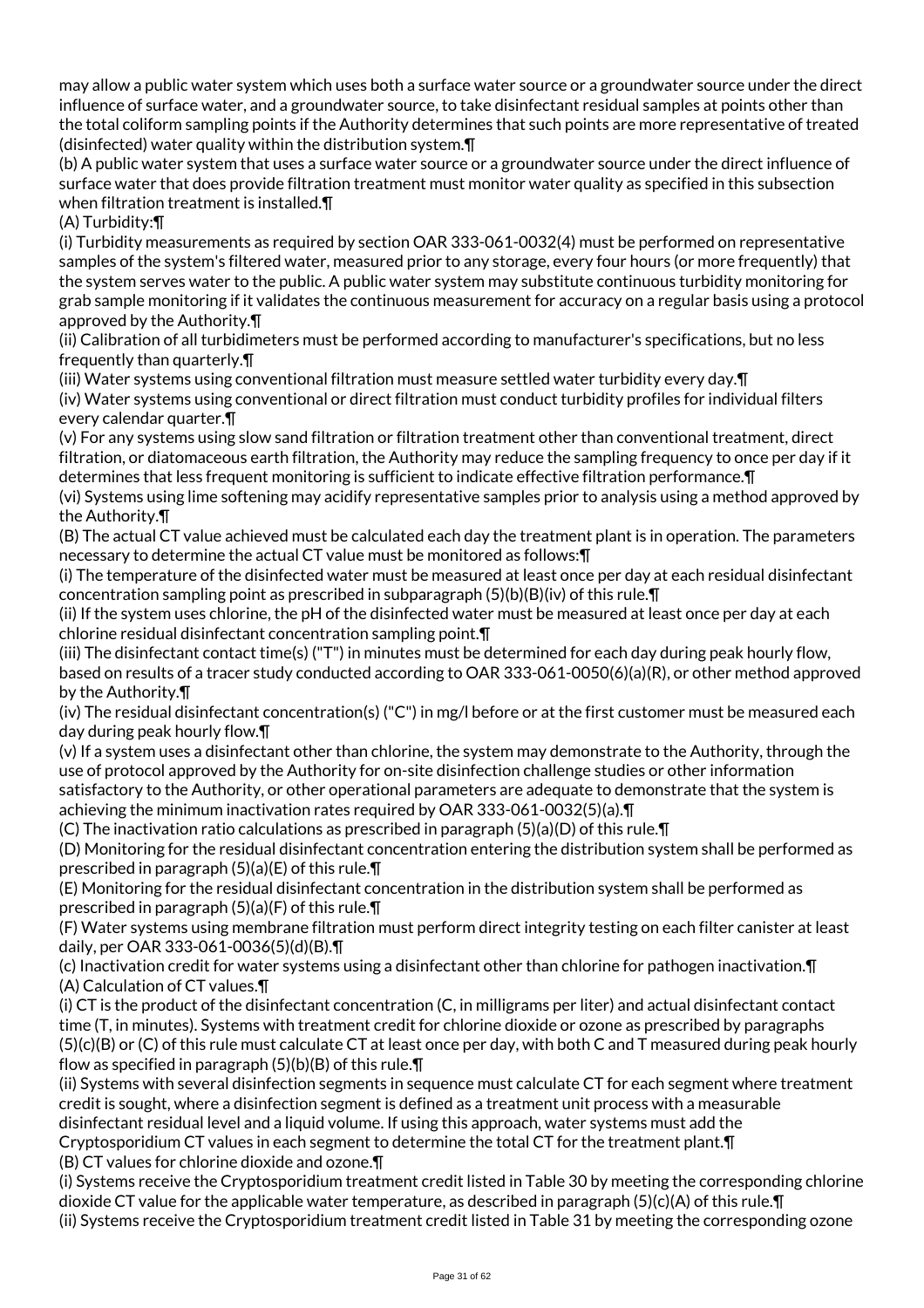may allow a public water system which uses both a surface water source or a groundwater source under the direct influence of surface water, and a groundwater source, to take disinfectant residual samples at points other than the total coliform sampling points if the Authority determines that such points are more representative of treated (disinfected) water quality within the distribution system.¶

(b) A public water system that uses a surface water source or a groundwater source under the direct influence of surface water that does provide filtration treatment must monitor water quality as specified in this subsection when filtration treatment is installed.¶

(A) Turbidity:¶

(i) Turbidity measurements as required by section OAR 333-061-0032(4) must be performed on representative samples of the system's filtered water, measured prior to any storage, every four hours (or more frequently) that the system serves water to the public. A public water system may substitute continuous turbidity monitoring for grab sample monitoring if it validates the continuous measurement for accuracy on a regular basis using a protocol approved by the Authority.¶

(ii) Calibration of all turbidimeters must be performed according to manufacturer's specifications, but no less frequently than quarterly.¶

(iii) Water systems using conventional filtration must measure settled water turbidity every day.¶

(iv) Water systems using conventional or direct filtration must conduct turbidity profiles for individual filters every calendar quarter.¶

(v) For any systems using slow sand filtration or filtration treatment other than conventional treatment, direct filtration, or diatomaceous earth filtration, the Authority may reduce the sampling frequency to once per day if it determines that less frequent monitoring is sufficient to indicate effective filtration performance.¶

(vi) Systems using lime softening may acidify representative samples prior to analysis using a method approved by the Authority.¶

(B) The actual CT value achieved must be calculated each day the treatment plant is in operation. The parameters necessary to determine the actual CT value must be monitored as follows:¶

(i) The temperature of the disinfected water must be measured at least once per day at each residual disinfectant concentration sampling point as prescribed in subparagraph (5)(b)(B)(iv) of this rule.¶

(ii) If the system uses chlorine, the pH of the disinfected water must be measured at least once per day at each chlorine residual disinfectant concentration sampling point.¶

(iii) The disinfectant contact time(s) ("T") in minutes must be determined for each day during peak hourly flow, based on results of a tracer study conducted according to OAR 333-061-0050(6)(a)(R), or other method approved by the Authority.¶

(iv) The residual disinfectant concentration(s) ("C") in mg/l before or at the first customer must be measured each day during peak hourly flow.¶

(v) If a system uses a disinfectant other than chlorine, the system may demonstrate to the Authority, through the use of protocol approved by the Authority for on-site disinfection challenge studies or other information satisfactory to the Authority, or other operational parameters are adequate to demonstrate that the system is achieving the minimum inactivation rates required by OAR 333-061-0032(5)(a).¶

(C) The inactivation ratio calculations as prescribed in paragraph (5)(a)(D) of this rule.¶

(D) Monitoring for the residual disinfectant concentration entering the distribution system shall be performed as prescribed in paragraph (5)(a)(E) of this rule.¶

(E) Monitoring for the residual disinfectant concentration in the distribution system shall be performed as prescribed in paragraph (5)(a)(F) of this rule.¶

(F) Water systems using membrane filtration must perform direct integrity testing on each filter canister at least daily, per OAR 333-061-0036(5)(d)(B).¶

(c) Inactivation credit for water systems using a disinfectant other than chlorine for pathogen inactivation.¶

(A) Calculation of CT values.¶

(i) CT is the product of the disinfectant concentration (C, in milligrams per liter) and actual disinfectant contact time (T, in minutes). Systems with treatment credit for chlorine dioxide or ozone as prescribed by paragraphs (5)(c)(B) or (C) of this rule must calculate CT at least once per day, with both C and T measured during peak hourly flow as specified in paragraph (5)(b)(B) of this rule.¶

(ii) Systems with several disinfection segments in sequence must calculate CT for each segment where treatment credit is sought, where a disinfection segment is defined as a treatment unit process with a measurable disinfectant residual level and a liquid volume. If using this approach, water systems must add the Cryptosporidium CT values in each segment to determine the total CT for the treatment plant.¶

(B) CT values for chlorine dioxide and ozone.¶

(i) Systems receive the Cryptosporidium treatment credit listed in Table 30 by meeting the corresponding chlorine dioxide CT value for the applicable water temperature, as described in paragraph (5)(c)(A) of this rule.¶

(ii) Systems receive the Cryptosporidium treatment credit listed in Table 31 by meeting the corresponding ozone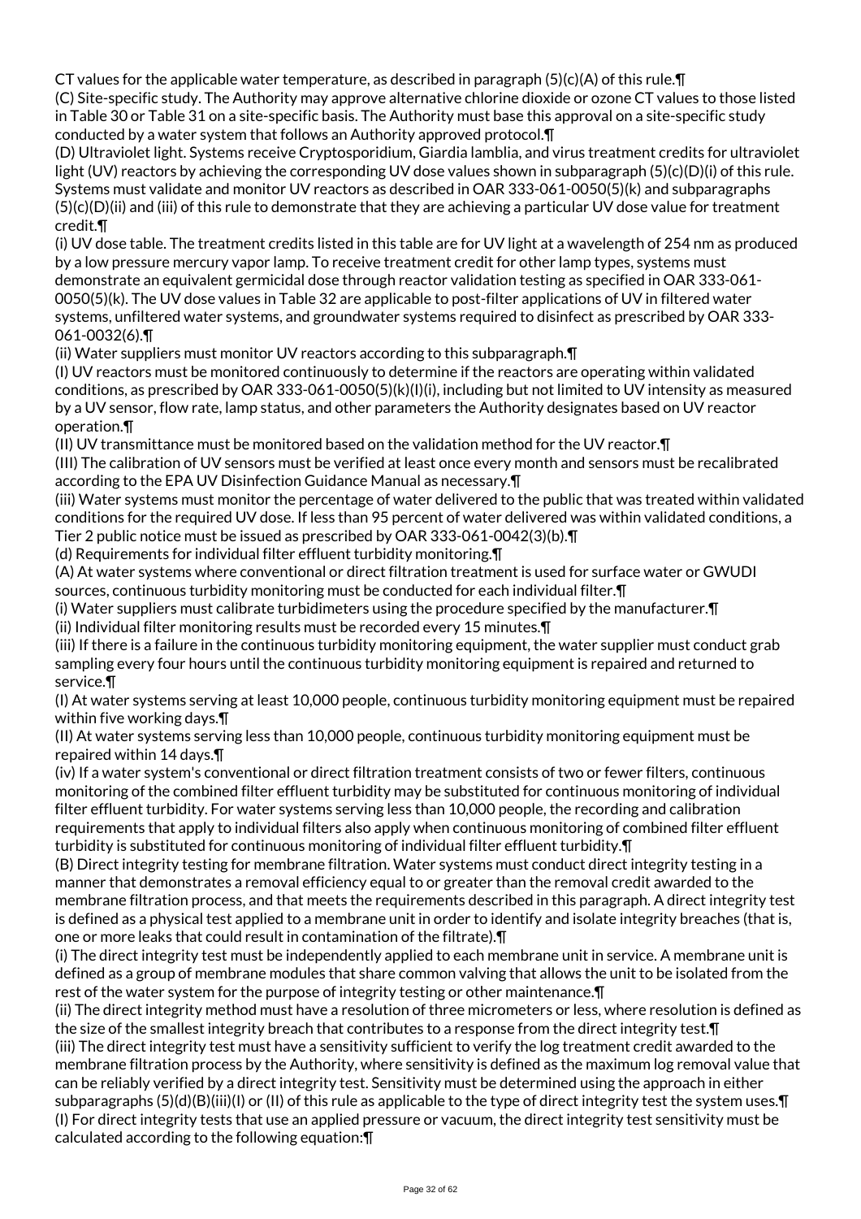CT values for the applicable water temperature, as described in paragraph (5)(c)(A) of this rule.¶

(C) Site-specific study. The Authority may approve alternative chlorine dioxide or ozone CT values to those listed in Table 30 or Table 31 on a site-specific basis. The Authority must base this approval on a site-specific study conducted by a water system that follows an Authority approved protocol.¶

(D) Ultraviolet light. Systems receive Cryptosporidium, Giardia lamblia, and virus treatment credits for ultraviolet light (UV) reactors by achieving the corresponding UV dose values shown in subparagraph (5)(c)(D)(i) of this rule. Systems must validate and monitor UV reactors as described in OAR 333-061-0050(5)(k) and subparagraphs (5)(c)(D)(ii) and (iii) of this rule to demonstrate that they are achieving a particular UV dose value for treatment credit.¶

(i) UV dose table. The treatment credits listed in this table are for UV light at a wavelength of 254 nm as produced by a low pressure mercury vapor lamp. To receive treatment credit for other lamp types, systems must demonstrate an equivalent germicidal dose through reactor validation testing as specified in OAR 333-061-0050(5)(k). The UV dose values in Table 32 are applicable to post-filter applications of UV in filtered water systems, unfiltered water systems, and groundwater systems required to disinfect as prescribed by OAR 333-061-0032(6).¶

(ii) Water suppliers must monitor UV reactors according to this subparagraph.¶

(I) UV reactors must be monitored continuously to determine if the reactors are operating within validated conditions, as prescribed by OAR 333-061-0050(5)(k)(I)(i), including but not limited to UV intensity as measured by a UV sensor, flow rate, lamp status, and other parameters the Authority designates based on UV reactor operation.¶

(II) UV transmittance must be monitored based on the validation method for the UV reactor.¶

(III) The calibration of UV sensors must be verified at least once every month and sensors must be recalibrated according to the EPA UV Disinfection Guidance Manual as necessary.¶

(iii) Water systems must monitor the percentage of water delivered to the public that was treated within validated conditions for the required UV dose. If less than 95 percent of water delivered was within validated conditions, a Tier 2 public notice must be issued as prescribed by OAR 333-061-0042(3)(b).¶

(d) Requirements for individual filter effluent turbidity monitoring.¶

(A) At water systems where conventional or direct filtration treatment is used for surface water or GWUDI sources, continuous turbidity monitoring must be conducted for each individual filter.¶

(i) Water suppliers must calibrate turbidimeters using the procedure specified by the manufacturer.¶

(ii) Individual filter monitoring results must be recorded every 15 minutes.¶

(iii) If there is a failure in the continuous turbidity monitoring equipment, the water supplier must conduct grab sampling every four hours until the continuous turbidity monitoring equipment is repaired and returned to service.¶

(I) At water systems serving at least 10,000 people, continuous turbidity monitoring equipment must be repaired within five working days.¶

(II) At water systems serving less than 10,000 people, continuous turbidity monitoring equipment must be repaired within 14 days.¶

(iv) If a water system's conventional or direct filtration treatment consists of two or fewer filters, continuous monitoring of the combined filter effluent turbidity may be substituted for continuous monitoring of individual filter effluent turbidity. For water systems serving less than 10,000 people, the recording and calibration requirements that apply to individual filters also apply when continuous monitoring of combined filter effluent turbidity is substituted for continuous monitoring of individual filter effluent turbidity.¶

(B) Direct integrity testing for membrane filtration. Water systems must conduct direct integrity testing in a manner that demonstrates a removal efficiency equal to or greater than the removal credit awarded to the membrane filtration process, and that meets the requirements described in this paragraph. A direct integrity test is defined as a physical test applied to a membrane unit in order to identify and isolate integrity breaches (that is, one or more leaks that could result in contamination of the filtrate).¶

(i) The direct integrity test must be independently applied to each membrane unit in service. A membrane unit is defined as a group of membrane modules that share common valving that allows the unit to be isolated from the rest of the water system for the purpose of integrity testing or other maintenance.¶

(ii) The direct integrity method must have a resolution of three micrometers or less, where resolution is defined as the size of the smallest integrity breach that contributes to a response from the direct integrity test.¶

(iii) The direct integrity test must have a sensitivity sufficient to verify the log treatment credit awarded to the membrane filtration process by the Authority, where sensitivity is defined as the maximum log removal value that can be reliably verified by a direct integrity test. Sensitivity must be determined using the approach in either subparagraphs (5)(d)(B)(iii)(I) or (II) of this rule as applicable to the type of direct integrity test the system uses.¶

(I) For direct integrity tests that use an applied pressure or vacuum, the direct integrity test sensitivity must be calculated according to the following equation:¶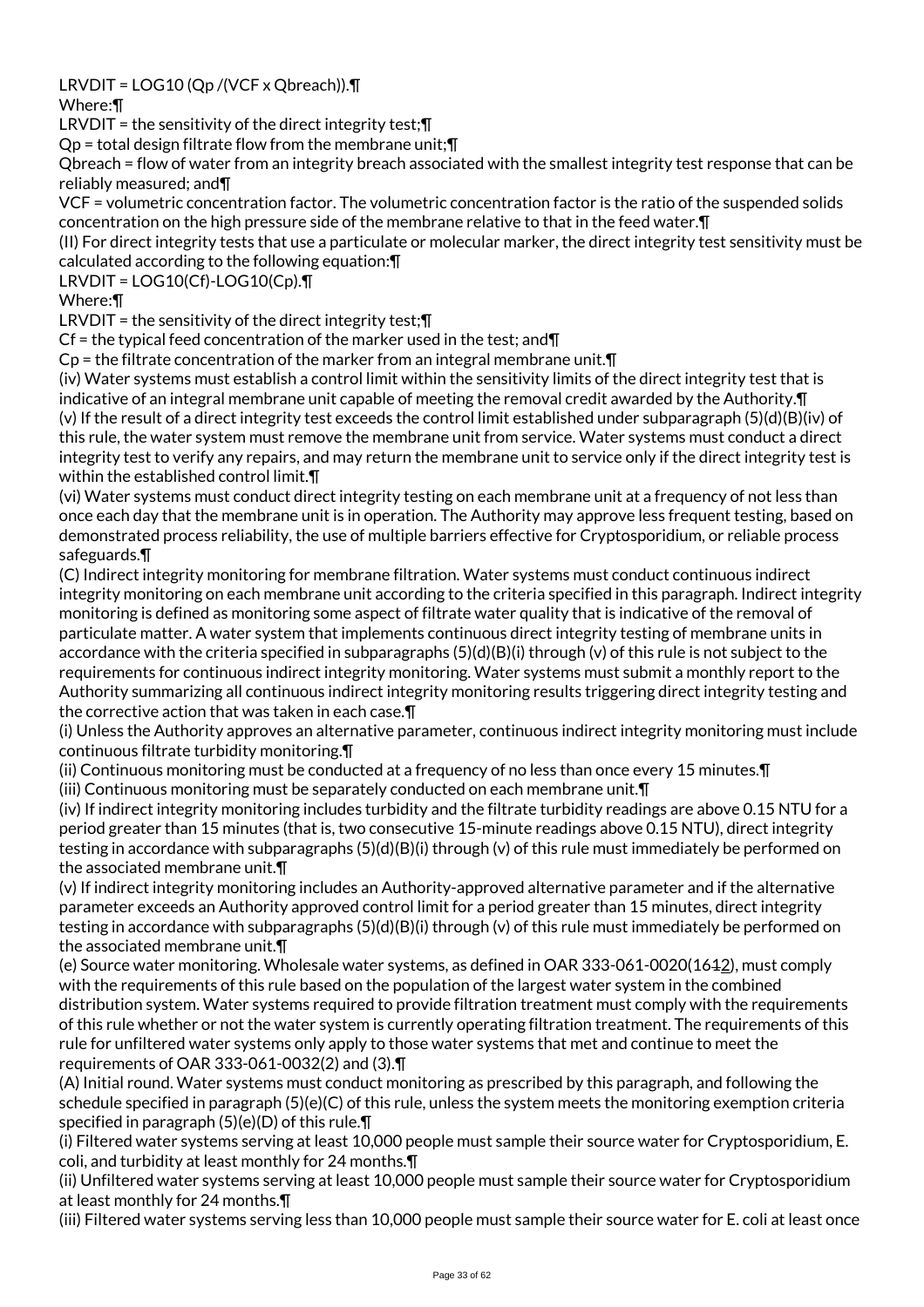$LRVDIT = LOG10 (Qp /(VCF \times Qbreach))$.¶

Where:¶

LRVDIT = the sensitivity of the direct integrity test;¶

Qp = total design filtrate flow from the membrane unit;¶

Qbreach = flow of water from an integrity breach associated with the smallest integrity test response that can be reliably measured; and¶

VCF = volumetric concentration factor. The volumetric concentration factor is the ratio of the suspended solids concentration on the high pressure side of the membrane relative to that in the feed water.¶

(II) For direct integrity tests that use a particulate or molecular marker, the direct integrity test sensitivity must be calculated according to the following equation:¶

$LRVDIT = LOG10(Cf)-LOG10(Cp)$.¶

Where:¶

LRVDIT = the sensitivity of the direct integrity test;¶

Cf = the typical feed concentration of the marker used in the test; and¶

Cp = the filtrate concentration of the marker from an integral membrane unit.¶

(iv) Water systems must establish a control limit within the sensitivity limits of the direct integrity test that is indicative of an integral membrane unit capable of meeting the removal credit awarded by the Authority.¶

(v) If the result of a direct integrity test exceeds the control limit established under subparagraph (5)(d)(B)(iv) of this rule, the water system must remove the membrane unit from service. Water systems must conduct a direct integrity test to verify any repairs, and may return the membrane unit to service only if the direct integrity test is within the established control limit.¶

(vi) Water systems must conduct direct integrity testing on each membrane unit at a frequency of not less than once each day that the membrane unit is in operation. The Authority may approve less frequent testing, based on demonstrated process reliability, the use of multiple barriers effective for Cryptosporidium, or reliable process safeguards.¶

(C) Indirect integrity monitoring for membrane filtration. Water systems must conduct continuous indirect integrity monitoring on each membrane unit according to the criteria specified in this paragraph. Indirect integrity monitoring is defined as monitoring some aspect of filtrate water quality that is indicative of the removal of particulate matter. A water system that implements continuous direct integrity testing of membrane units in accordance with the criteria specified in subparagraphs (5)(d)(B)(i) through (v) of this rule is not subject to the requirements for continuous indirect integrity monitoring. Water systems must submit a monthly report to the Authority summarizing all continuous indirect integrity monitoring results triggering direct integrity testing and the corrective action that was taken in each case.¶

(i) Unless the Authority approves an alternative parameter, continuous indirect integrity monitoring must include continuous filtrate turbidity monitoring.¶

(ii) Continuous monitoring must be conducted at a frequency of no less than once every 15 minutes.¶

(iii) Continuous monitoring must be separately conducted on each membrane unit.¶

(iv) If indirect integrity monitoring includes turbidity and the filtrate turbidity readings are above 0.15 NTU for a period greater than 15 minutes (that is, two consecutive 15-minute readings above 0.15 NTU), direct integrity testing in accordance with subparagraphs (5)(d)(B)(i) through (v) of this rule must immediately be performed on the associated membrane unit.¶

(v) If indirect integrity monitoring includes an Authority-approved alternative parameter and if the alternative parameter exceeds an Authority approved control limit for a period greater than 15 minutes, direct integrity testing in accordance with subparagraphs (5)(d)(B)(i) through (v) of this rule must immediately be performed on the associated membrane unit.¶

(e) Source water monitoring. Wholesale water systems, as defined in OAR 333-061-0020(1612), must comply with the requirements of this rule based on the population of the largest water system in the combined distribution system. Water systems required to provide filtration treatment must comply with the requirements of this rule whether or not the water system is currently operating filtration treatment. The requirements of this rule for unfiltered water systems only apply to those water systems that met and continue to meet the requirements of OAR 333-061-0032(2) and (3).¶

(A) Initial round. Water systems must conduct monitoring as prescribed by this paragraph, and following the schedule specified in paragraph (5)(e)(C) of this rule, unless the system meets the monitoring exemption criteria specified in paragraph (5)(e)(D) of this rule.¶

(i) Filtered water systems serving at least 10,000 people must sample their source water for Cryptosporidium, E. coli, and turbidity at least monthly for 24 months.¶

(ii) Unfiltered water systems serving at least 10,000 people must sample their source water for Cryptosporidium at least monthly for 24 months.¶

(iii) Filtered water systems serving less than 10,000 people must sample their source water for E. coli at least once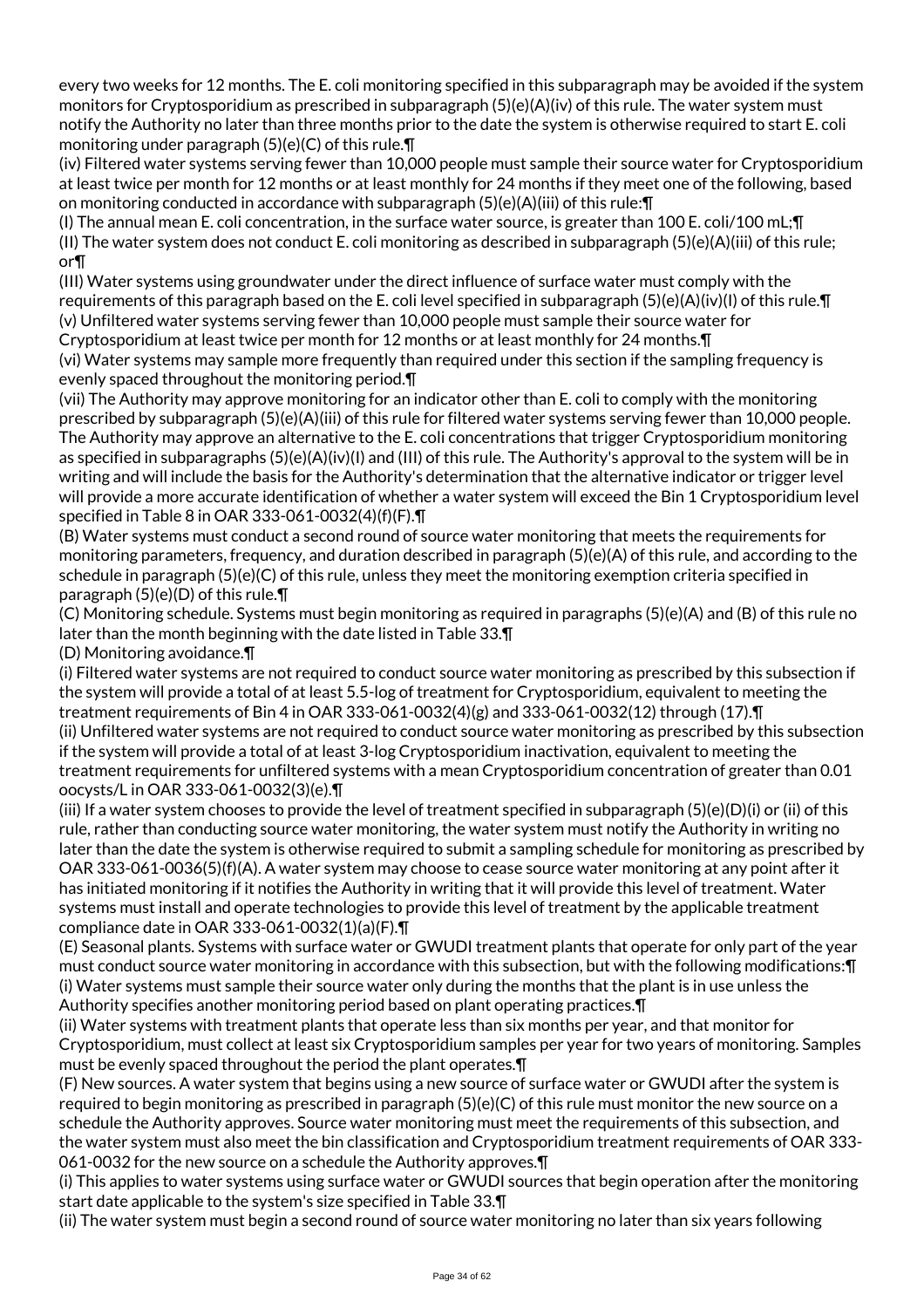every two weeks for 12 months. The E. coli monitoring specified in this subparagraph may be avoided if the system monitors for Cryptosporidium as prescribed in subparagraph (5)(e)(A)(iv) of this rule. The water system must notify the Authority no later than three months prior to the date the system is otherwise required to start E. coli monitoring under paragraph (5)(e)(C) of this rule.¶

(iv) Filtered water systems serving fewer than 10,000 people must sample their source water for Cryptosporidium at least twice per month for 12 months or at least monthly for 24 months if they meet one of the following, based on monitoring conducted in accordance with subparagraph (5)(e)(A)(iii) of this rule:¶

(I) The annual mean E. coli concentration, in the surface water source, is greater than 100 E. coli/100 mL;¶

(II) The water system does not conduct E. coli monitoring as described in subparagraph (5)(e)(A)(iii) of this rule; or¶

(III) Water systems using groundwater under the direct influence of surface water must comply with the requirements of this paragraph based on the E. coli level specified in subparagraph (5)(e)(A)(iv)(I) of this rule.¶

(v) Unfiltered water systems serving fewer than 10,000 people must sample their source water for Cryptosporidium at least twice per month for 12 months or at least monthly for 24 months.¶

(vi) Water systems may sample more frequently than required under this section if the sampling frequency is evenly spaced throughout the monitoring period.¶

(vii) The Authority may approve monitoring for an indicator other than E. coli to comply with the monitoring prescribed by subparagraph (5)(e)(A)(iii) of this rule for filtered water systems serving fewer than 10,000 people. The Authority may approve an alternative to the E. coli concentrations that trigger Cryptosporidium monitoring as specified in subparagraphs (5)(e)(A)(iv)(I) and (III) of this rule. The Authority's approval to the system will be in writing and will include the basis for the Authority's determination that the alternative indicator or trigger level will provide a more accurate identification of whether a water system will exceed the Bin 1 Cryptosporidium level specified in Table 8 in OAR 333-061-0032(4)(f)(F).¶

(B) Water systems must conduct a second round of source water monitoring that meets the requirements for monitoring parameters, frequency, and duration described in paragraph (5)(e)(A) of this rule, and according to the schedule in paragraph (5)(e)(C) of this rule, unless they meet the monitoring exemption criteria specified in paragraph (5)(e)(D) of this rule.¶

(C) Monitoring schedule. Systems must begin monitoring as required in paragraphs (5)(e)(A) and (B) of this rule no later than the month beginning with the date listed in Table 33.¶

(D) Monitoring avoidance.¶

(i) Filtered water systems are not required to conduct source water monitoring as prescribed by this subsection if the system will provide a total of at least 5.5-log of treatment for Cryptosporidium, equivalent to meeting the treatment requirements of Bin 4 in OAR 333-061-0032(4)(g) and 333-061-0032(12) through (17).¶

(ii) Unfiltered water systems are not required to conduct source water monitoring as prescribed by this subsection if the system will provide a total of at least 3-log Cryptosporidium inactivation, equivalent to meeting the treatment requirements for unfiltered systems with a mean Cryptosporidium concentration of greater than 0.01 oocysts/L in OAR 333-061-0032(3)(e).¶

(iii) If a water system chooses to provide the level of treatment specified in subparagraph (5)(e)(D)(i) or (ii) of this rule, rather than conducting source water monitoring, the water system must notify the Authority in writing no later than the date the system is otherwise required to submit a sampling schedule for monitoring as prescribed by OAR 333-061-0036(5)(f)(A). A water system may choose to cease source water monitoring at any point after it has initiated monitoring if it notifies the Authority in writing that it will provide this level of treatment. Water systems must install and operate technologies to provide this level of treatment by the applicable treatment compliance date in OAR 333-061-0032(1)(a)(F).¶

(E) Seasonal plants. Systems with surface water or GWUDI treatment plants that operate for only part of the year must conduct source water monitoring in accordance with this subsection, but with the following modifications:¶

(i) Water systems must sample their source water only during the months that the plant is in use unless the Authority specifies another monitoring period based on plant operating practices.¶

(ii) Water systems with treatment plants that operate less than six months per year, and that monitor for Cryptosporidium, must collect at least six Cryptosporidium samples per year for two years of monitoring. Samples must be evenly spaced throughout the period the plant operates.¶

(F) New sources. A water system that begins using a new source of surface water or GWUDI after the system is required to begin monitoring as prescribed in paragraph (5)(e)(C) of this rule must monitor the new source on a schedule the Authority approves. Source water monitoring must meet the requirements of this subsection, and the water system must also meet the bin classification and Cryptosporidium treatment requirements of OAR 333-061-0032 for the new source on a schedule the Authority approves.¶

(i) This applies to water systems using surface water or GWUDI sources that begin operation after the monitoring start date applicable to the system's size specified in Table 33.¶

(ii) The water system must begin a second round of source water monitoring no later than six years following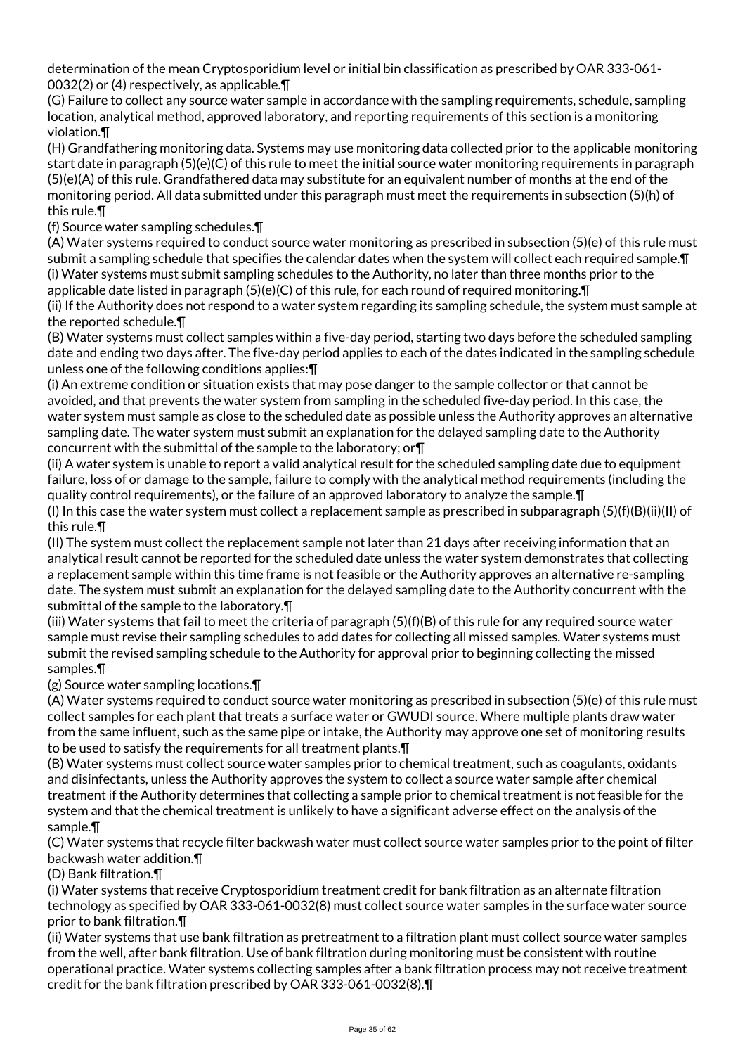determination of the mean Cryptosporidium level or initial bin classification as prescribed by OAR 333-061-0032(2) or (4) respectively, as applicable.¶

(G) Failure to collect any source water sample in accordance with the sampling requirements, schedule, sampling location, analytical method, approved laboratory, and reporting requirements of this section is a monitoring violation.¶

(H) Grandfathering monitoring data. Systems may use monitoring data collected prior to the applicable monitoring start date in paragraph (5)(e)(C) of this rule to meet the initial source water monitoring requirements in paragraph (5)(e)(A) of this rule. Grandfathered data may substitute for an equivalent number of months at the end of the monitoring period. All data submitted under this paragraph must meet the requirements in subsection (5)(h) of this rule.¶

(f) Source water sampling schedules.¶

(A) Water systems required to conduct source water monitoring as prescribed in subsection (5)(e) of this rule must submit a sampling schedule that specifies the calendar dates when the system will collect each required sample.¶

(i) Water systems must submit sampling schedules to the Authority, no later than three months prior to the applicable date listed in paragraph (5)(e)(C) of this rule, for each round of required monitoring.¶

(ii) If the Authority does not respond to a water system regarding its sampling schedule, the system must sample at the reported schedule.¶

(B) Water systems must collect samples within a five-day period, starting two days before the scheduled sampling date and ending two days after. The five-day period applies to each of the dates indicated in the sampling schedule unless one of the following conditions applies:¶

(i) An extreme condition or situation exists that may pose danger to the sample collector or that cannot be avoided, and that prevents the water system from sampling in the scheduled five-day period. In this case, the water system must sample as close to the scheduled date as possible unless the Authority approves an alternative sampling date. The water system must submit an explanation for the delayed sampling date to the Authority concurrent with the submittal of the sample to the laboratory; or¶

(ii) A water system is unable to report a valid analytical result for the scheduled sampling date due to equipment failure, loss of or damage to the sample, failure to comply with the analytical method requirements (including the quality control requirements), or the failure of an approved laboratory to analyze the sample.¶

(I) In this case the water system must collect a replacement sample as prescribed in subparagraph (5)(f)(B)(ii)(II) of this rule.¶

(II) The system must collect the replacement sample not later than 21 days after receiving information that an analytical result cannot be reported for the scheduled date unless the water system demonstrates that collecting a replacement sample within this time frame is not feasible or the Authority approves an alternative re-sampling date. The system must submit an explanation for the delayed sampling date to the Authority concurrent with the submittal of the sample to the laboratory.¶

(iii) Water systems that fail to meet the criteria of paragraph (5)(f)(B) of this rule for any required source water sample must revise their sampling schedules to add dates for collecting all missed samples. Water systems must submit the revised sampling schedule to the Authority for approval prior to beginning collecting the missed samples.¶

(g) Source water sampling locations.¶

(A) Water systems required to conduct source water monitoring as prescribed in subsection (5)(e) of this rule must collect samples for each plant that treats a surface water or GWUDI source. Where multiple plants draw water from the same influent, such as the same pipe or intake, the Authority may approve one set of monitoring results to be used to satisfy the requirements for all treatment plants.¶

(B) Water systems must collect source water samples prior to chemical treatment, such as coagulants, oxidants and disinfectants, unless the Authority approves the system to collect a source water sample after chemical treatment if the Authority determines that collecting a sample prior to chemical treatment is not feasible for the system and that the chemical treatment is unlikely to have a significant adverse effect on the analysis of the sample.¶

(C) Water systems that recycle filter backwash water must collect source water samples prior to the point of filter backwash water addition.¶

(D) Bank filtration.¶

(i) Water systems that receive Cryptosporidium treatment credit for bank filtration as an alternate filtration technology as specified by OAR 333-061-0032(8) must collect source water samples in the surface water source prior to bank filtration.¶

(ii) Water systems that use bank filtration as pretreatment to a filtration plant must collect source water samples from the well, after bank filtration. Use of bank filtration during monitoring must be consistent with routine operational practice. Water systems collecting samples after a bank filtration process may not receive treatment credit for the bank filtration prescribed by OAR 333-061-0032(8).¶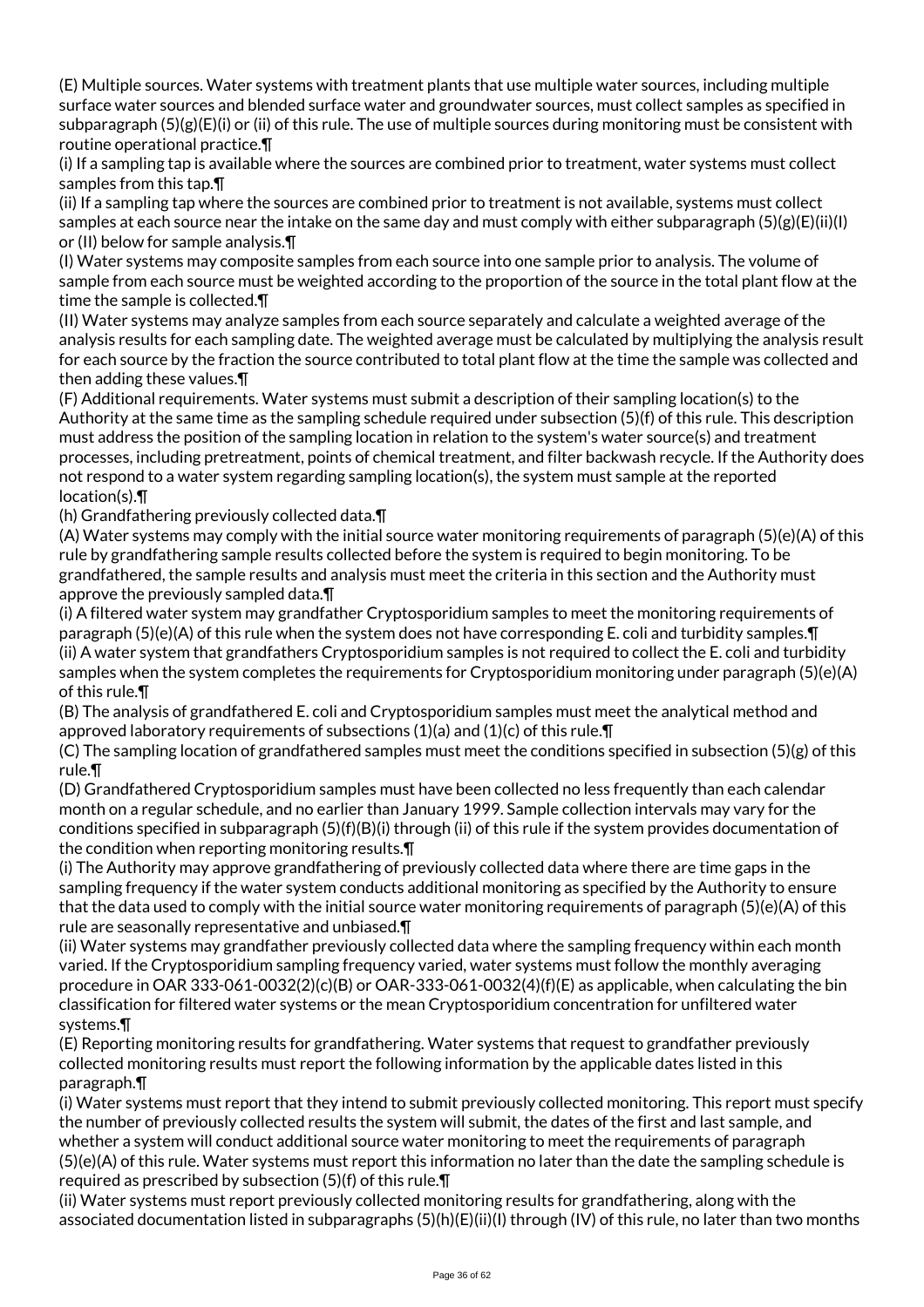(E) Multiple sources. Water systems with treatment plants that use multiple water sources, including multiple surface water sources and blended surface water and groundwater sources, must collect samples as specified in subparagraph (5)(g)(E)(i) or (ii) of this rule. The use of multiple sources during monitoring must be consistent with routine operational practice.¶

(i) If a sampling tap is available where the sources are combined prior to treatment, water systems must collect samples from this tap.¶

(ii) If a sampling tap where the sources are combined prior to treatment is not available, systems must collect samples at each source near the intake on the same day and must comply with either subparagraph (5)(g)(E)(ii)(I) or (II) below for sample analysis.¶

(I) Water systems may composite samples from each source into one sample prior to analysis. The volume of sample from each source must be weighted according to the proportion of the source in the total plant flow at the time the sample is collected.¶

(II) Water systems may analyze samples from each source separately and calculate a weighted average of the analysis results for each sampling date. The weighted average must be calculated by multiplying the analysis result for each source by the fraction the source contributed to total plant flow at the time the sample was collected and then adding these values.¶

(F) Additional requirements. Water systems must submit a description of their sampling location(s) to the Authority at the same time as the sampling schedule required under subsection (5)(f) of this rule. This description must address the position of the sampling location in relation to the system's water source(s) and treatment processes, including pretreatment, points of chemical treatment, and filter backwash recycle. If the Authority does not respond to a water system regarding sampling location(s), the system must sample at the reported location(s).¶

(h) Grandfathering previously collected data.¶

(A) Water systems may comply with the initial source water monitoring requirements of paragraph (5)(e)(A) of this rule by grandfathering sample results collected before the system is required to begin monitoring. To be grandfathered, the sample results and analysis must meet the criteria in this section and the Authority must approve the previously sampled data.¶

(i) A filtered water system may grandfather Cryptosporidium samples to meet the monitoring requirements of paragraph (5)(e)(A) of this rule when the system does not have corresponding E. coli and turbidity samples.¶

(ii) A water system that grandfathers Cryptosporidium samples is not required to collect the E. coli and turbidity samples when the system completes the requirements for Cryptosporidium monitoring under paragraph (5)(e)(A) of this rule.¶

(B) The analysis of grandfathered E. coli and Cryptosporidium samples must meet the analytical method and approved laboratory requirements of subsections (1)(a) and (1)(c) of this rule.¶

(C) The sampling location of grandfathered samples must meet the conditions specified in subsection (5)(g) of this rule.¶

(D) Grandfathered Cryptosporidium samples must have been collected no less frequently than each calendar month on a regular schedule, and no earlier than January 1999. Sample collection intervals may vary for the conditions specified in subparagraph (5)(f)(B)(i) through (ii) of this rule if the system provides documentation of the condition when reporting monitoring results.¶

(i) The Authority may approve grandfathering of previously collected data where there are time gaps in the sampling frequency if the water system conducts additional monitoring as specified by the Authority to ensure that the data used to comply with the initial source water monitoring requirements of paragraph (5)(e)(A) of this rule are seasonally representative and unbiased.¶

(ii) Water systems may grandfather previously collected data where the sampling frequency within each month varied. If the Cryptosporidium sampling frequency varied, water systems must follow the monthly averaging procedure in OAR 333-061-0032(2)(c)(B) or OAR-333-061-0032(4)(f)(E) as applicable, when calculating the bin classification for filtered water systems or the mean Cryptosporidium concentration for unfiltered water systems.¶

(E) Reporting monitoring results for grandfathering. Water systems that request to grandfather previously collected monitoring results must report the following information by the applicable dates listed in this paragraph.¶

(i) Water systems must report that they intend to submit previously collected monitoring. This report must specify the number of previously collected results the system will submit, the dates of the first and last sample, and whether a system will conduct additional source water monitoring to meet the requirements of paragraph (5)(e)(A) of this rule. Water systems must report this information no later than the date the sampling schedule is required as prescribed by subsection (5)(f) of this rule.¶

(ii) Water systems must report previously collected monitoring results for grandfathering, along with the associated documentation listed in subparagraphs (5)(h)(E)(ii)(I) through (IV) of this rule, no later than two months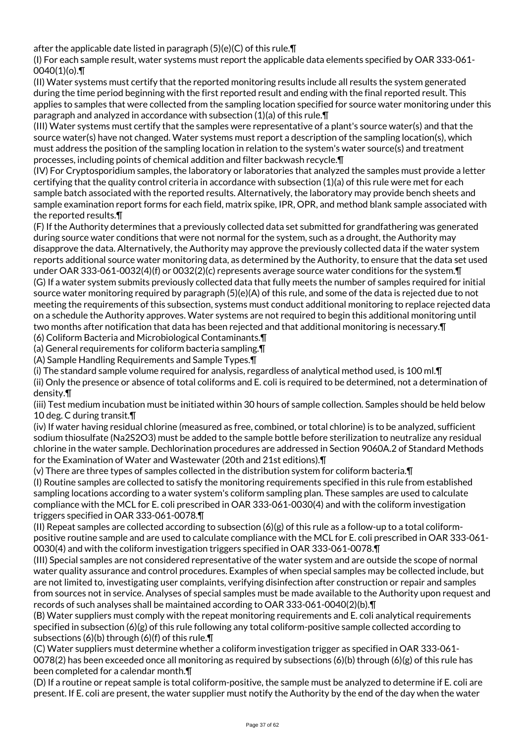after the applicable date listed in paragraph (5)(e)(C) of this rule.¶

(I) For each sample result, water systems must report the applicable data elements specified by OAR 333-061-0040(1)(o).¶

(II) Water systems must certify that the reported monitoring results include all results the system generated during the time period beginning with the first reported result and ending with the final reported result. This applies to samples that were collected from the sampling location specified for source water monitoring under this paragraph and analyzed in accordance with subsection (1)(a) of this rule.¶

(III) Water systems must certify that the samples were representative of a plant's source water(s) and that the source water(s) have not changed. Water systems must report a description of the sampling location(s), which must address the position of the sampling location in relation to the system's water source(s) and treatment processes, including points of chemical addition and filter backwash recycle.¶

(IV) For Cryptosporidium samples, the laboratory or laboratories that analyzed the samples must provide a letter certifying that the quality control criteria in accordance with subsection (1)(a) of this rule were met for each sample batch associated with the reported results. Alternatively, the laboratory may provide bench sheets and sample examination report forms for each field, matrix spike, IPR, OPR, and method blank sample associated with the reported results.¶

(F) If the Authority determines that a previously collected data set submitted for grandfathering was generated during source water conditions that were not normal for the system, such as a drought, the Authority may disapprove the data. Alternatively, the Authority may approve the previously collected data if the water system reports additional source water monitoring data, as determined by the Authority, to ensure that the data set used under OAR 333-061-0032(4)(f) or 0032(2)(c) represents average source water conditions for the system.¶

(G) If a water system submits previously collected data that fully meets the number of samples required for initial source water monitoring required by paragraph (5)(e)(A) of this rule, and some of the data is rejected due to not meeting the requirements of this subsection, systems must conduct additional monitoring to replace rejected data on a schedule the Authority approves. Water systems are not required to begin this additional monitoring until two months after notification that data has been rejected and that additional monitoring is necessary.¶

(6) Coliform Bacteria and Microbiological Contaminants.¶

(a) General requirements for coliform bacteria sampling.¶

(A) Sample Handling Requirements and Sample Types.¶

(i) The standard sample volume required for analysis, regardless of analytical method used, is 100 ml.¶

(ii) Only the presence or absence of total coliforms and E. coli is required to be determined, not a determination of density.¶

(iii) Test medium incubation must be initiated within 30 hours of sample collection. Samples should be held below 10 deg. C during transit.¶

(iv) If water having residual chlorine (measured as free, combined, or total chlorine) is to be analyzed, sufficient sodium thiosulfate ($Na_2S_2O_3$) must be added to the sample bottle before sterilization to neutralize any residual chlorine in the water sample. Dechlorination procedures are addressed in Section 9060A.2 of Standard Methods for the Examination of Water and Wastewater (20th and 21st editions).¶

(v) There are three types of samples collected in the distribution system for coliform bacteria.¶

(I) Routine samples are collected to satisfy the monitoring requirements specified in this rule from established sampling locations according to a water system's coliform sampling plan. These samples are used to calculate compliance with the MCL for E. coli prescribed in OAR 333-061-0030(4) and with the coliform investigation triggers specified in OAR 333-061-0078.¶

(II) Repeat samples are collected according to subsection (6)(g) of this rule as a follow-up to a total coliform-positive routine sample and are used to calculate compliance with the MCL for E. coli prescribed in OAR 333-061-0030(4) and with the coliform investigation triggers specified in OAR 333-061-0078.¶

(III) Special samples are not considered representative of the water system and are outside the scope of normal water quality assurance and control procedures. Examples of when special samples may be collected include, but are not limited to, investigating user complaints, verifying disinfection after construction or repair and samples from sources not in service. Analyses of special samples must be made available to the Authority upon request and records of such analyses shall be maintained according to OAR 333-061-0040(2)(b).¶

(B) Water suppliers must comply with the repeat monitoring requirements and E. coli analytical requirements specified in subsection (6)(g) of this rule following any total coliform-positive sample collected according to subsections (6)(b) through (6)(f) of this rule.¶

(C) Water suppliers must determine whether a coliform investigation trigger as specified in OAR 333-061-0078(2) has been exceeded once all monitoring as required by subsections (6)(b) through (6)(g) of this rule has been completed for a calendar month.¶

(D) If a routine or repeat sample is total coliform-positive, the sample must be analyzed to determine if E. coli are present. If E. coli are present, the water supplier must notify the Authority by the end of the day when the water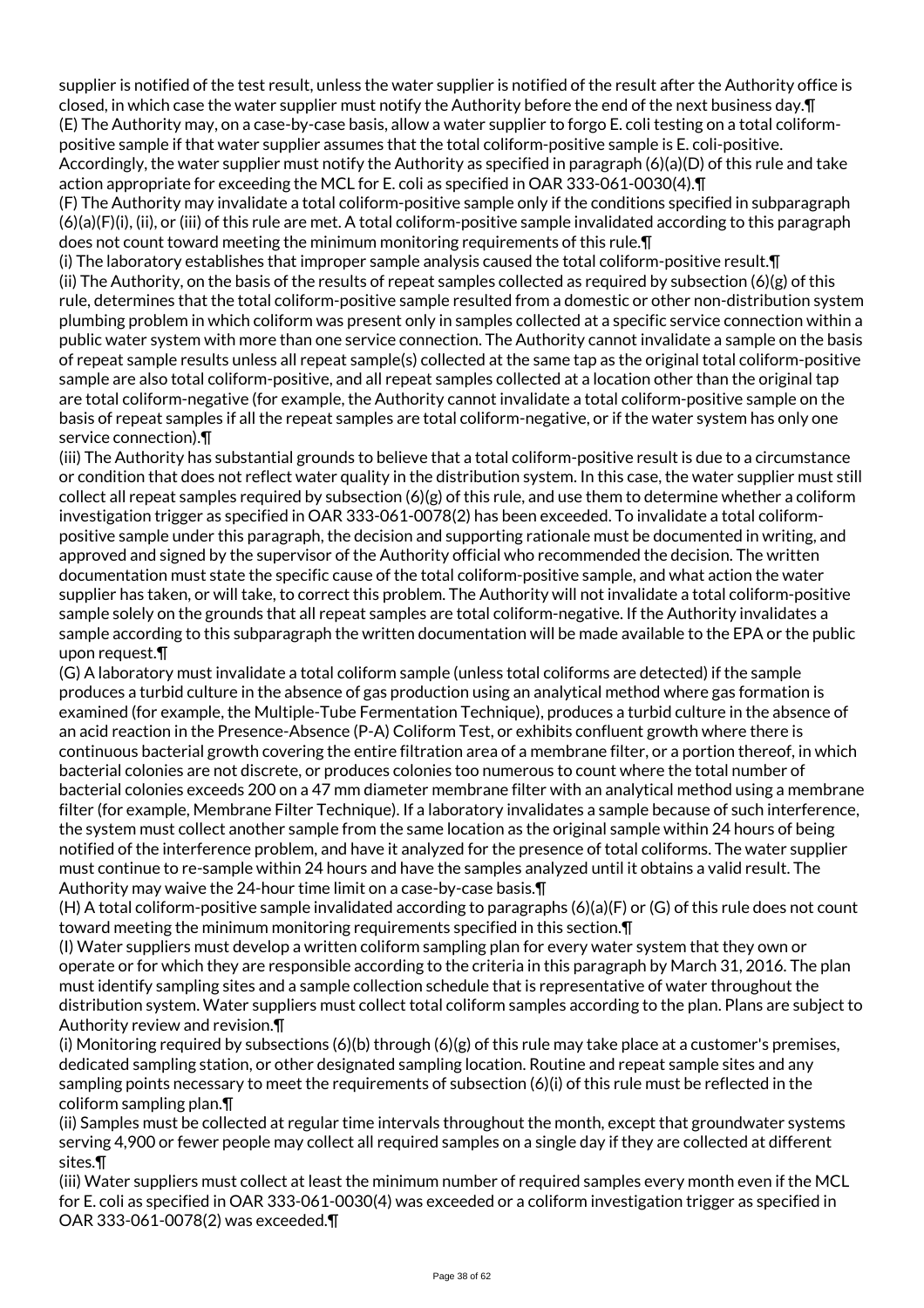supplier is notified of the test result, unless the water supplier is notified of the result after the Authority office is closed, in which case the water supplier must notify the Authority before the end of the next business day.¶

(E) The Authority may, on a case-by-case basis, allow a water supplier to forgo E. coli testing on a total coliform-positive sample if that water supplier assumes that the total coliform-positive sample is E. coli-positive. Accordingly, the water supplier must notify the Authority as specified in paragraph (6)(a)(D) of this rule and take action appropriate for exceeding the MCL for E. coli as specified in OAR 333-061-0030(4).¶

(F) The Authority may invalidate a total coliform-positive sample only if the conditions specified in subparagraph (6)(a)(F)(i), (ii), or (iii) of this rule are met. A total coliform-positive sample invalidated according to this paragraph does not count toward meeting the minimum monitoring requirements of this rule.¶

(i) The laboratory establishes that improper sample analysis caused the total coliform-positive result.¶

(ii) The Authority, on the basis of the results of repeat samples collected as required by subsection (6)(g) of this rule, determines that the total coliform-positive sample resulted from a domestic or other non-distribution system plumbing problem in which coliform was present only in samples collected at a specific service connection within a public water system with more than one service connection. The Authority cannot invalidate a sample on the basis of repeat sample results unless all repeat sample(s) collected at the same tap as the original total coliform-positive sample are also total coliform-positive, and all repeat samples collected at a location other than the original tap are total coliform-negative (for example, the Authority cannot invalidate a total coliform-positive sample on the basis of repeat samples if all the repeat samples are total coliform-negative, or if the water system has only one service connection).¶

(iii) The Authority has substantial grounds to believe that a total coliform-positive result is due to a circumstance or condition that does not reflect water quality in the distribution system. In this case, the water supplier must still collect all repeat samples required by subsection (6)(g) of this rule, and use them to determine whether a coliform investigation trigger as specified in OAR 333-061-0078(2) has been exceeded. To invalidate a total coliform-positive sample under this paragraph, the decision and supporting rationale must be documented in writing, and approved and signed by the supervisor of the Authority official who recommended the decision. The written documentation must state the specific cause of the total coliform-positive sample, and what action the water supplier has taken, or will take, to correct this problem. The Authority will not invalidate a total coliform-positive sample solely on the grounds that all repeat samples are total coliform-negative. If the Authority invalidates a sample according to this subparagraph the written documentation will be made available to the EPA or the public upon request.¶

(G) A laboratory must invalidate a total coliform sample (unless total coliforms are detected) if the sample produces a turbid culture in the absence of gas production using an analytical method where gas formation is examined (for example, the Multiple-Tube Fermentation Technique), produces a turbid culture in the absence of an acid reaction in the Presence-Absence (P-A) Coliform Test, or exhibits confluent growth where there is continuous bacterial growth covering the entire filtration area of a membrane filter, or a portion thereof, in which bacterial colonies are not discrete, or produces colonies too numerous to count where the total number of bacterial colonies exceeds 200 on a 47 mm diameter membrane filter with an analytical method using a membrane filter (for example, Membrane Filter Technique). If a laboratory invalidates a sample because of such interference, the system must collect another sample from the same location as the original sample within 24 hours of being notified of the interference problem, and have it analyzed for the presence of total coliforms. The water supplier must continue to re-sample within 24 hours and have the samples analyzed until it obtains a valid result. The Authority may waive the 24-hour time limit on a case-by-case basis.¶

(H) A total coliform-positive sample invalidated according to paragraphs (6)(a)(F) or (G) of this rule does not count toward meeting the minimum monitoring requirements specified in this section.¶

(I) Water suppliers must develop a written coliform sampling plan for every water system that they own or operate or for which they are responsible according to the criteria in this paragraph by March 31, 2016. The plan must identify sampling sites and a sample collection schedule that is representative of water throughout the distribution system. Water suppliers must collect total coliform samples according to the plan. Plans are subject to Authority review and revision.¶

(i) Monitoring required by subsections (6)(b) through (6)(g) of this rule may take place at a customer's premises, dedicated sampling station, or other designated sampling location. Routine and repeat sample sites and any sampling points necessary to meet the requirements of subsection (6)(i) of this rule must be reflected in the coliform sampling plan.¶

(ii) Samples must be collected at regular time intervals throughout the month, except that groundwater systems serving 4,900 or fewer people may collect all required samples on a single day if they are collected at different sites.¶

(iii) Water suppliers must collect at least the minimum number of required samples every month even if the MCL for E. coli as specified in OAR 333-061-0030(4) was exceeded or a coliform investigation trigger as specified in OAR 333-061-0078(2) was exceeded.¶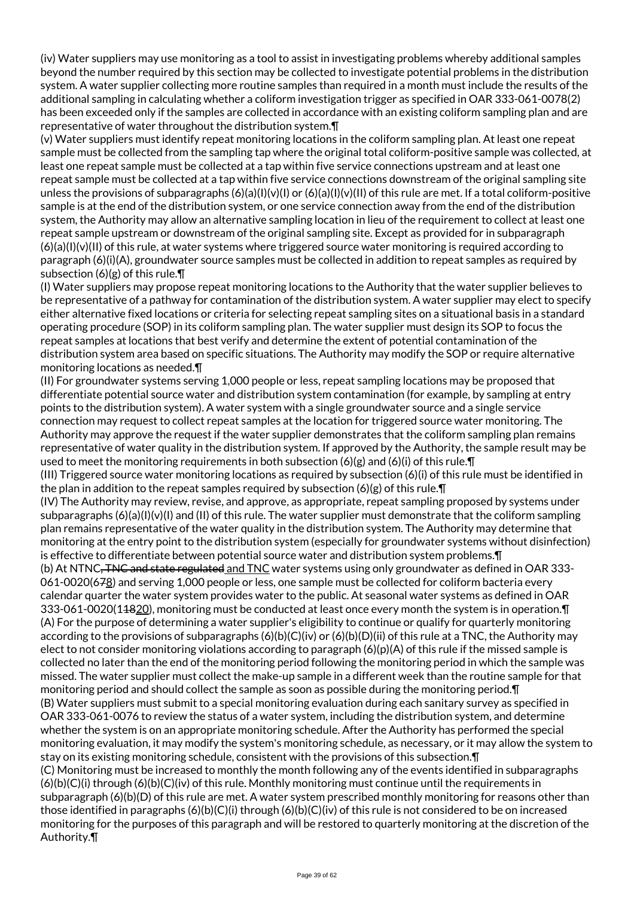(iv) Water suppliers may use monitoring as a tool to assist in investigating problems whereby additional samples beyond the number required by this section may be collected to investigate potential problems in the distribution system. A water supplier collecting more routine samples than required in a month must include the results of the additional sampling in calculating whether a coliform investigation trigger as specified in OAR 333-061-0078(2) has been exceeded only if the samples are collected in accordance with an existing coliform sampling plan and are representative of water throughout the distribution system.¶

(v) Water suppliers must identify repeat monitoring locations in the coliform sampling plan. At least one repeat sample must be collected from the sampling tap where the original total coliform-positive sample was collected, at least one repeat sample must be collected at a tap within five service connections upstream and at least one repeat sample must be collected at a tap within five service connections downstream of the original sampling site unless the provisions of subparagraphs (6)(a)(I)(v)(I) or (6)(a)(I)(v)(II) of this rule are met. If a total coliform-positive sample is at the end of the distribution system, or one service connection away from the end of the distribution system, the Authority may allow an alternative sampling location in lieu of the requirement to collect at least one repeat sample upstream or downstream of the original sampling site. Except as provided for in subparagraph (6)(a)(I)(v)(II) of this rule, at water systems where triggered source water monitoring is required according to paragraph (6)(i)(A), groundwater source samples must be collected in addition to repeat samples as required by subsection (6)(g) of this rule.¶

(I) Water suppliers may propose repeat monitoring locations to the Authority that the water supplier believes to be representative of a pathway for contamination of the distribution system. A water supplier may elect to specify either alternative fixed locations or criteria for selecting repeat sampling sites on a situational basis in a standard operating procedure (SOP) in its coliform sampling plan. The water supplier must design its SOP to focus the repeat samples at locations that best verify and determine the extent of potential contamination of the distribution system area based on specific situations. The Authority may modify the SOP or require alternative monitoring locations as needed.¶

(II) For groundwater systems serving 1,000 people or less, repeat sampling locations may be proposed that differentiate potential source water and distribution system contamination (for example, by sampling at entry points to the distribution system). A water system with a single groundwater source and a single service connection may request to collect repeat samples at the location for triggered source water monitoring. The Authority may approve the request if the water supplier demonstrates that the coliform sampling plan remains representative of water quality in the distribution system. If approved by the Authority, the sample result may be used to meet the monitoring requirements in both subsection (6)(g) and (6)(i) of this rule.¶

(III) Triggered source water monitoring locations as required by subsection (6)(i) of this rule must be identified in the plan in addition to the repeat samples required by subsection (6)(g) of this rule.¶

(IV) The Authority may review, revise, and approve, as appropriate, repeat sampling proposed by systems under subparagraphs (6)(a)(I)(v)(I) and (II) of this rule. The water supplier must demonstrate that the coliform sampling plan remains representative of the water quality in the distribution system. The Authority may determine that monitoring at the entry point to the distribution system (especially for groundwater systems without disinfection) is effective to differentiate between potential source water and distribution system problems.¶

(b) At NTNC~~, TNC and state regulated~~ <u>and TNC</u> water systems using only groundwater as defined in OAR 333-061-0020(6~~7~~<u>8</u>) and serving 1,000 people or less, one sample must be collected for coliform bacteria every calendar quarter the water system provides water to the public. At seasonal water systems as defined in OAR 333-061-0020(1~~18~~<u>20</u>), monitoring must be conducted at least once every month the system is in operation.¶

(A) For the purpose of determining a water supplier's eligibility to continue or qualify for quarterly monitoring according to the provisions of subparagraphs (6)(b)(C)(iv) or (6)(b)(D)(ii) of this rule at a TNC, the Authority may elect to not consider monitoring violations according to paragraph (6)(p)(A) of this rule if the missed sample is collected no later than the end of the monitoring period following the monitoring period in which the sample was missed. The water supplier must collect the make-up sample in a different week than the routine sample for that monitoring period and should collect the sample as soon as possible during the monitoring period.¶

(B) Water suppliers must submit to a special monitoring evaluation during each sanitary survey as specified in OAR 333-061-0076 to review the status of a water system, including the distribution system, and determine whether the system is on an appropriate monitoring schedule. After the Authority has performed the special monitoring evaluation, it may modify the system's monitoring schedule, as necessary, or it may allow the system to stay on its existing monitoring schedule, consistent with the provisions of this subsection.¶

(C) Monitoring must be increased to monthly the month following any of the events identified in subparagraphs (6)(b)(C)(i) through (6)(b)(C)(iv) of this rule. Monthly monitoring must continue until the requirements in subparagraph (6)(b)(D) of this rule are met. A water system prescribed monthly monitoring for reasons other than those identified in paragraphs (6)(b)(C)(i) through (6)(b)(C)(iv) of this rule is not considered to be on increased monitoring for the purposes of this paragraph and will be restored to quarterly monitoring at the discretion of the Authority.¶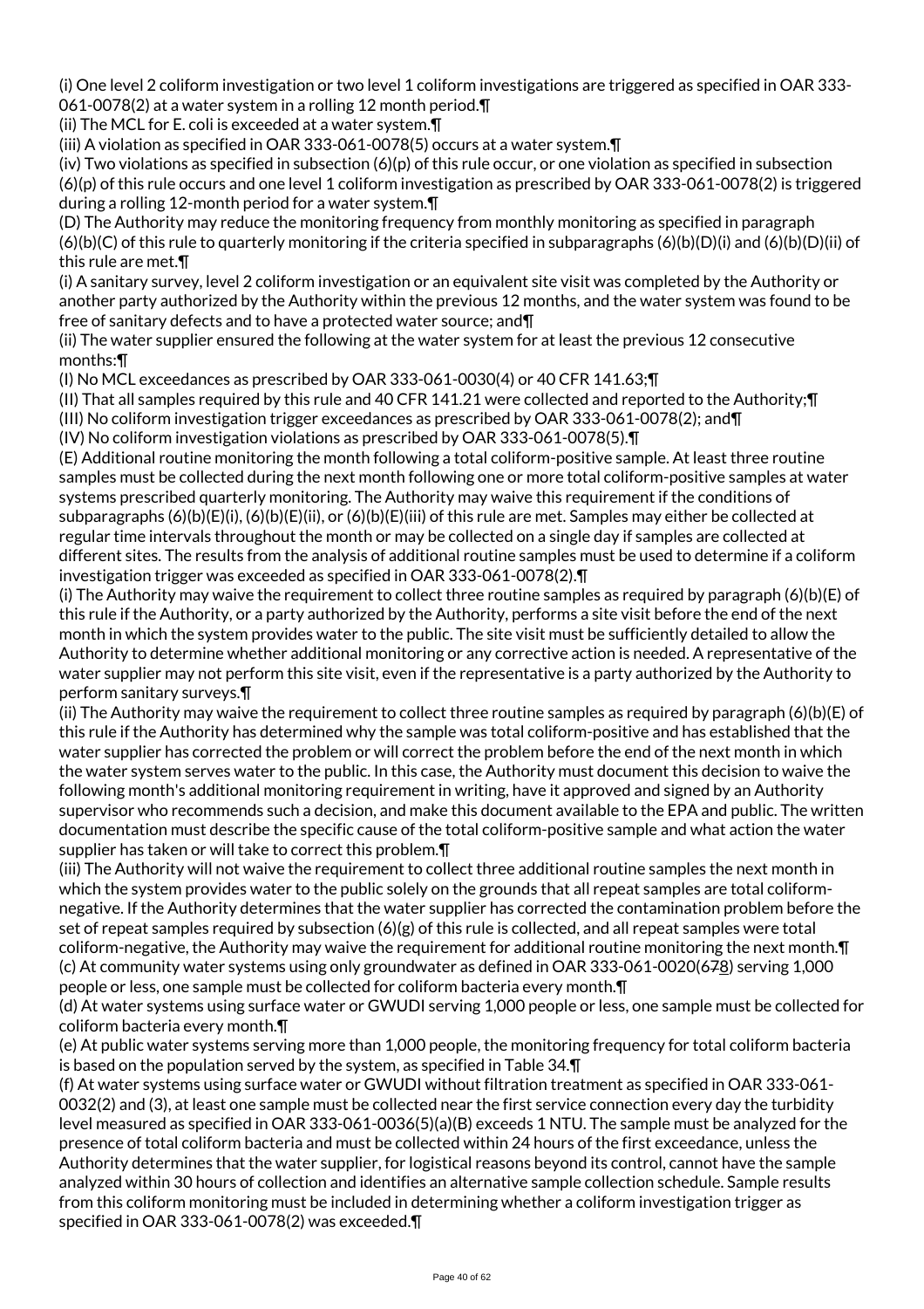(i) One level 2 coliform investigation or two level 1 coliform investigations are triggered as specified in OAR 333-061-0078(2) at a water system in a rolling 12 month period.¶

(ii) The MCL for E. coli is exceeded at a water system.¶

(iii) A violation as specified in OAR 333-061-0078(5) occurs at a water system.¶

(iv) Two violations as specified in subsection (6)(p) of this rule occur, or one violation as specified in subsection (6)(p) of this rule occurs and one level 1 coliform investigation as prescribed by OAR 333-061-0078(2) is triggered during a rolling 12-month period for a water system.¶

(D) The Authority may reduce the monitoring frequency from monthly monitoring as specified in paragraph (6)(b)(C) of this rule to quarterly monitoring if the criteria specified in subparagraphs (6)(b)(D)(i) and (6)(b)(D)(ii) of this rule are met.¶

(i) A sanitary survey, level 2 coliform investigation or an equivalent site visit was completed by the Authority or another party authorized by the Authority within the previous 12 months, and the water system was found to be free of sanitary defects and to have a protected water source; and¶

(ii) The water supplier ensured the following at the water system for at least the previous 12 consecutive months:¶

(I) No MCL exceedances as prescribed by OAR 333-061-0030(4) or 40 CFR 141.63;¶

(II) That all samples required by this rule and 40 CFR 141.21 were collected and reported to the Authority;¶

(III) No coliform investigation trigger exceedances as prescribed by OAR 333-061-0078(2); and¶

(IV) No coliform investigation violations as prescribed by OAR 333-061-0078(5).¶

(E) Additional routine monitoring the month following a total coliform-positive sample. At least three routine samples must be collected during the next month following one or more total coliform-positive samples at water systems prescribed quarterly monitoring. The Authority may waive this requirement if the conditions of subparagraphs (6)(b)(E)(i), (6)(b)(E)(ii), or (6)(b)(E)(iii) of this rule are met. Samples may either be collected at regular time intervals throughout the month or may be collected on a single day if samples are collected at different sites. The results from the analysis of additional routine samples must be used to determine if a coliform investigation trigger was exceeded as specified in OAR 333-061-0078(2).¶

(i) The Authority may waive the requirement to collect three routine samples as required by paragraph (6)(b)(E) of this rule if the Authority, or a party authorized by the Authority, performs a site visit before the end of the next month in which the system provides water to the public. The site visit must be sufficiently detailed to allow the Authority to determine whether additional monitoring or any corrective action is needed. A representative of the water supplier may not perform this site visit, even if the representative is a party authorized by the Authority to perform sanitary surveys.¶

(ii) The Authority may waive the requirement to collect three routine samples as required by paragraph (6)(b)(E) of this rule if the Authority has determined why the sample was total coliform-positive and has established that the water supplier has corrected the problem or will correct the problem before the end of the next month in which the water system serves water to the public. In this case, the Authority must document this decision to waive the following month's additional monitoring requirement in writing, have it approved and signed by an Authority supervisor who recommends such a decision, and make this document available to the EPA and public. The written documentation must describe the specific cause of the total coliform-positive sample and what action the water supplier has taken or will take to correct this problem.¶

(iii) The Authority will not waive the requirement to collect three additional routine samples the next month in which the system provides water to the public solely on the grounds that all repeat samples are total coliform-negative. If the Authority determines that the water supplier has corrected the contamination problem before the set of repeat samples required by subsection (6)(g) of this rule is collected, and all repeat samples were total coliform-negative, the Authority may waive the requirement for additional routine monitoring the next month.¶

(c) At community water systems using only groundwater as defined in OAR 333-061-0020(6~~7~~8) serving 1,000 people or less, one sample must be collected for coliform bacteria every month.¶

(d) At water systems using surface water or GWUDI serving 1,000 people or less, one sample must be collected for coliform bacteria every month.¶

(e) At public water systems serving more than 1,000 people, the monitoring frequency for total coliform bacteria is based on the population served by the system, as specified in Table 34.¶

(f) At water systems using surface water or GWUDI without filtration treatment as specified in OAR 333-061-0032(2) and (3), at least one sample must be collected near the first service connection every day the turbidity level measured as specified in OAR 333-061-0036(5)(a)(B) exceeds 1 NTU. The sample must be analyzed for the presence of total coliform bacteria and must be collected within 24 hours of the first exceedance, unless the Authority determines that the water supplier, for logistical reasons beyond its control, cannot have the sample analyzed within 30 hours of collection and identifies an alternative sample collection schedule. Sample results from this coliform monitoring must be included in determining whether a coliform investigation trigger as specified in OAR 333-061-0078(2) was exceeded.¶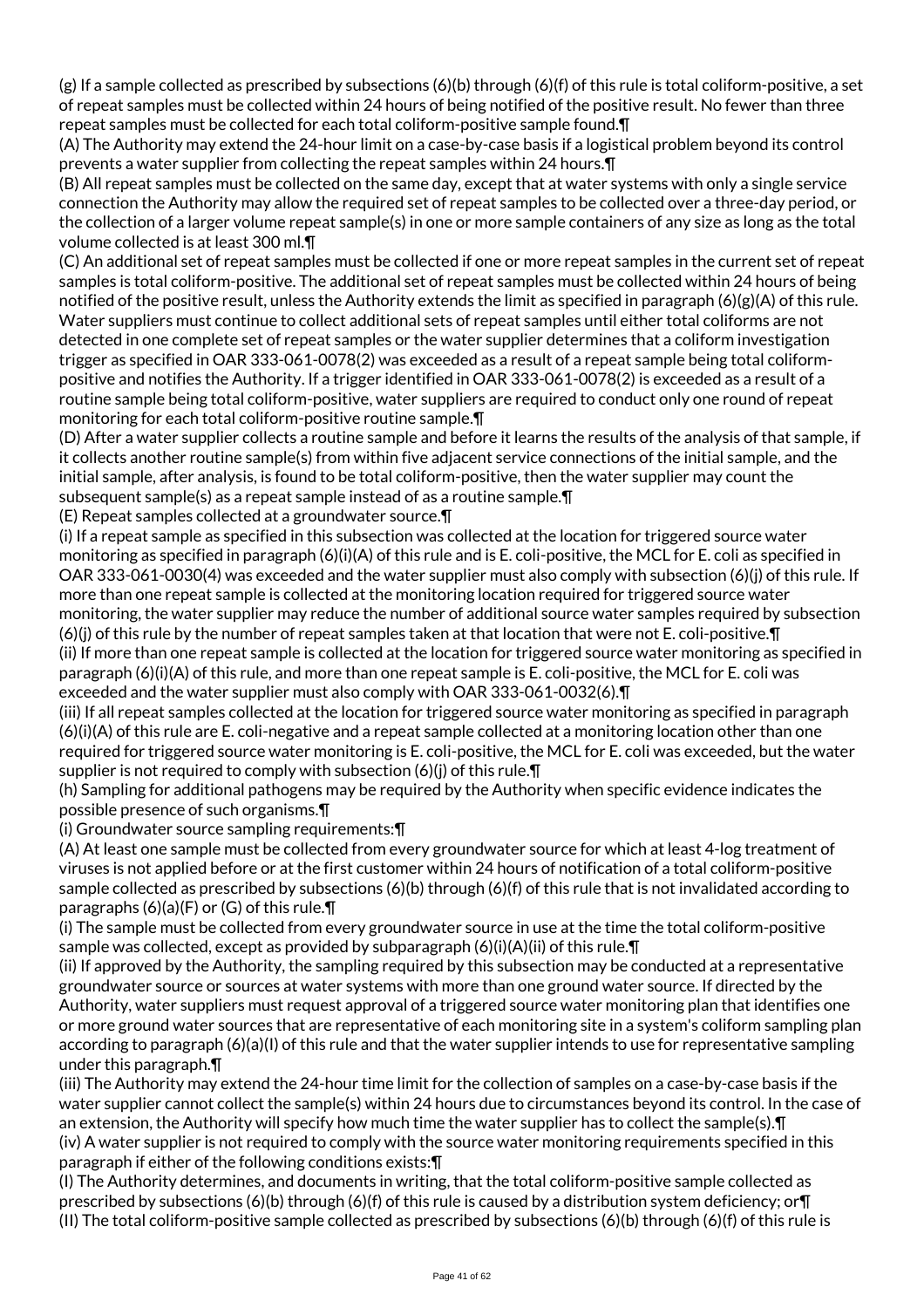(g) If a sample collected as prescribed by subsections (6)(b) through (6)(f) of this rule is total coliform-positive, a set of repeat samples must be collected within 24 hours of being notified of the positive result. No fewer than three repeat samples must be collected for each total coliform-positive sample found.¶

(A) The Authority may extend the 24-hour limit on a case-by-case basis if a logistical problem beyond its control prevents a water supplier from collecting the repeat samples within 24 hours.¶

(B) All repeat samples must be collected on the same day, except that at water systems with only a single service connection the Authority may allow the required set of repeat samples to be collected over a three-day period, or the collection of a larger volume repeat sample(s) in one or more sample containers of any size as long as the total volume collected is at least 300 ml.¶

(C) An additional set of repeat samples must be collected if one or more repeat samples in the current set of repeat samples is total coliform-positive. The additional set of repeat samples must be collected within 24 hours of being notified of the positive result, unless the Authority extends the limit as specified in paragraph (6)(g)(A) of this rule. Water suppliers must continue to collect additional sets of repeat samples until either total coliforms are not detected in one complete set of repeat samples or the water supplier determines that a coliform investigation trigger as specified in OAR 333-061-0078(2) was exceeded as a result of a repeat sample being total coliform-positive and notifies the Authority. If a trigger identified in OAR 333-061-0078(2) is exceeded as a result of a routine sample being total coliform-positive, water suppliers are required to conduct only one round of repeat monitoring for each total coliform-positive routine sample.¶

(D) After a water supplier collects a routine sample and before it learns the results of the analysis of that sample, if it collects another routine sample(s) from within five adjacent service connections of the initial sample, and the initial sample, after analysis, is found to be total coliform-positive, then the water supplier may count the subsequent sample(s) as a repeat sample instead of as a routine sample.¶

(E) Repeat samples collected at a groundwater source.¶

(i) If a repeat sample as specified in this subsection was collected at the location for triggered source water monitoring as specified in paragraph (6)(i)(A) of this rule and is E. coli-positive, the MCL for E. coli as specified in OAR 333-061-0030(4) was exceeded and the water supplier must also comply with subsection (6)(j) of this rule. If more than one repeat sample is collected at the monitoring location required for triggered source water monitoring, the water supplier may reduce the number of additional source water samples required by subsection (6)(j) of this rule by the number of repeat samples taken at that location that were not E. coli-positive.¶

(ii) If more than one repeat sample is collected at the location for triggered source water monitoring as specified in paragraph (6)(i)(A) of this rule, and more than one repeat sample is E. coli-positive, the MCL for E. coli was exceeded and the water supplier must also comply with OAR 333-061-0032(6).¶

(iii) If all repeat samples collected at the location for triggered source water monitoring as specified in paragraph (6)(i)(A) of this rule are E. coli-negative and a repeat sample collected at a monitoring location other than one required for triggered source water monitoring is E. coli-positive, the MCL for E. coli was exceeded, but the water supplier is not required to comply with subsection (6)(j) of this rule.¶

(h) Sampling for additional pathogens may be required by the Authority when specific evidence indicates the possible presence of such organisms.¶

(i) Groundwater source sampling requirements:¶

(A) At least one sample must be collected from every groundwater source for which at least 4-log treatment of viruses is not applied before or at the first customer within 24 hours of notification of a total coliform-positive sample collected as prescribed by subsections (6)(b) through (6)(f) of this rule that is not invalidated according to paragraphs (6)(a)(F) or (G) of this rule.¶

(i) The sample must be collected from every groundwater source in use at the time the total coliform-positive sample was collected, except as provided by subparagraph (6)(i)(A)(ii) of this rule.¶

(ii) If approved by the Authority, the sampling required by this subsection may be conducted at a representative groundwater source or sources at water systems with more than one ground water source. If directed by the Authority, water suppliers must request approval of a triggered source water monitoring plan that identifies one or more ground water sources that are representative of each monitoring site in a system's coliform sampling plan according to paragraph (6)(a)(I) of this rule and that the water supplier intends to use for representative sampling under this paragraph.¶

(iii) The Authority may extend the 24-hour time limit for the collection of samples on a case-by-case basis if the water supplier cannot collect the sample(s) within 24 hours due to circumstances beyond its control. In the case of an extension, the Authority will specify how much time the water supplier has to collect the sample(s).¶

(iv) A water supplier is not required to comply with the source water monitoring requirements specified in this paragraph if either of the following conditions exists:¶

(I) The Authority determines, and documents in writing, that the total coliform-positive sample collected as prescribed by subsections (6)(b) through (6)(f) of this rule is caused by a distribution system deficiency; or¶

(II) The total coliform-positive sample collected as prescribed by subsections (6)(b) through (6)(f) of this rule is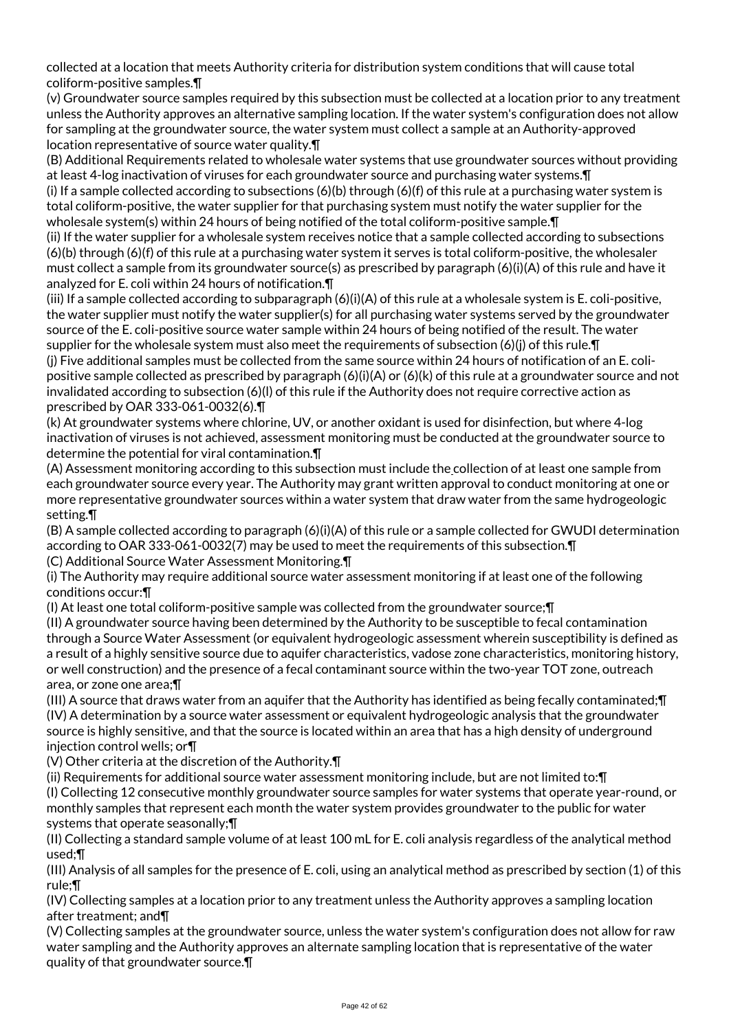collected at a location that meets Authority criteria for distribution system conditions that will cause total coliform-positive samples.¶

(v) Groundwater source samples required by this subsection must be collected at a location prior to any treatment unless the Authority approves an alternative sampling location. If the water system's configuration does not allow for sampling at the groundwater source, the water system must collect a sample at an Authority-approved location representative of source water quality.¶

(B) Additional Requirements related to wholesale water systems that use groundwater sources without providing at least 4-log inactivation of viruses for each groundwater source and purchasing water systems.¶

(i) If a sample collected according to subsections (6)(b) through (6)(f) of this rule at a purchasing water system is total coliform-positive, the water supplier for that purchasing system must notify the water supplier for the wholesale system(s) within 24 hours of being notified of the total coliform-positive sample.¶

(ii) If the water supplier for a wholesale system receives notice that a sample collected according to subsections (6)(b) through (6)(f) of this rule at a purchasing water system it serves is total coliform-positive, the wholesaler must collect a sample from its groundwater source(s) as prescribed by paragraph (6)(i)(A) of this rule and have it analyzed for E. coli within 24 hours of notification.¶

(iii) If a sample collected according to subparagraph (6)(i)(A) of this rule at a wholesale system is E. coli-positive, the water supplier must notify the water supplier(s) for all purchasing water systems served by the groundwater source of the E. coli-positive source water sample within 24 hours of being notified of the result. The water supplier for the wholesale system must also meet the requirements of subsection (6)(j) of this rule.¶

(j) Five additional samples must be collected from the same source within 24 hours of notification of an E. coli-positive sample collected as prescribed by paragraph (6)(i)(A) or (6)(k) of this rule at a groundwater source and not invalidated according to subsection (6)(l) of this rule if the Authority does not require corrective action as prescribed by OAR 333-061-0032(6).¶

(k) At groundwater systems where chlorine, UV, or another oxidant is used for disinfection, but where 4-log inactivation of viruses is not achieved, assessment monitoring must be conducted at the groundwater source to determine the potential for viral contamination.¶

(A) Assessment monitoring according to this subsection must include the collection of at least one sample from each groundwater source every year. The Authority may grant written approval to conduct monitoring at one or more representative groundwater sources within a water system that draw water from the same hydrogeologic setting.¶

(B) A sample collected according to paragraph (6)(i)(A) of this rule or a sample collected for GWUDI determination according to OAR 333-061-0032(7) may be used to meet the requirements of this subsection.¶

(C) Additional Source Water Assessment Monitoring.¶

(i) The Authority may require additional source water assessment monitoring if at least one of the following conditions occur:¶

(I) At least one total coliform-positive sample was collected from the groundwater source;¶

(II) A groundwater source having been determined by the Authority to be susceptible to fecal contamination through a Source Water Assessment (or equivalent hydrogeologic assessment wherein susceptibility is defined as a result of a highly sensitive source due to aquifer characteristics, vadose zone characteristics, monitoring history, or well construction) and the presence of a fecal contaminant source within the two-year TOT zone, outreach area, or zone one area;¶

(III) A source that draws water from an aquifer that the Authority has identified as being fecally contaminated;¶

(IV) A determination by a source water assessment or equivalent hydrogeologic analysis that the groundwater source is highly sensitive, and that the source is located within an area that has a high density of underground injection control wells; or¶

(V) Other criteria at the discretion of the Authority.¶

(ii) Requirements for additional source water assessment monitoring include, but are not limited to:¶

(I) Collecting 12 consecutive monthly groundwater source samples for water systems that operate year-round, or monthly samples that represent each month the water system provides groundwater to the public for water systems that operate seasonally;¶

(II) Collecting a standard sample volume of at least 100 mL for E. coli analysis regardless of the analytical method used;¶

(III) Analysis of all samples for the presence of E. coli, using an analytical method as prescribed by section (1) of this rule;¶

(IV) Collecting samples at a location prior to any treatment unless the Authority approves a sampling location after treatment; and¶

(V) Collecting samples at the groundwater source, unless the water system's configuration does not allow for raw water sampling and the Authority approves an alternate sampling location that is representative of the water quality of that groundwater source.¶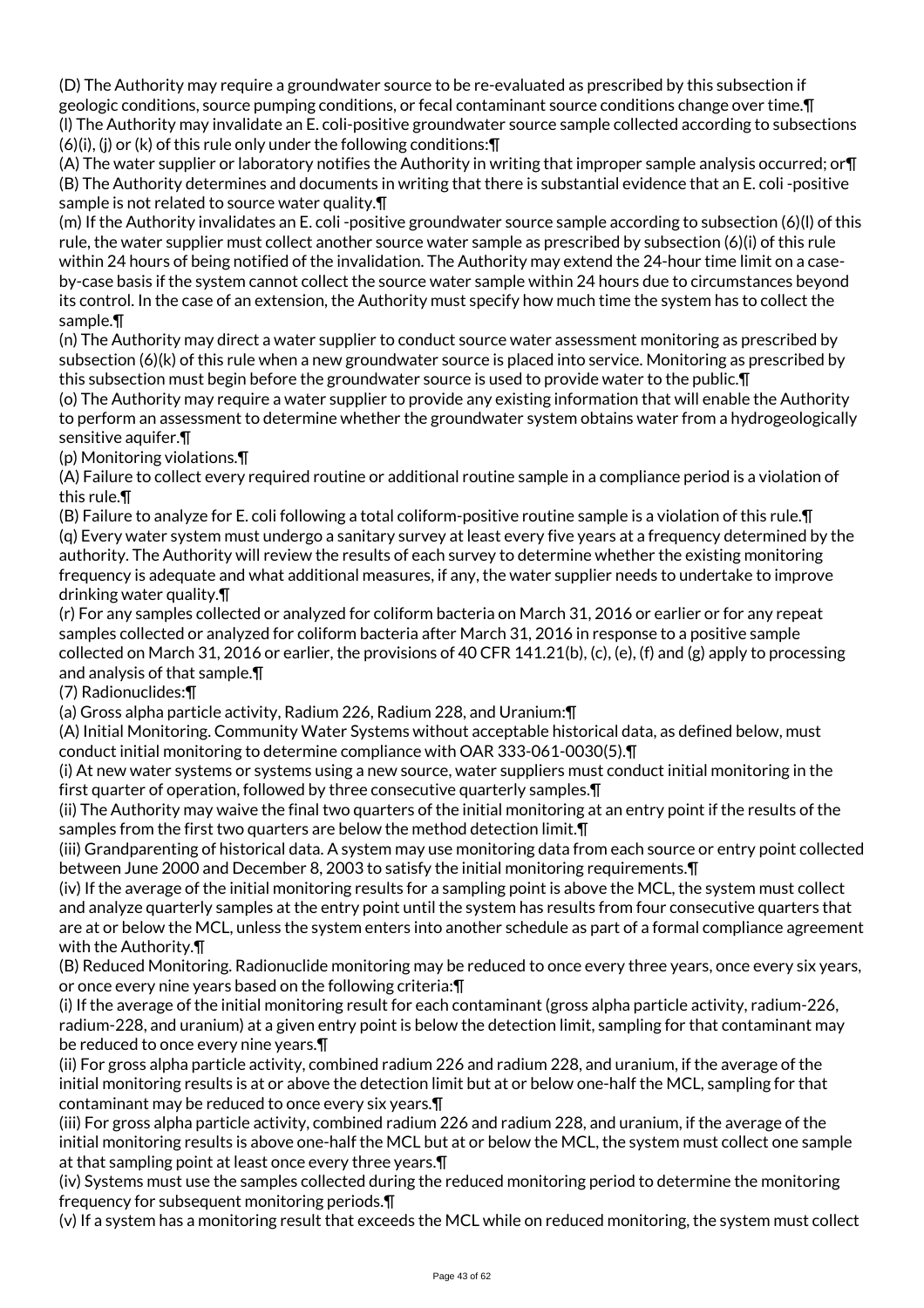(D) The Authority may require a groundwater source to be re-evaluated as prescribed by this subsection if geologic conditions, source pumping conditions, or fecal contaminant source conditions change over time.¶

(l) The Authority may invalidate an E. coli-positive groundwater source sample collected according to subsections (6)(i), (j) or (k) of this rule only under the following conditions:¶

(A) The water supplier or laboratory notifies the Authority in writing that improper sample analysis occurred; or¶

(B) The Authority determines and documents in writing that there is substantial evidence that an E. coli -positive sample is not related to source water quality.¶

(m) If the Authority invalidates an E. coli -positive groundwater source sample according to subsection (6)(l) of this rule, the water supplier must collect another source water sample as prescribed by subsection (6)(i) of this rule within 24 hours of being notified of the invalidation. The Authority may extend the 24-hour time limit on a case-by-case basis if the system cannot collect the source water sample within 24 hours due to circumstances beyond its control. In the case of an extension, the Authority must specify how much time the system has to collect the sample.¶

(n) The Authority may direct a water supplier to conduct source water assessment monitoring as prescribed by subsection (6)(k) of this rule when a new groundwater source is placed into service. Monitoring as prescribed by this subsection must begin before the groundwater source is used to provide water to the public.¶

(o) The Authority may require a water supplier to provide any existing information that will enable the Authority to perform an assessment to determine whether the groundwater system obtains water from a hydrogeologically sensitive aquifer.¶

(p) Monitoring violations.¶

(A) Failure to collect every required routine or additional routine sample in a compliance period is a violation of this rule.¶

(B) Failure to analyze for E. coli following a total coliform-positive routine sample is a violation of this rule.¶

(q) Every water system must undergo a sanitary survey at least every five years at a frequency determined by the authority. The Authority will review the results of each survey to determine whether the existing monitoring frequency is adequate and what additional measures, if any, the water supplier needs to undertake to improve drinking water quality.¶

(r) For any samples collected or analyzed for coliform bacteria on March 31, 2016 or earlier or for any repeat samples collected or analyzed for coliform bacteria after March 31, 2016 in response to a positive sample collected on March 31, 2016 or earlier, the provisions of 40 CFR 141.21(b), (c), (e), (f) and (g) apply to processing and analysis of that sample.¶

(7) Radionuclides:¶

(a) Gross alpha particle activity, Radium 226, Radium 228, and Uranium:¶

(A) Initial Monitoring. Community Water Systems without acceptable historical data, as defined below, must conduct initial monitoring to determine compliance with OAR 333-061-0030(5).¶

(i) At new water systems or systems using a new source, water suppliers must conduct initial monitoring in the first quarter of operation, followed by three consecutive quarterly samples.¶

(ii) The Authority may waive the final two quarters of the initial monitoring at an entry point if the results of the samples from the first two quarters are below the method detection limit.¶

(iii) Grandparenting of historical data. A system may use monitoring data from each source or entry point collected between June 2000 and December 8, 2003 to satisfy the initial monitoring requirements.¶

(iv) If the average of the initial monitoring results for a sampling point is above the MCL, the system must collect and analyze quarterly samples at the entry point until the system has results from four consecutive quarters that are at or below the MCL, unless the system enters into another schedule as part of a formal compliance agreement with the Authority.¶

(B) Reduced Monitoring. Radionuclide monitoring may be reduced to once every three years, once every six years, or once every nine years based on the following criteria:¶

(i) If the average of the initial monitoring result for each contaminant (gross alpha particle activity, radium-226, radium-228, and uranium) at a given entry point is below the detection limit, sampling for that contaminant may be reduced to once every nine years.¶

(ii) For gross alpha particle activity, combined radium 226 and radium 228, and uranium, if the average of the initial monitoring results is at or above the detection limit but at or below one-half the MCL, sampling for that contaminant may be reduced to once every six years.¶

(iii) For gross alpha particle activity, combined radium 226 and radium 228, and uranium, if the average of the initial monitoring results is above one-half the MCL but at or below the MCL, the system must collect one sample at that sampling point at least once every three years.¶

(iv) Systems must use the samples collected during the reduced monitoring period to determine the monitoring frequency for subsequent monitoring periods.¶

(v) If a system has a monitoring result that exceeds the MCL while on reduced monitoring, the system must collect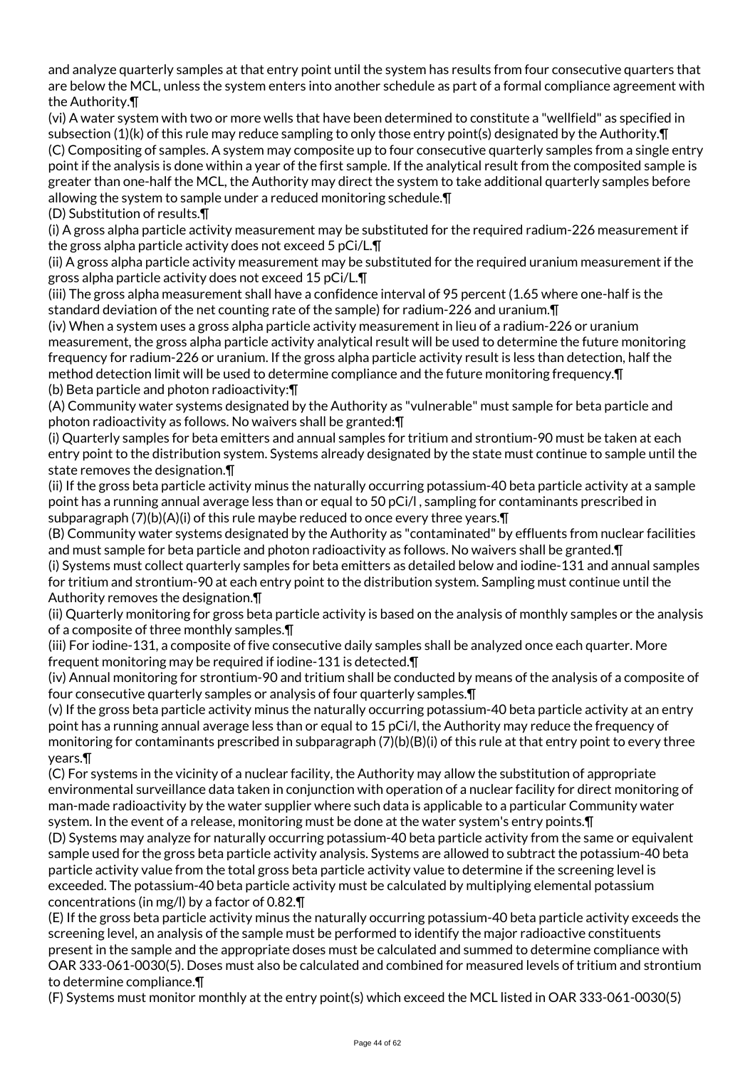and analyze quarterly samples at that entry point until the system has results from four consecutive quarters that are below the MCL, unless the system enters into another schedule as part of a formal compliance agreement with the Authority.¶

(vi) A water system with two or more wells that have been determined to constitute a "wellfield" as specified in subsection (1)(k) of this rule may reduce sampling to only those entry point(s) designated by the Authority.¶

(C) Compositing of samples. A system may composite up to four consecutive quarterly samples from a single entry point if the analysis is done within a year of the first sample. If the analytical result from the composited sample is greater than one-half the MCL, the Authority may direct the system to take additional quarterly samples before allowing the system to sample under a reduced monitoring schedule.¶

(D) Substitution of results.¶

(i) A gross alpha particle activity measurement may be substituted for the required radium-226 measurement if the gross alpha particle activity does not exceed 5 pCi/L.¶

(ii) A gross alpha particle activity measurement may be substituted for the required uranium measurement if the gross alpha particle activity does not exceed 15 pCi/L.¶

(iii) The gross alpha measurement shall have a confidence interval of 95 percent (1.65 where one-half is the standard deviation of the net counting rate of the sample) for radium-226 and uranium.¶

(iv) When a system uses a gross alpha particle activity measurement in lieu of a radium-226 or uranium measurement, the gross alpha particle activity analytical result will be used to determine the future monitoring frequency for radium-226 or uranium. If the gross alpha particle activity result is less than detection, half the method detection limit will be used to determine compliance and the future monitoring frequency.¶

(b) Beta particle and photon radioactivity:¶

(A) Community water systems designated by the Authority as "vulnerable" must sample for beta particle and photon radioactivity as follows. No waivers shall be granted:¶

(i) Quarterly samples for beta emitters and annual samples for tritium and strontium-90 must be taken at each entry point to the distribution system. Systems already designated by the state must continue to sample until the state removes the designation.¶

(ii) If the gross beta particle activity minus the naturally occurring potassium-40 beta particle activity at a sample point has a running annual average less than or equal to 50 pCi/l , sampling for contaminants prescribed in subparagraph (7)(b)(A)(i) of this rule maybe reduced to once every three years.¶

(B) Community water systems designated by the Authority as "contaminated" by effluents from nuclear facilities and must sample for beta particle and photon radioactivity as follows. No waivers shall be granted.¶

(i) Systems must collect quarterly samples for beta emitters as detailed below and iodine-131 and annual samples for tritium and strontium-90 at each entry point to the distribution system. Sampling must continue until the Authority removes the designation.¶

(ii) Quarterly monitoring for gross beta particle activity is based on the analysis of monthly samples or the analysis of a composite of three monthly samples.¶

(iii) For iodine-131, a composite of five consecutive daily samples shall be analyzed once each quarter. More frequent monitoring may be required if iodine-131 is detected.¶

(iv) Annual monitoring for strontium-90 and tritium shall be conducted by means of the analysis of a composite of four consecutive quarterly samples or analysis of four quarterly samples.¶

(v) If the gross beta particle activity minus the naturally occurring potassium-40 beta particle activity at an entry point has a running annual average less than or equal to 15 pCi/l, the Authority may reduce the frequency of monitoring for contaminants prescribed in subparagraph (7)(b)(B)(i) of this rule at that entry point to every three years.¶

(C) For systems in the vicinity of a nuclear facility, the Authority may allow the substitution of appropriate environmental surveillance data taken in conjunction with operation of a nuclear facility for direct monitoring of man-made radioactivity by the water supplier where such data is applicable to a particular Community water system. In the event of a release, monitoring must be done at the water system's entry points.¶

(D) Systems may analyze for naturally occurring potassium-40 beta particle activity from the same or equivalent sample used for the gross beta particle activity analysis. Systems are allowed to subtract the potassium-40 beta particle activity value from the total gross beta particle activity value to determine if the screening level is exceeded. The potassium-40 beta particle activity must be calculated by multiplying elemental potassium concentrations (in mg/l) by a factor of 0.82.¶

(E) If the gross beta particle activity minus the naturally occurring potassium-40 beta particle activity exceeds the screening level, an analysis of the sample must be performed to identify the major radioactive constituents present in the sample and the appropriate doses must be calculated and summed to determine compliance with OAR 333-061-0030(5). Doses must also be calculated and combined for measured levels of tritium and strontium to determine compliance.¶

(F) Systems must monitor monthly at the entry point(s) which exceed the MCL listed in OAR 333-061-0030(5)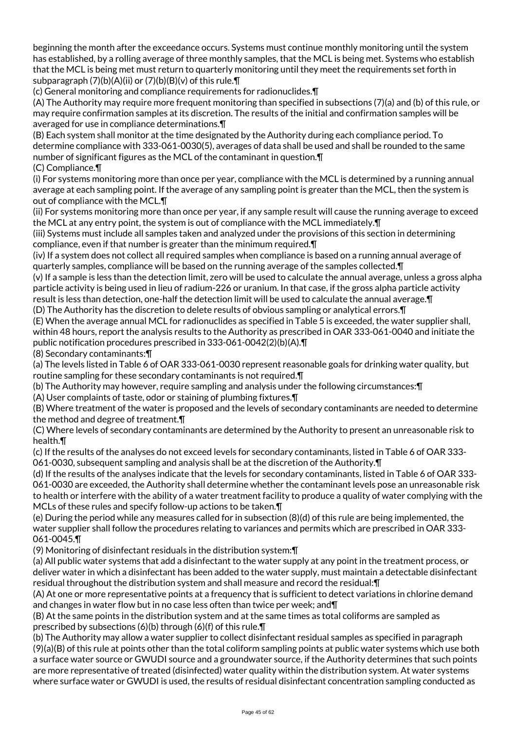beginning the month after the exceedance occurs. Systems must continue monthly monitoring until the system has established, by a rolling average of three monthly samples, that the MCL is being met. Systems who establish that the MCL is being met must return to quarterly monitoring until they meet the requirements set forth in subparagraph (7)(b)(A)(ii) or (7)(b)(B)(v) of this rule.¶

(c) General monitoring and compliance requirements for radionuclides.¶

(A) The Authority may require more frequent monitoring than specified in subsections (7)(a) and (b) of this rule, or may require confirmation samples at its discretion. The results of the initial and confirmation samples will be averaged for use in compliance determinations.¶

(B) Each system shall monitor at the time designated by the Authority during each compliance period. To determine compliance with 333-061-0030(5), averages of data shall be used and shall be rounded to the same number of significant figures as the MCL of the contaminant in question.¶

(C) Compliance.¶

(i) For systems monitoring more than once per year, compliance with the MCL is determined by a running annual average at each sampling point. If the average of any sampling point is greater than the MCL, then the system is out of compliance with the MCL.¶

(ii) For systems monitoring more than once per year, if any sample result will cause the running average to exceed the MCL at any entry point, the system is out of compliance with the MCL immediately.¶

(iii) Systems must include all samples taken and analyzed under the provisions of this section in determining compliance, even if that number is greater than the minimum required.¶

(iv) If a system does not collect all required samples when compliance is based on a running annual average of quarterly samples, compliance will be based on the running average of the samples collected.¶

(v) If a sample is less than the detection limit, zero will be used to calculate the annual average, unless a gross alpha particle activity is being used in lieu of radium-226 or uranium. In that case, if the gross alpha particle activity result is less than detection, one-half the detection limit will be used to calculate the annual average.¶

(D) The Authority has the discretion to delete results of obvious sampling or analytical errors.¶

(E) When the average annual MCL for radionuclides as specified in Table 5 is exceeded, the water supplier shall, within 48 hours, report the analysis results to the Authority as prescribed in OAR 333-061-0040 and initiate the public notification procedures prescribed in 333-061-0042(2)(b)(A).¶

(8) Secondary contaminants:¶

(a) The levels listed in Table 6 of OAR 333-061-0030 represent reasonable goals for drinking water quality, but routine sampling for these secondary contaminants is not required.¶

(b) The Authority may however, require sampling and analysis under the following circumstances:¶

(A) User complaints of taste, odor or staining of plumbing fixtures.¶

(B) Where treatment of the water is proposed and the levels of secondary contaminants are needed to determine the method and degree of treatment.¶

(C) Where levels of secondary contaminants are determined by the Authority to present an unreasonable risk to health.¶

(c) If the results of the analyses do not exceed levels for secondary contaminants, listed in Table 6 of OAR 333-061-0030, subsequent sampling and analysis shall be at the discretion of the Authority.¶

(d) If the results of the analyses indicate that the levels for secondary contaminants, listed in Table 6 of OAR 333-061-0030 are exceeded, the Authority shall determine whether the contaminant levels pose an unreasonable risk to health or interfere with the ability of a water treatment facility to produce a quality of water complying with the MCLs of these rules and specify follow-up actions to be taken.¶

(e) During the period while any measures called for in subsection (8)(d) of this rule are being implemented, the water supplier shall follow the procedures relating to variances and permits which are prescribed in OAR 333-061-0045.¶

(9) Monitoring of disinfectant residuals in the distribution system:¶

(a) All public water systems that add a disinfectant to the water supply at any point in the treatment process, or deliver water in which a disinfectant has been added to the water supply, must maintain a detectable disinfectant residual throughout the distribution system and shall measure and record the residual:¶

(A) At one or more representative points at a frequency that is sufficient to detect variations in chlorine demand and changes in water flow but in no case less often than twice per week; and¶

(B) At the same points in the distribution system and at the same times as total coliforms are sampled as prescribed by subsections (6)(b) through (6)(f) of this rule.¶

(b) The Authority may allow a water supplier to collect disinfectant residual samples as specified in paragraph (9)(a)(B) of this rule at points other than the total coliform sampling points at public water systems which use both a surface water source or GWUDI source and a groundwater source, if the Authority determines that such points are more representative of treated (disinfected) water quality within the distribution system. At water systems where surface water or GWUDI is used, the results of residual disinfectant concentration sampling conducted as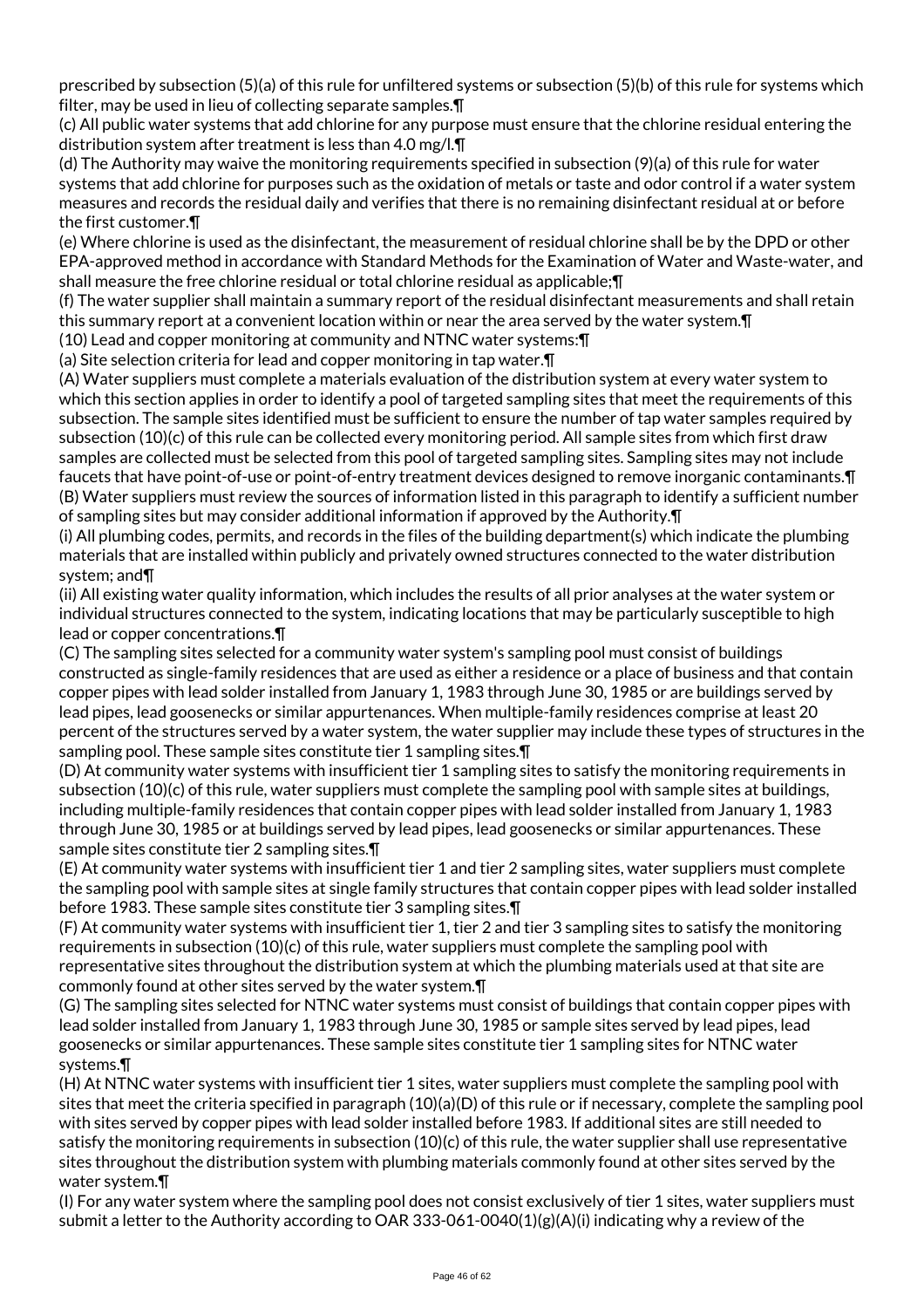prescribed by subsection (5)(a) of this rule for unfiltered systems or subsection (5)(b) of this rule for systems which filter, may be used in lieu of collecting separate samples.¶

(c) All public water systems that add chlorine for any purpose must ensure that the chlorine residual entering the distribution system after treatment is less than 4.0 mg/l.¶

(d) The Authority may waive the monitoring requirements specified in subsection (9)(a) of this rule for water systems that add chlorine for purposes such as the oxidation of metals or taste and odor control if a water system measures and records the residual daily and verifies that there is no remaining disinfectant residual at or before the first customer.¶

(e) Where chlorine is used as the disinfectant, the measurement of residual chlorine shall be by the DPD or other EPA-approved method in accordance with Standard Methods for the Examination of Water and Waste-water, and shall measure the free chlorine residual or total chlorine residual as applicable;¶

(f) The water supplier shall maintain a summary report of the residual disinfectant measurements and shall retain this summary report at a convenient location within or near the area served by the water system.¶

(10) Lead and copper monitoring at community and NTNC water systems:¶

(a) Site selection criteria for lead and copper monitoring in tap water.¶

(A) Water suppliers must complete a materials evaluation of the distribution system at every water system to which this section applies in order to identify a pool of targeted sampling sites that meet the requirements of this subsection. The sample sites identified must be sufficient to ensure the number of tap water samples required by subsection (10)(c) of this rule can be collected every monitoring period. All sample sites from which first draw samples are collected must be selected from this pool of targeted sampling sites. Sampling sites may not include faucets that have point-of-use or point-of-entry treatment devices designed to remove inorganic contaminants.¶

(B) Water suppliers must review the sources of information listed in this paragraph to identify a sufficient number of sampling sites but may consider additional information if approved by the Authority.¶

(i) All plumbing codes, permits, and records in the files of the building department(s) which indicate the plumbing materials that are installed within publicly and privately owned structures connected to the water distribution system; and¶

(ii) All existing water quality information, which includes the results of all prior analyses at the water system or individual structures connected to the system, indicating locations that may be particularly susceptible to high lead or copper concentrations.¶

(C) The sampling sites selected for a community water system's sampling pool must consist of buildings constructed as single-family residences that are used as either a residence or a place of business and that contain copper pipes with lead solder installed from January 1, 1983 through June 30, 1985 or are buildings served by lead pipes, lead goosenecks or similar appurtenances. When multiple-family residences comprise at least 20 percent of the structures served by a water system, the water supplier may include these types of structures in the sampling pool. These sample sites constitute tier 1 sampling sites.¶

(D) At community water systems with insufficient tier 1 sampling sites to satisfy the monitoring requirements in subsection (10)(c) of this rule, water suppliers must complete the sampling pool with sample sites at buildings, including multiple-family residences that contain copper pipes with lead solder installed from January 1, 1983 through June 30, 1985 or at buildings served by lead pipes, lead goosenecks or similar appurtenances. These sample sites constitute tier 2 sampling sites.¶

(E) At community water systems with insufficient tier 1 and tier 2 sampling sites, water suppliers must complete the sampling pool with sample sites at single family structures that contain copper pipes with lead solder installed before 1983. These sample sites constitute tier 3 sampling sites.¶

(F) At community water systems with insufficient tier 1, tier 2 and tier 3 sampling sites to satisfy the monitoring requirements in subsection (10)(c) of this rule, water suppliers must complete the sampling pool with representative sites throughout the distribution system at which the plumbing materials used at that site are commonly found at other sites served by the water system.¶

(G) The sampling sites selected for NTNC water systems must consist of buildings that contain copper pipes with lead solder installed from January 1, 1983 through June 30, 1985 or sample sites served by lead pipes, lead goosenecks or similar appurtenances. These sample sites constitute tier 1 sampling sites for NTNC water systems.¶

(H) At NTNC water systems with insufficient tier 1 sites, water suppliers must complete the sampling pool with sites that meet the criteria specified in paragraph (10)(a)(D) of this rule or if necessary, complete the sampling pool with sites served by copper pipes with lead solder installed before 1983. If additional sites are still needed to satisfy the monitoring requirements in subsection (10)(c) of this rule, the water supplier shall use representative sites throughout the distribution system with plumbing materials commonly found at other sites served by the water system.¶

(I) For any water system where the sampling pool does not consist exclusively of tier 1 sites, water suppliers must submit a letter to the Authority according to OAR 333-061-0040(1)(g)(A)(i) indicating why a review of the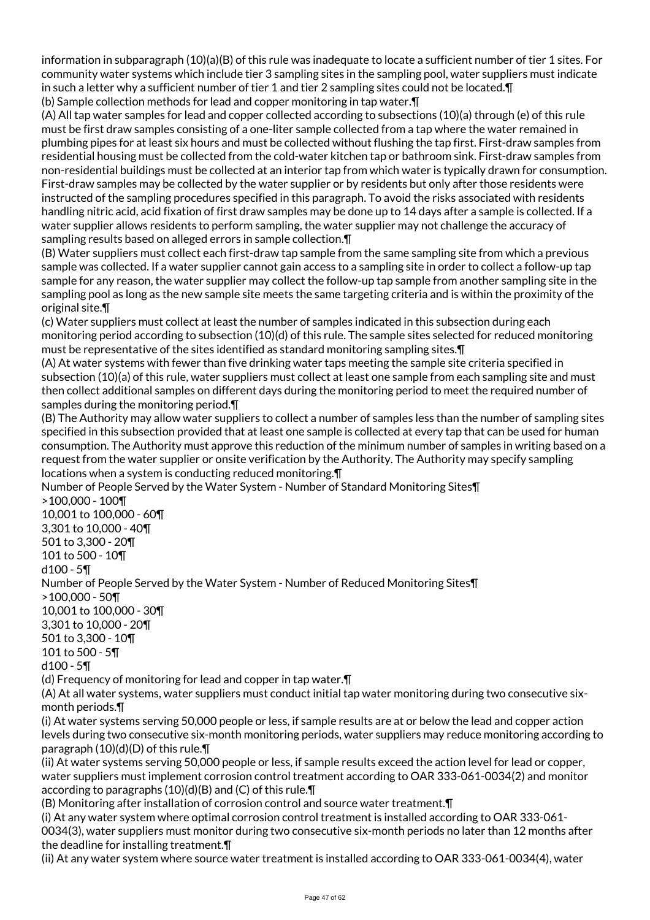information in subparagraph (10)(a)(B) of this rule was inadequate to locate a sufficient number of tier 1 sites. For community water systems which include tier 3 sampling sites in the sampling pool, water suppliers must indicate in such a letter why a sufficient number of tier 1 and tier 2 sampling sites could not be located.¶

(b) Sample collection methods for lead and copper monitoring in tap water.¶

(A) All tap water samples for lead and copper collected according to subsections (10)(a) through (e) of this rule must be first draw samples consisting of a one-liter sample collected from a tap where the water remained in plumbing pipes for at least six hours and must be collected without flushing the tap first. First-draw samples from residential housing must be collected from the cold-water kitchen tap or bathroom sink. First-draw samples from non-residential buildings must be collected at an interior tap from which water is typically drawn for consumption. First-draw samples may be collected by the water supplier or by residents but only after those residents were instructed of the sampling procedures specified in this paragraph. To avoid the risks associated with residents handling nitric acid, acid fixation of first draw samples may be done up to 14 days after a sample is collected. If a water supplier allows residents to perform sampling, the water supplier may not challenge the accuracy of sampling results based on alleged errors in sample collection.¶

(B) Water suppliers must collect each first-draw tap sample from the same sampling site from which a previous sample was collected. If a water supplier cannot gain access to a sampling site in order to collect a follow-up tap sample for any reason, the water supplier may collect the follow-up tap sample from another sampling site in the sampling pool as long as the new sample site meets the same targeting criteria and is within the proximity of the original site.¶

(c) Water suppliers must collect at least the number of samples indicated in this subsection during each monitoring period according to subsection (10)(d) of this rule. The sample sites selected for reduced monitoring must be representative of the sites identified as standard monitoring sampling sites.¶

(A) At water systems with fewer than five drinking water taps meeting the sample site criteria specified in subsection (10)(a) of this rule, water suppliers must collect at least one sample from each sampling site and must then collect additional samples on different days during the monitoring period to meet the required number of samples during the monitoring period.¶

(B) The Authority may allow water suppliers to collect a number of samples less than the number of sampling sites specified in this subsection provided that at least one sample is collected at every tap that can be used for human consumption. The Authority must approve this reduction of the minimum number of samples in writing based on a request from the water supplier or onsite verification by the Authority. The Authority may specify sampling locations when a system is conducting reduced monitoring.¶

Number of People Served by the Water System - Number of Standard Monitoring Sites¶
>100,000 - 100¶
10,001 to 100,000 - 60¶
3,301 to 10,000 - 40¶
501 to 3,300 - 20¶
101 to 500 - 10¶
d100 - 5¶

Number of People Served by the Water System - Number of Reduced Monitoring Sites¶
>100,000 - 50¶
10,001 to 100,000 - 30¶
3,301 to 10,000 - 20¶
501 to 3,300 - 10¶
101 to 500 - 5¶
d100 - 5¶

(d) Frequency of monitoring for lead and copper in tap water.¶

(A) At all water systems, water suppliers must conduct initial tap water monitoring during two consecutive six-month periods.¶

(i) At water systems serving 50,000 people or less, if sample results are at or below the lead and copper action levels during two consecutive six-month monitoring periods, water suppliers may reduce monitoring according to paragraph (10)(d)(D) of this rule.¶

(ii) At water systems serving 50,000 people or less, if sample results exceed the action level for lead or copper, water suppliers must implement corrosion control treatment according to OAR 333-061-0034(2) and monitor according to paragraphs (10)(d)(B) and (C) of this rule.¶

(B) Monitoring after installation of corrosion control and source water treatment.¶

(i) At any water system where optimal corrosion control treatment is installed according to OAR 333-061-0034(3), water suppliers must monitor during two consecutive six-month periods no later than 12 months after the deadline for installing treatment.¶

(ii) At any water system where source water treatment is installed according to OAR 333-061-0034(4), water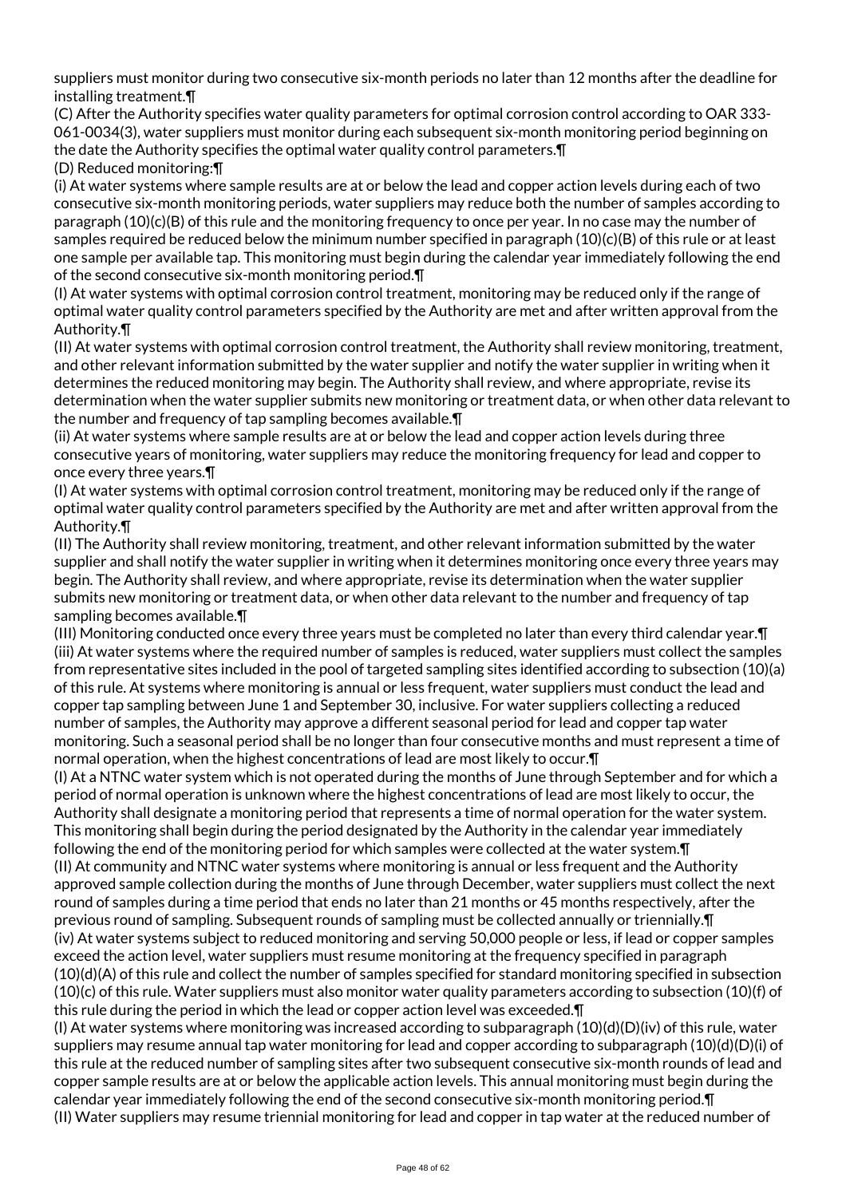suppliers must monitor during two consecutive six-month periods no later than 12 months after the deadline for installing treatment.¶

(C) After the Authority specifies water quality parameters for optimal corrosion control according to OAR 333-061-0034(3), water suppliers must monitor during each subsequent six-month monitoring period beginning on the date the Authority specifies the optimal water quality control parameters.¶

(D) Reduced monitoring:¶

(i) At water systems where sample results are at or below the lead and copper action levels during each of two consecutive six-month monitoring periods, water suppliers may reduce both the number of samples according to paragraph (10)(c)(B) of this rule and the monitoring frequency to once per year. In no case may the number of samples required be reduced below the minimum number specified in paragraph (10)(c)(B) of this rule or at least one sample per available tap. This monitoring must begin during the calendar year immediately following the end of the second consecutive six-month monitoring period.¶

(I) At water systems with optimal corrosion control treatment, monitoring may be reduced only if the range of optimal water quality control parameters specified by the Authority are met and after written approval from the Authority.¶

(II) At water systems with optimal corrosion control treatment, the Authority shall review monitoring, treatment, and other relevant information submitted by the water supplier and notify the water supplier in writing when it determines the reduced monitoring may begin. The Authority shall review, and where appropriate, revise its determination when the water supplier submits new monitoring or treatment data, or when other data relevant to the number and frequency of tap sampling becomes available.¶

(ii) At water systems where sample results are at or below the lead and copper action levels during three consecutive years of monitoring, water suppliers may reduce the monitoring frequency for lead and copper to once every three years.¶

(I) At water systems with optimal corrosion control treatment, monitoring may be reduced only if the range of optimal water quality control parameters specified by the Authority are met and after written approval from the Authority.¶

(II) The Authority shall review monitoring, treatment, and other relevant information submitted by the water supplier and shall notify the water supplier in writing when it determines monitoring once every three years may begin. The Authority shall review, and where appropriate, revise its determination when the water supplier submits new monitoring or treatment data, or when other data relevant to the number and frequency of tap sampling becomes available.¶

(III) Monitoring conducted once every three years must be completed no later than every third calendar year.¶

(iii) At water systems where the required number of samples is reduced, water suppliers must collect the samples from representative sites included in the pool of targeted sampling sites identified according to subsection (10)(a) of this rule. At systems where monitoring is annual or less frequent, water suppliers must conduct the lead and copper tap sampling between June 1 and September 30, inclusive. For water suppliers collecting a reduced number of samples, the Authority may approve a different seasonal period for lead and copper tap water monitoring. Such a seasonal period shall be no longer than four consecutive months and must represent a time of normal operation, when the highest concentrations of lead are most likely to occur.¶

(I) At a NTNC water system which is not operated during the months of June through September and for which a period of normal operation is unknown where the highest concentrations of lead are most likely to occur, the Authority shall designate a monitoring period that represents a time of normal operation for the water system. This monitoring shall begin during the period designated by the Authority in the calendar year immediately following the end of the monitoring period for which samples were collected at the water system.¶

(II) At community and NTNC water systems where monitoring is annual or less frequent and the Authority approved sample collection during the months of June through December, water suppliers must collect the next round of samples during a time period that ends no later than 21 months or 45 months respectively, after the previous round of sampling. Subsequent rounds of sampling must be collected annually or triennially.¶

(iv) At water systems subject to reduced monitoring and serving 50,000 people or less, if lead or copper samples exceed the action level, water suppliers must resume monitoring at the frequency specified in paragraph (10)(d)(A) of this rule and collect the number of samples specified for standard monitoring specified in subsection (10)(c) of this rule. Water suppliers must also monitor water quality parameters according to subsection (10)(f) of this rule during the period in which the lead or copper action level was exceeded.¶

(I) At water systems where monitoring was increased according to subparagraph (10)(d)(D)(iv) of this rule, water suppliers may resume annual tap water monitoring for lead and copper according to subparagraph (10)(d)(D)(i) of this rule at the reduced number of sampling sites after two subsequent consecutive six-month rounds of lead and copper sample results are at or below the applicable action levels. This annual monitoring must begin during the calendar year immediately following the end of the second consecutive six-month monitoring period.¶

(II) Water suppliers may resume triennial monitoring for lead and copper in tap water at the reduced number of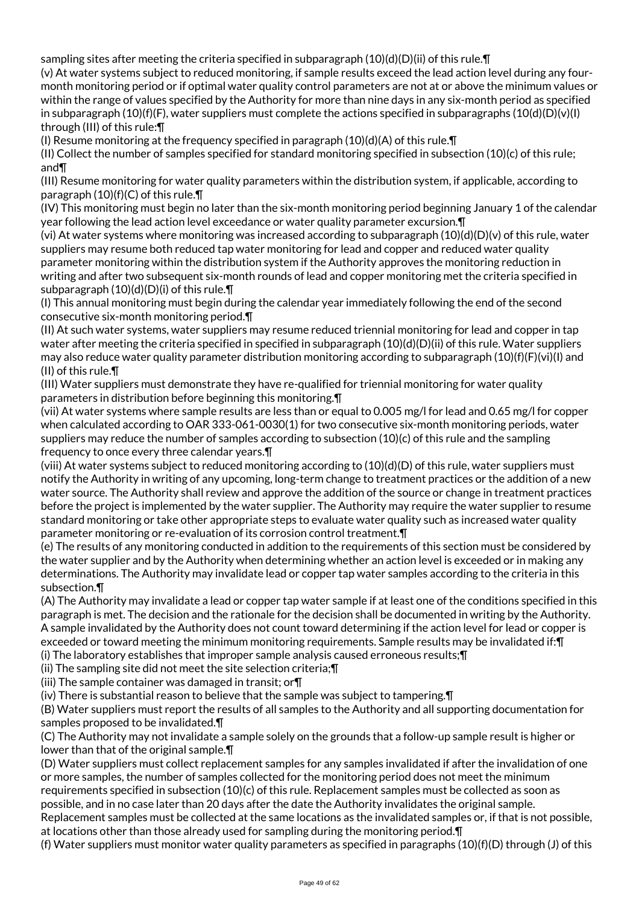sampling sites after meeting the criteria specified in subparagraph (10)(d)(D)(ii) of this rule.¶

(v) At water systems subject to reduced monitoring, if sample results exceed the lead action level during any four-month monitoring period or if optimal water quality control parameters are not at or above the minimum values or within the range of values specified by the Authority for more than nine days in any six-month period as specified in subparagraph (10)(f)(F), water suppliers must complete the actions specified in subparagraphs (10(d)(D)(v)(I) through (III) of this rule:¶

(I) Resume monitoring at the frequency specified in paragraph (10)(d)(A) of this rule.¶

(II) Collect the number of samples specified for standard monitoring specified in subsection (10)(c) of this rule; and¶

(III) Resume monitoring for water quality parameters within the distribution system, if applicable, according to paragraph (10)(f)(C) of this rule.¶

(IV) This monitoring must begin no later than the six-month monitoring period beginning January 1 of the calendar year following the lead action level exceedance or water quality parameter excursion.¶

(vi) At water systems where monitoring was increased according to subparagraph (10)(d)(D)(v) of this rule, water suppliers may resume both reduced tap water monitoring for lead and copper and reduced water quality parameter monitoring within the distribution system if the Authority approves the monitoring reduction in writing and after two subsequent six-month rounds of lead and copper monitoring met the criteria specified in subparagraph (10)(d)(D)(i) of this rule.¶

(I) This annual monitoring must begin during the calendar year immediately following the end of the second consecutive six-month monitoring period.¶

(II) At such water systems, water suppliers may resume reduced triennial monitoring for lead and copper in tap water after meeting the criteria specified in specified in subparagraph (10)(d)(D)(ii) of this rule. Water suppliers may also reduce water quality parameter distribution monitoring according to subparagraph (10)(f)(F)(vi)(I) and (II) of this rule.¶

(III) Water suppliers must demonstrate they have re-qualified for triennial monitoring for water quality parameters in distribution before beginning this monitoring.¶

(vii) At water systems where sample results are less than or equal to 0.005 mg/l for lead and 0.65 mg/l for copper when calculated according to OAR 333-061-0030(1) for two consecutive six-month monitoring periods, water suppliers may reduce the number of samples according to subsection (10)(c) of this rule and the sampling frequency to once every three calendar years.¶

(viii) At water systems subject to reduced monitoring according to (10)(d)(D) of this rule, water suppliers must notify the Authority in writing of any upcoming, long-term change to treatment practices or the addition of a new water source. The Authority shall review and approve the addition of the source or change in treatment practices before the project is implemented by the water supplier. The Authority may require the water supplier to resume standard monitoring or take other appropriate steps to evaluate water quality such as increased water quality parameter monitoring or re-evaluation of its corrosion control treatment.¶

(e) The results of any monitoring conducted in addition to the requirements of this section must be considered by the water supplier and by the Authority when determining whether an action level is exceeded or in making any determinations. The Authority may invalidate lead or copper tap water samples according to the criteria in this subsection.¶

(A) The Authority may invalidate a lead or copper tap water sample if at least one of the conditions specified in this paragraph is met. The decision and the rationale for the decision shall be documented in writing by the Authority. A sample invalidated by the Authority does not count toward determining if the action level for lead or copper is exceeded or toward meeting the minimum monitoring requirements. Sample results may be invalidated if:¶

(i) The laboratory establishes that improper sample analysis caused erroneous results;¶

(ii) The sampling site did not meet the site selection criteria;¶

(iii) The sample container was damaged in transit; or¶

(iv) There is substantial reason to believe that the sample was subject to tampering.¶

(B) Water suppliers must report the results of all samples to the Authority and all supporting documentation for samples proposed to be invalidated.¶

(C) The Authority may not invalidate a sample solely on the grounds that a follow-up sample result is higher or lower than that of the original sample.¶

(D) Water suppliers must collect replacement samples for any samples invalidated if after the invalidation of one or more samples, the number of samples collected for the monitoring period does not meet the minimum requirements specified in subsection (10)(c) of this rule. Replacement samples must be collected as soon as possible, and in no case later than 20 days after the date the Authority invalidates the original sample. Replacement samples must be collected at the same locations as the invalidated samples or, if that is not possible, at locations other than those already used for sampling during the monitoring period.¶

(f) Water suppliers must monitor water quality parameters as specified in paragraphs (10)(f)(D) through (J) of this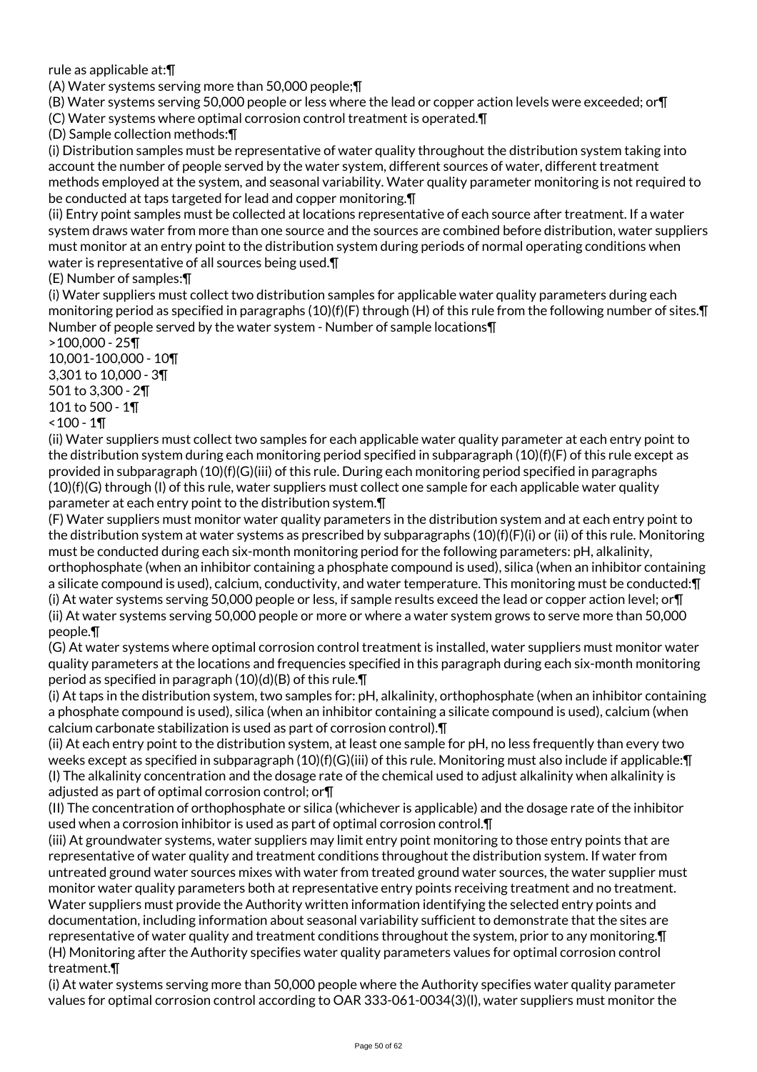rule as applicable at:¶

(A) Water systems serving more than 50,000 people;¶

(B) Water systems serving 50,000 people or less where the lead or copper action levels were exceeded; or¶

(C) Water systems where optimal corrosion control treatment is operated.¶

(D) Sample collection methods:¶

(i) Distribution samples must be representative of water quality throughout the distribution system taking into account the number of people served by the water system, different sources of water, different treatment methods employed at the system, and seasonal variability. Water quality parameter monitoring is not required to be conducted at taps targeted for lead and copper monitoring.¶

(ii) Entry point samples must be collected at locations representative of each source after treatment. If a water system draws water from more than one source and the sources are combined before distribution, water suppliers must monitor at an entry point to the distribution system during periods of normal operating conditions when water is representative of all sources being used.¶

(E) Number of samples:¶

(i) Water suppliers must collect two distribution samples for applicable water quality parameters during each monitoring period as specified in paragraphs (10)(f)(F) through (H) of this rule from the following number of sites.¶

Number of people served by the water system - Number of sample locations¶

>100,000 - 25¶

10,001-100,000 - 10¶

3,301 to 10,000 - 3¶

501 to 3,300 - 2¶

101 to 500 - 1¶

<100 - 1¶

(ii) Water suppliers must collect two samples for each applicable water quality parameter at each entry point to the distribution system during each monitoring period specified in subparagraph (10)(f)(F) of this rule except as provided in subparagraph (10)(f)(G)(iii) of this rule. During each monitoring period specified in paragraphs (10)(f)(G) through (I) of this rule, water suppliers must collect one sample for each applicable water quality parameter at each entry point to the distribution system.¶

(F) Water suppliers must monitor water quality parameters in the distribution system and at each entry point to the distribution system at water systems as prescribed by subparagraphs (10)(f)(F)(i) or (ii) of this rule. Monitoring must be conducted during each six-month monitoring period for the following parameters: pH, alkalinity, orthophosphate (when an inhibitor containing a phosphate compound is used), silica (when an inhibitor containing a silicate compound is used), calcium, conductivity, and water temperature. This monitoring must be conducted:¶

(i) At water systems serving 50,000 people or less, if sample results exceed the lead or copper action level; or¶

(ii) At water systems serving 50,000 people or more or where a water system grows to serve more than 50,000 people.¶

(G) At water systems where optimal corrosion control treatment is installed, water suppliers must monitor water quality parameters at the locations and frequencies specified in this paragraph during each six-month monitoring period as specified in paragraph (10)(d)(B) of this rule.¶

(i) At taps in the distribution system, two samples for: pH, alkalinity, orthophosphate (when an inhibitor containing a phosphate compound is used), silica (when an inhibitor containing a silicate compound is used), calcium (when calcium carbonate stabilization is used as part of corrosion control).¶

(ii) At each entry point to the distribution system, at least one sample for pH, no less frequently than every two weeks except as specified in subparagraph (10)(f)(G)(iii) of this rule. Monitoring must also include if applicable:¶

(I) The alkalinity concentration and the dosage rate of the chemical used to adjust alkalinity when alkalinity is adjusted as part of optimal corrosion control; or¶

(II) The concentration of orthophosphate or silica (whichever is applicable) and the dosage rate of the inhibitor used when a corrosion inhibitor is used as part of optimal corrosion control.¶

(iii) At groundwater systems, water suppliers may limit entry point monitoring to those entry points that are representative of water quality and treatment conditions throughout the distribution system. If water from untreated ground water sources mixes with water from treated ground water sources, the water supplier must monitor water quality parameters both at representative entry points receiving treatment and no treatment. Water suppliers must provide the Authority written information identifying the selected entry points and documentation, including information about seasonal variability sufficient to demonstrate that the sites are representative of water quality and treatment conditions throughout the system, prior to any monitoring.¶

(H) Monitoring after the Authority specifies water quality parameters values for optimal corrosion control treatment.¶

(i) At water systems serving more than 50,000 people where the Authority specifies water quality parameter values for optimal corrosion control according to OAR 333-061-0034(3)(l), water suppliers must monitor the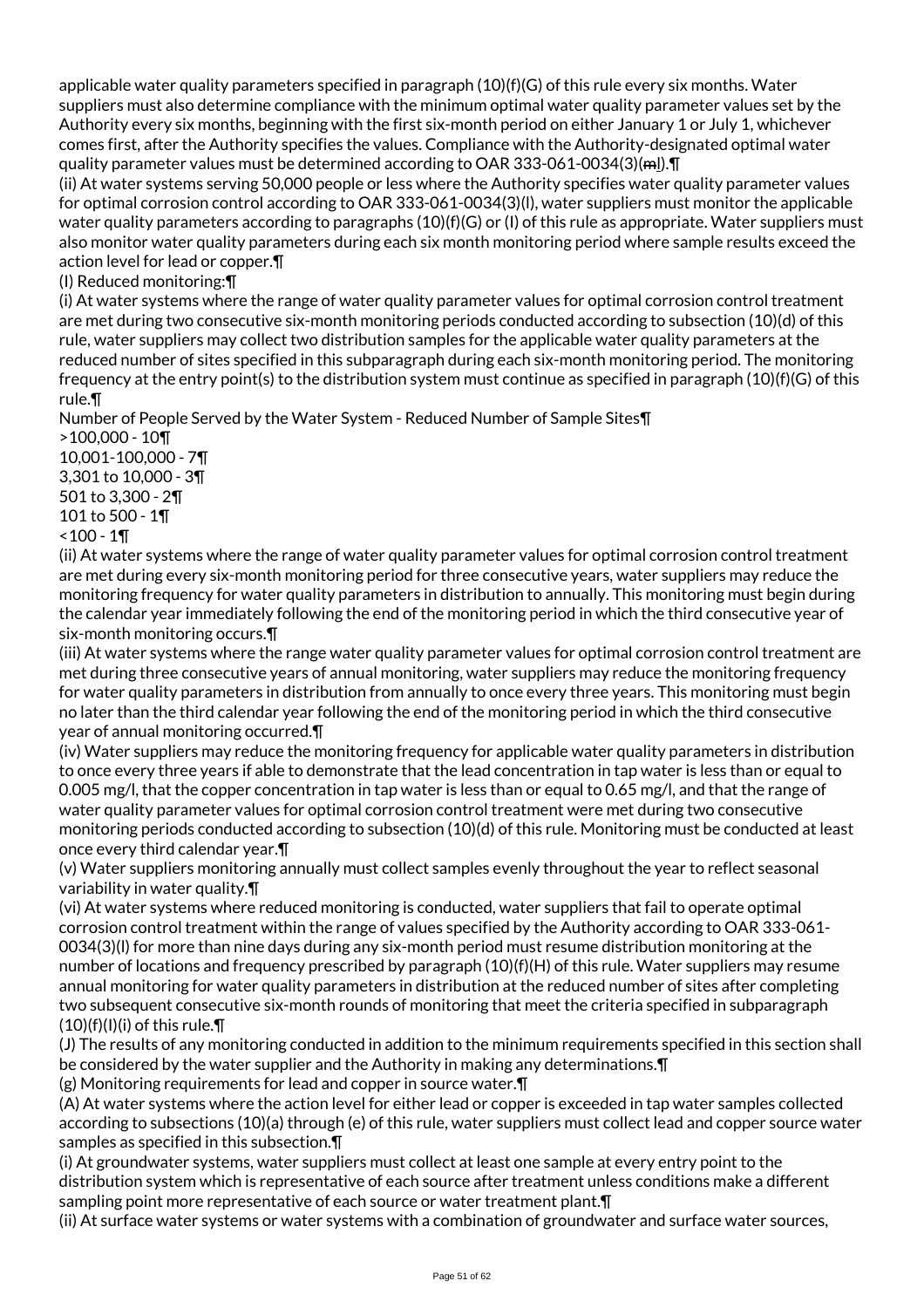applicable water quality parameters specified in paragraph (10)(f)(G) of this rule every six months. Water suppliers must also determine compliance with the minimum optimal water quality parameter values set by the Authority every six months, beginning with the first six-month period on either January 1 or July 1, whichever comes first, after the Authority specifies the values. Compliance with the Authority-designated optimal water quality parameter values must be determined according to OAR 333-061-0034(3)(~~m~~l).¶

(ii) At water systems serving 50,000 people or less where the Authority specifies water quality parameter values for optimal corrosion control according to OAR 333-061-0034(3)(l), water suppliers must monitor the applicable water quality parameters according to paragraphs (10)(f)(G) or (I) of this rule as appropriate. Water suppliers must also monitor water quality parameters during each six month monitoring period where sample results exceed the action level for lead or copper.¶

(I) Reduced monitoring:¶

(i) At water systems where the range of water quality parameter values for optimal corrosion control treatment are met during two consecutive six-month monitoring periods conducted according to subsection (10)(d) of this rule, water suppliers may collect two distribution samples for the applicable water quality parameters at the reduced number of sites specified in this subparagraph during each six-month monitoring period. The monitoring frequency at the entry point(s) to the distribution system must continue as specified in paragraph (10)(f)(G) of this rule.¶

Number of People Served by the Water System - Reduced Number of Sample Sites¶
>100,000 - 10¶
10,001-100,000 - 7¶
3,301 to 10,000 - 3¶
501 to 3,300 - 2¶
101 to 500 - 1¶
<100 - 1¶

(ii) At water systems where the range of water quality parameter values for optimal corrosion control treatment are met during every six-month monitoring period for three consecutive years, water suppliers may reduce the monitoring frequency for water quality parameters in distribution to annually. This monitoring must begin during the calendar year immediately following the end of the monitoring period in which the third consecutive year of six-month monitoring occurs.¶

(iii) At water systems where the range water quality parameter values for optimal corrosion control treatment are met during three consecutive years of annual monitoring, water suppliers may reduce the monitoring frequency for water quality parameters in distribution from annually to once every three years. This monitoring must begin no later than the third calendar year following the end of the monitoring period in which the third consecutive year of annual monitoring occurred.¶

(iv) Water suppliers may reduce the monitoring frequency for applicable water quality parameters in distribution to once every three years if able to demonstrate that the lead concentration in tap water is less than or equal to 0.005 mg/l, that the copper concentration in tap water is less than or equal to 0.65 mg/l, and that the range of water quality parameter values for optimal corrosion control treatment were met during two consecutive monitoring periods conducted according to subsection (10)(d) of this rule. Monitoring must be conducted at least once every third calendar year.¶

(v) Water suppliers monitoring annually must collect samples evenly throughout the year to reflect seasonal variability in water quality.¶

(vi) At water systems where reduced monitoring is conducted, water suppliers that fail to operate optimal corrosion control treatment within the range of values specified by the Authority according to OAR 333-061-0034(3)(l) for more than nine days during any six-month period must resume distribution monitoring at the number of locations and frequency prescribed by paragraph (10)(f)(H) of this rule. Water suppliers may resume annual monitoring for water quality parameters in distribution at the reduced number of sites after completing two subsequent consecutive six-month rounds of monitoring that meet the criteria specified in subparagraph (10)(f)(I)(i) of this rule.¶

(J) The results of any monitoring conducted in addition to the minimum requirements specified in this section shall be considered by the water supplier and the Authority in making any determinations.¶

(g) Monitoring requirements for lead and copper in source water.¶

(A) At water systems where the action level for either lead or copper is exceeded in tap water samples collected according to subsections (10)(a) through (e) of this rule, water suppliers must collect lead and copper source water samples as specified in this subsection.¶

(i) At groundwater systems, water suppliers must collect at least one sample at every entry point to the distribution system which is representative of each source after treatment unless conditions make a different sampling point more representative of each source or water treatment plant.¶

(ii) At surface water systems or water systems with a combination of groundwater and surface water sources,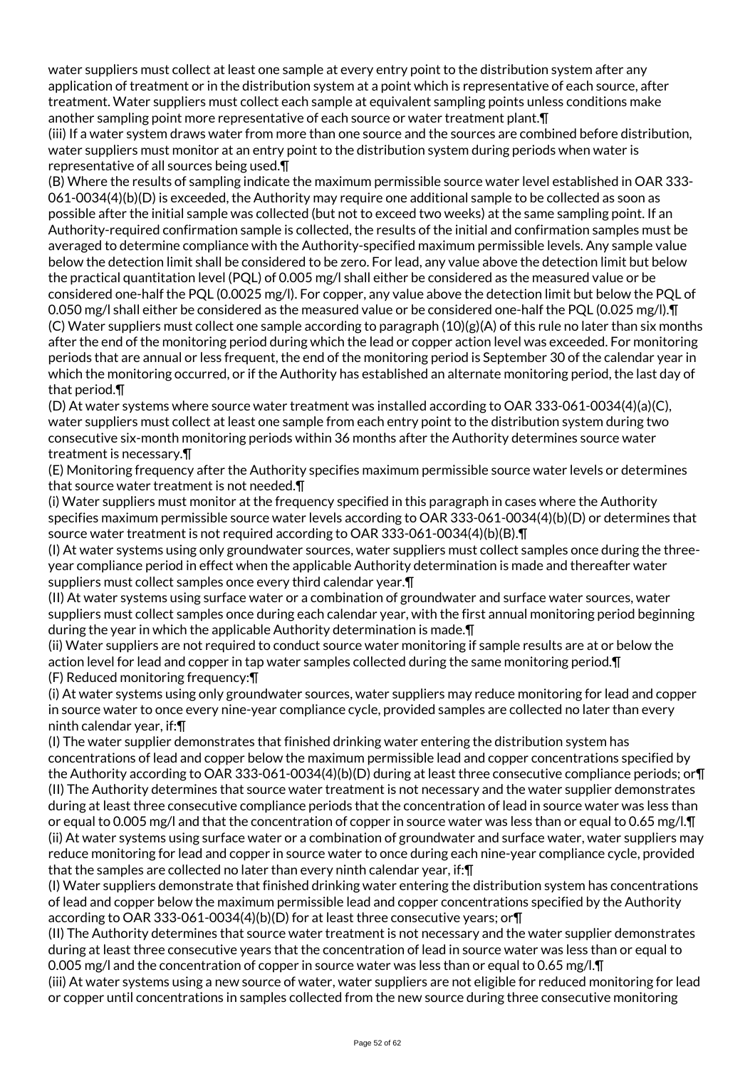water suppliers must collect at least one sample at every entry point to the distribution system after any application of treatment or in the distribution system at a point which is representative of each source, after treatment. Water suppliers must collect each sample at equivalent sampling points unless conditions make another sampling point more representative of each source or water treatment plant.¶

(iii) If a water system draws water from more than one source and the sources are combined before distribution, water suppliers must monitor at an entry point to the distribution system during periods when water is representative of all sources being used.¶

(B) Where the results of sampling indicate the maximum permissible source water level established in OAR 333-061-0034(4)(b)(D) is exceeded, the Authority may require one additional sample to be collected as soon as possible after the initial sample was collected (but not to exceed two weeks) at the same sampling point. If an Authority-required confirmation sample is collected, the results of the initial and confirmation samples must be averaged to determine compliance with the Authority-specified maximum permissible levels. Any sample value below the detection limit shall be considered to be zero. For lead, any value above the detection limit but below the practical quantitation level (PQL) of 0.005 mg/l shall either be considered as the measured value or be considered one-half the PQL (0.0025 mg/l). For copper, any value above the detection limit but below the PQL of 0.050 mg/l shall either be considered as the measured value or be considered one-half the PQL (0.025 mg/l).¶

(C) Water suppliers must collect one sample according to paragraph (10)(g)(A) of this rule no later than six months after the end of the monitoring period during which the lead or copper action level was exceeded. For monitoring periods that are annual or less frequent, the end of the monitoring period is September 30 of the calendar year in which the monitoring occurred, or if the Authority has established an alternate monitoring period, the last day of that period.¶

(D) At water systems where source water treatment was installed according to OAR 333-061-0034(4)(a)(C), water suppliers must collect at least one sample from each entry point to the distribution system during two consecutive six-month monitoring periods within 36 months after the Authority determines source water treatment is necessary.¶

(E) Monitoring frequency after the Authority specifies maximum permissible source water levels or determines that source water treatment is not needed.¶

(i) Water suppliers must monitor at the frequency specified in this paragraph in cases where the Authority specifies maximum permissible source water levels according to OAR 333-061-0034(4)(b)(D) or determines that source water treatment is not required according to OAR 333-061-0034(4)(b)(B).¶

(I) At water systems using only groundwater sources, water suppliers must collect samples once during the three-year compliance period in effect when the applicable Authority determination is made and thereafter water suppliers must collect samples once every third calendar year.¶

(II) At water systems using surface water or a combination of groundwater and surface water sources, water suppliers must collect samples once during each calendar year, with the first annual monitoring period beginning during the year in which the applicable Authority determination is made.¶

(ii) Water suppliers are not required to conduct source water monitoring if sample results are at or below the action level for lead and copper in tap water samples collected during the same monitoring period.¶

(F) Reduced monitoring frequency:¶

(i) At water systems using only groundwater sources, water suppliers may reduce monitoring for lead and copper in source water to once every nine-year compliance cycle, provided samples are collected no later than every ninth calendar year, if:¶

(I) The water supplier demonstrates that finished drinking water entering the distribution system has concentrations of lead and copper below the maximum permissible lead and copper concentrations specified by the Authority according to OAR 333-061-0034(4)(b)(D) during at least three consecutive compliance periods; or¶

(II) The Authority determines that source water treatment is not necessary and the water supplier demonstrates during at least three consecutive compliance periods that the concentration of lead in source water was less than or equal to 0.005 mg/l and that the concentration of copper in source water was less than or equal to 0.65 mg/l.¶

(ii) At water systems using surface water or a combination of groundwater and surface water, water suppliers may reduce monitoring for lead and copper in source water to once during each nine-year compliance cycle, provided that the samples are collected no later than every ninth calendar year, if:¶

(I) Water suppliers demonstrate that finished drinking water entering the distribution system has concentrations of lead and copper below the maximum permissible lead and copper concentrations specified by the Authority according to OAR 333-061-0034(4)(b)(D) for at least three consecutive years; or¶

(II) The Authority determines that source water treatment is not necessary and the water supplier demonstrates during at least three consecutive years that the concentration of lead in source water was less than or equal to 0.005 mg/l and the concentration of copper in source water was less than or equal to 0.65 mg/l.¶

(iii) At water systems using a new source of water, water suppliers are not eligible for reduced monitoring for lead or copper until concentrations in samples collected from the new source during three consecutive monitoring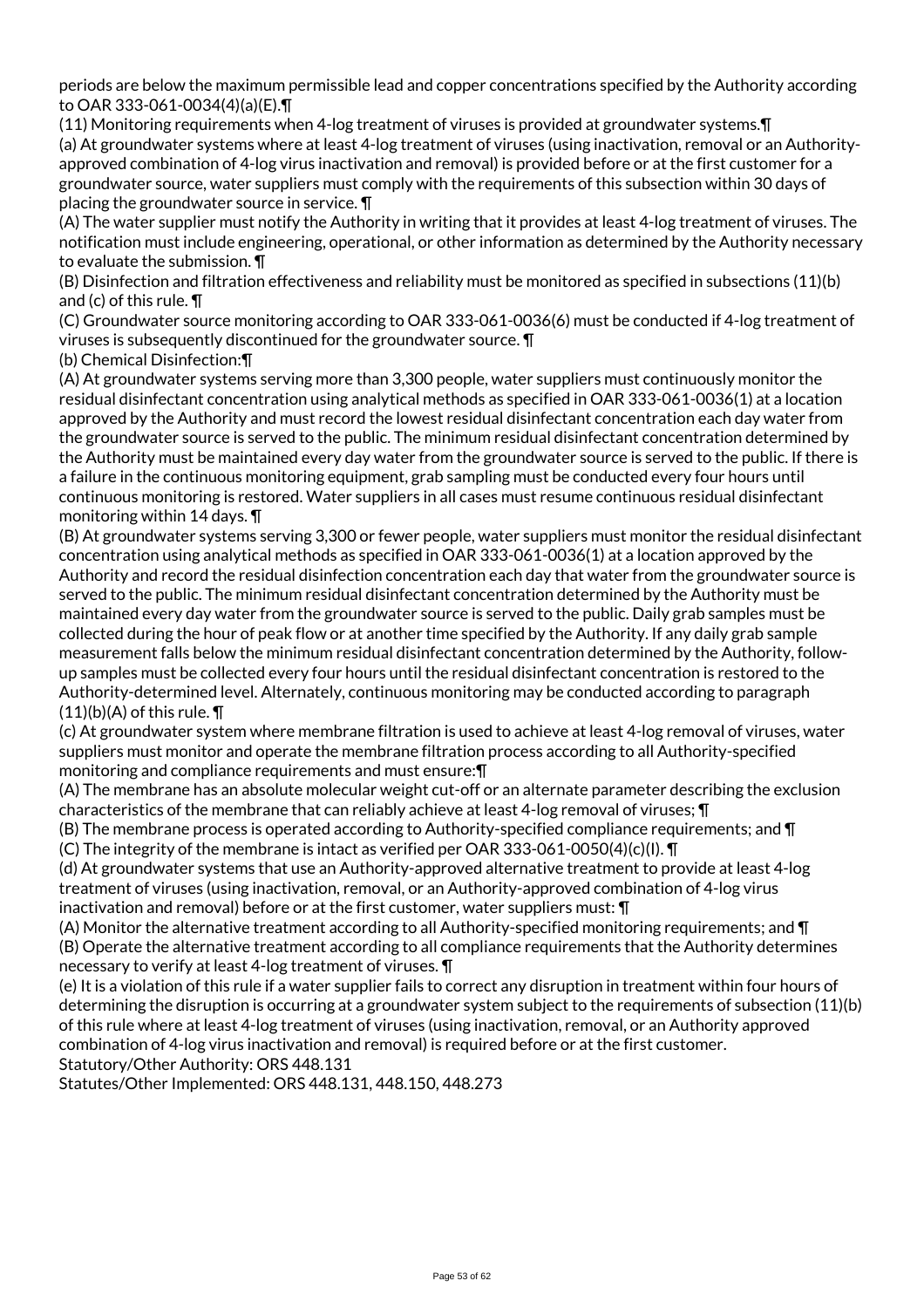periods are below the maximum permissible lead and copper concentrations specified by the Authority according to OAR 333-061-0034(4)(a)(E).¶

(11) Monitoring requirements when 4-log treatment of viruses is provided at groundwater systems.¶

(a) At groundwater systems where at least 4-log treatment of viruses (using inactivation, removal or an Authority-approved combination of 4-log virus inactivation and removal) is provided before or at the first customer for a groundwater source, water suppliers must comply with the requirements of this subsection within 30 days of placing the groundwater source in service. ¶

(A) The water supplier must notify the Authority in writing that it provides at least 4-log treatment of viruses. The notification must include engineering, operational, or other information as determined by the Authority necessary to evaluate the submission. ¶

(B) Disinfection and filtration effectiveness and reliability must be monitored as specified in subsections (11)(b) and (c) of this rule. ¶

(C) Groundwater source monitoring according to OAR 333-061-0036(6) must be conducted if 4-log treatment of viruses is subsequently discontinued for the groundwater source. ¶

(b) Chemical Disinfection:¶

(A) At groundwater systems serving more than 3,300 people, water suppliers must continuously monitor the residual disinfectant concentration using analytical methods as specified in OAR 333-061-0036(1) at a location approved by the Authority and must record the lowest residual disinfectant concentration each day water from the groundwater source is served to the public. The minimum residual disinfectant concentration determined by the Authority must be maintained every day water from the groundwater source is served to the public. If there is a failure in the continuous monitoring equipment, grab sampling must be conducted every four hours until continuous monitoring is restored. Water suppliers in all cases must resume continuous residual disinfectant monitoring within 14 days. ¶

(B) At groundwater systems serving 3,300 or fewer people, water suppliers must monitor the residual disinfectant concentration using analytical methods as specified in OAR 333-061-0036(1) at a location approved by the Authority and record the residual disinfection concentration each day that water from the groundwater source is served to the public. The minimum residual disinfectant concentration determined by the Authority must be maintained every day water from the groundwater source is served to the public. Daily grab samples must be collected during the hour of peak flow or at another time specified by the Authority. If any daily grab sample measurement falls below the minimum residual disinfectant concentration determined by the Authority, follow-up samples must be collected every four hours until the residual disinfectant concentration is restored to the Authority-determined level. Alternately, continuous monitoring may be conducted according to paragraph (11)(b)(A) of this rule. ¶

(c) At groundwater system where membrane filtration is used to achieve at least 4-log removal of viruses, water suppliers must monitor and operate the membrane filtration process according to all Authority-specified monitoring and compliance requirements and must ensure:¶

(A) The membrane has an absolute molecular weight cut-off or an alternate parameter describing the exclusion characteristics of the membrane that can reliably achieve at least 4-log removal of viruses; ¶

(B) The membrane process is operated according to Authority-specified compliance requirements; and ¶

(C) The integrity of the membrane is intact as verified per OAR 333-061-0050(4)(c)(I). ¶

(d) At groundwater systems that use an Authority-approved alternative treatment to provide at least 4-log treatment of viruses (using inactivation, removal, or an Authority-approved combination of 4-log virus inactivation and removal) before or at the first customer, water suppliers must: ¶

(A) Monitor the alternative treatment according to all Authority-specified monitoring requirements; and ¶

(B) Operate the alternative treatment according to all compliance requirements that the Authority determines necessary to verify at least 4-log treatment of viruses. ¶

(e) It is a violation of this rule if a water supplier fails to correct any disruption in treatment within four hours of determining the disruption is occurring at a groundwater system subject to the requirements of subsection (11)(b) of this rule where at least 4-log treatment of viruses (using inactivation, removal, or an Authority approved combination of 4-log virus inactivation and removal) is required before or at the first customer.

Statutory/Other Authority: ORS 448.131

Statutes/Other Implemented: ORS 448.131, 448.150, 448.273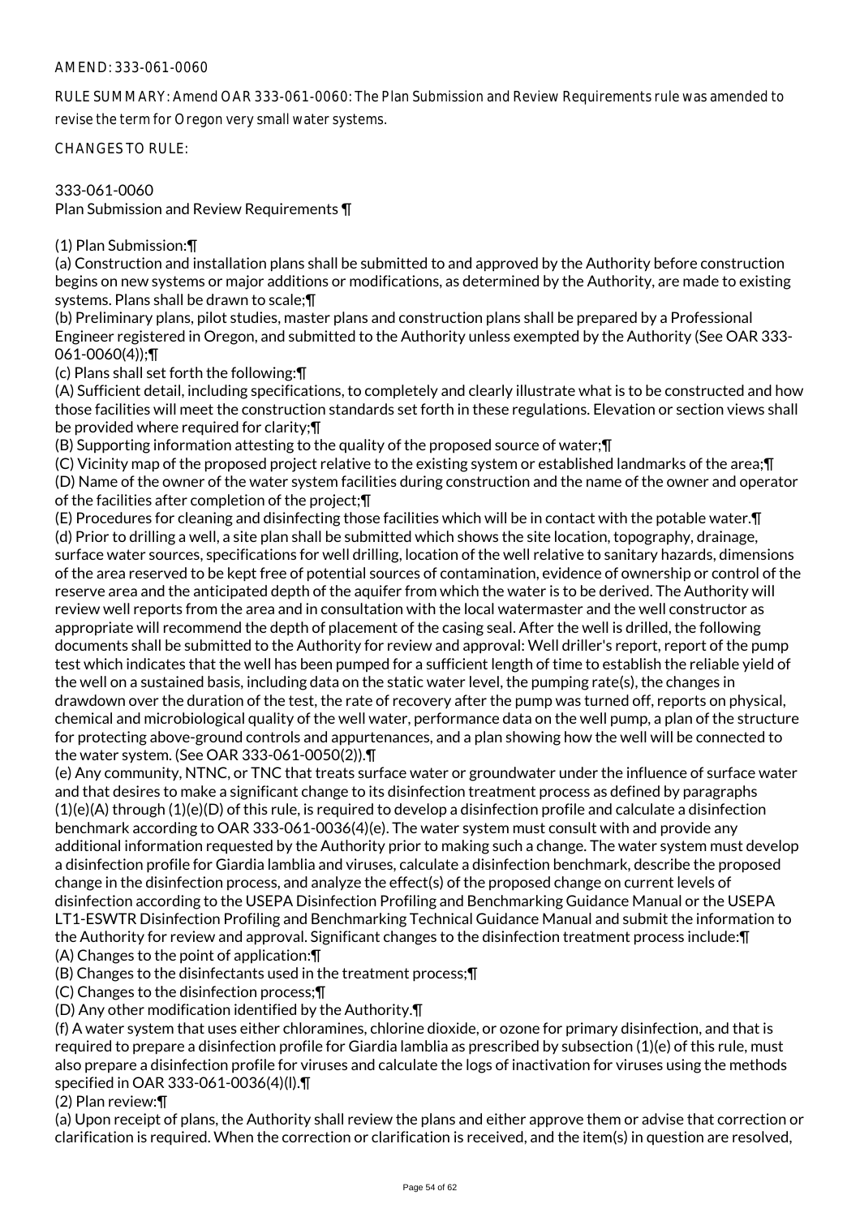AMEND: 333-061-0060

RULE SUMMARY: Amend OAR 333-061-0060: The Plan Submission and Review Requirements rule was amended to revise the term for Oregon very small water systems.

CHANGES TO RULE:

333-061-0060
Plan Submission and Review Requirements ¶

(1) Plan Submission:¶
(a) Construction and installation plans shall be submitted to and approved by the Authority before construction begins on new systems or major additions or modifications, as determined by the Authority, are made to existing systems. Plans shall be drawn to scale;¶
(b) Preliminary plans, pilot studies, master plans and construction plans shall be prepared by a Professional Engineer registered in Oregon, and submitted to the Authority unless exempted by the Authority (See OAR 333-061-0060(4));¶
(c) Plans shall set forth the following:¶
(A) Sufficient detail, including specifications, to completely and clearly illustrate what is to be constructed and how those facilities will meet the construction standards set forth in these regulations. Elevation or section views shall be provided where required for clarity;¶
(B) Supporting information attesting to the quality of the proposed source of water;¶
(C) Vicinity map of the proposed project relative to the existing system or established landmarks of the area;¶
(D) Name of the owner of the water system facilities during construction and the name of the owner and operator of the facilities after completion of the project;¶
(E) Procedures for cleaning and disinfecting those facilities which will be in contact with the potable water.¶
(d) Prior to drilling a well, a site plan shall be submitted which shows the site location, topography, drainage, surface water sources, specifications for well drilling, location of the well relative to sanitary hazards, dimensions of the area reserved to be kept free of potential sources of contamination, evidence of ownership or control of the reserve area and the anticipated depth of the aquifer from which the water is to be derived. The Authority will review well reports from the area and in consultation with the local watermaster and the well constructor as appropriate will recommend the depth of placement of the casing seal. After the well is drilled, the following documents shall be submitted to the Authority for review and approval: Well driller's report, report of the pump test which indicates that the well has been pumped for a sufficient length of time to establish the reliable yield of the well on a sustained basis, including data on the static water level, the pumping rate(s), the changes in drawdown over the duration of the test, the rate of recovery after the pump was turned off, reports on physical, chemical and microbiological quality of the well water, performance data on the well pump, a plan of the structure for protecting above-ground controls and appurtenances, and a plan showing how the well will be connected to the water system. (See OAR 333-061-0050(2)).¶
(e) Any community, NTNC, or TNC that treats surface water or groundwater under the influence of surface water and that desires to make a significant change to its disinfection treatment process as defined by paragraphs (1)(e)(A) through (1)(e)(D) of this rule, is required to develop a disinfection profile and calculate a disinfection benchmark according to OAR 333-061-0036(4)(e). The water system must consult with and provide any additional information requested by the Authority prior to making such a change. The water system must develop a disinfection profile for Giardia lamblia and viruses, calculate a disinfection benchmark, describe the proposed change in the disinfection process, and analyze the effect(s) of the proposed change on current levels of disinfection according to the USEPA Disinfection Profiling and Benchmarking Guidance Manual or the USEPA LT1-ESWTR Disinfection Profiling and Benchmarking Technical Guidance Manual and submit the information to the Authority for review and approval. Significant changes to the disinfection treatment process include:¶
(A) Changes to the point of application:¶
(B) Changes to the disinfectants used in the treatment process;¶
(C) Changes to the disinfection process;¶
(D) Any other modification identified by the Authority.¶
(f) A water system that uses either chloramines, chlorine dioxide, or ozone for primary disinfection, and that is required to prepare a disinfection profile for Giardia lamblia as prescribed by subsection (1)(e) of this rule, must also prepare a disinfection profile for viruses and calculate the logs of inactivation for viruses using the methods specified in OAR 333-061-0036(4)(l).¶
(2) Plan review:¶
(a) Upon receipt of plans, the Authority shall review the plans and either approve them or advise that correction or clarification is required. When the correction or clarification is received, and the item(s) in question are resolved,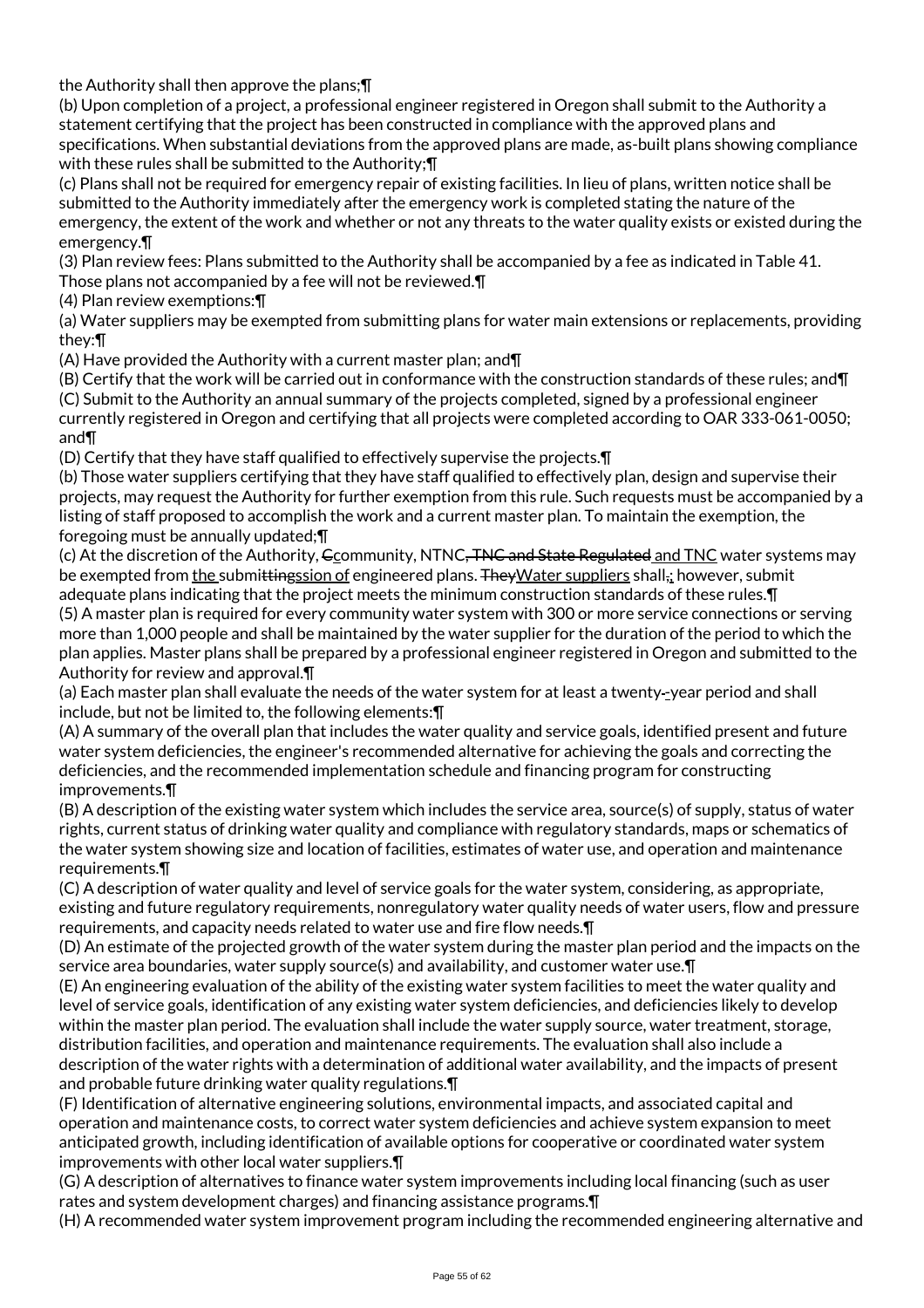the Authority shall then approve the plans;¶

(b) Upon completion of a project, a professional engineer registered in Oregon shall submit to the Authority a statement certifying that the project has been constructed in compliance with the approved plans and specifications. When substantial deviations from the approved plans are made, as-built plans showing compliance with these rules shall be submitted to the Authority;¶

(c) Plans shall not be required for emergency repair of existing facilities. In lieu of plans, written notice shall be submitted to the Authority immediately after the emergency work is completed stating the nature of the emergency, the extent of the work and whether or not any threats to the water quality exists or existed during the emergency.¶

(3) Plan review fees: Plans submitted to the Authority shall be accompanied by a fee as indicated in Table 41. Those plans not accompanied by a fee will not be reviewed.¶

(4) Plan review exemptions:¶

(a) Water suppliers may be exempted from submitting plans for water main extensions or replacements, providing they:¶

(A) Have provided the Authority with a current master plan; and¶

(B) Certify that the work will be carried out in conformance with the construction standards of these rules; and¶

(C) Submit to the Authority an annual summary of the projects completed, signed by a professional engineer currently registered in Oregon and certifying that all projects were completed according to OAR 333-061-0050; and¶

(D) Certify that they have staff qualified to effectively supervise the projects.¶

(b) Those water suppliers certifying that they have staff qualified to effectively plan, design and supervise their projects, may request the Authority for further exemption from this rule. Such requests must be accompanied by a listing of staff proposed to accomplish the work and a current master plan. To maintain the exemption, the foregoing must be annually updated;¶

(c) At the discretion of the Authority, ~~C~~community, NTNC~~, TNC and State Regulated~~ and TNC water systems may be exempted from the submi~~ttings~~ssion of engineered plans. ~~They~~Water suppliers shall~~,~~; however, submit adequate plans indicating that the project meets the minimum construction standards of these rules.¶

(5) A master plan is required for every community water system with 300 or more service connections or serving more than 1,000 people and shall be maintained by the water supplier for the duration of the period to which the plan applies. Master plans shall be prepared by a professional engineer registered in Oregon and submitted to the Authority for review and approval.¶

(a) Each master plan shall evaluate the needs of the water system for at least a twenty-~~-~~year period and shall include, but not be limited to, the following elements:¶

(A) A summary of the overall plan that includes the water quality and service goals, identified present and future water system deficiencies, the engineer's recommended alternative for achieving the goals and correcting the deficiencies, and the recommended implementation schedule and financing program for constructing improvements.¶

(B) A description of the existing water system which includes the service area, source(s) of supply, status of water rights, current status of drinking water quality and compliance with regulatory standards, maps or schematics of the water system showing size and location of facilities, estimates of water use, and operation and maintenance requirements.¶

(C) A description of water quality and level of service goals for the water system, considering, as appropriate, existing and future regulatory requirements, nonregulatory water quality needs of water users, flow and pressure requirements, and capacity needs related to water use and fire flow needs.¶

(D) An estimate of the projected growth of the water system during the master plan period and the impacts on the service area boundaries, water supply source(s) and availability, and customer water use.¶

(E) An engineering evaluation of the ability of the existing water system facilities to meet the water quality and level of service goals, identification of any existing water system deficiencies, and deficiencies likely to develop within the master plan period. The evaluation shall include the water supply source, water treatment, storage, distribution facilities, and operation and maintenance requirements. The evaluation shall also include a description of the water rights with a determination of additional water availability, and the impacts of present and probable future drinking water quality regulations.¶

(F) Identification of alternative engineering solutions, environmental impacts, and associated capital and operation and maintenance costs, to correct water system deficiencies and achieve system expansion to meet anticipated growth, including identification of available options for cooperative or coordinated water system improvements with other local water suppliers.¶

(G) A description of alternatives to finance water system improvements including local financing (such as user rates and system development charges) and financing assistance programs.¶

(H) A recommended water system improvement program including the recommended engineering alternative and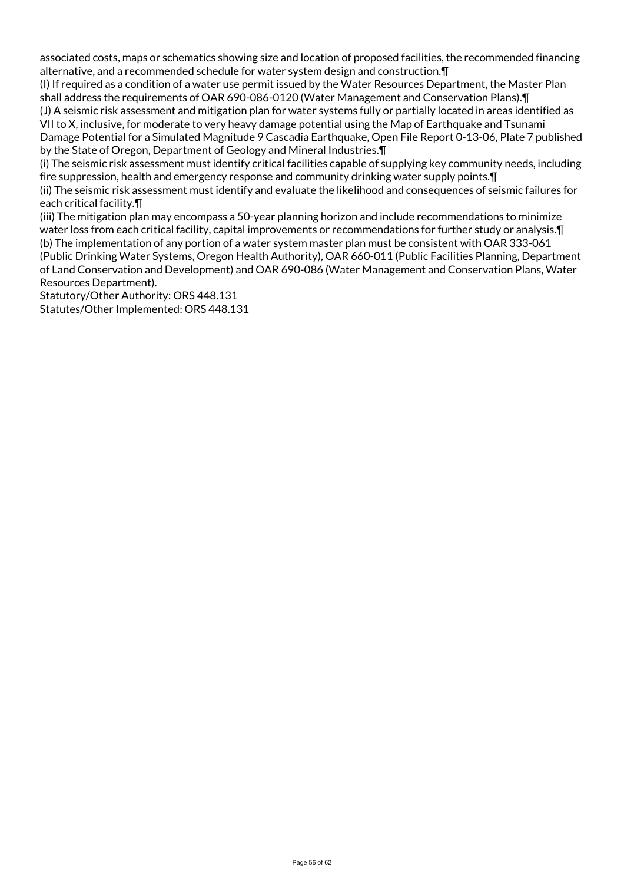associated costs, maps or schematics showing size and location of proposed facilities, the recommended financing alternative, and a recommended schedule for water system design and construction.¶

(I) If required as a condition of a water use permit issued by the Water Resources Department, the Master Plan shall address the requirements of OAR 690-086-0120 (Water Management and Conservation Plans).¶

(J) A seismic risk assessment and mitigation plan for water systems fully or partially located in areas identified as VII to X, inclusive, for moderate to very heavy damage potential using the Map of Earthquake and Tsunami Damage Potential for a Simulated Magnitude 9 Cascadia Earthquake, Open File Report 0-13-06, Plate 7 published by the State of Oregon, Department of Geology and Mineral Industries.¶

(i) The seismic risk assessment must identify critical facilities capable of supplying key community needs, including fire suppression, health and emergency response and community drinking water supply points.¶

(ii) The seismic risk assessment must identify and evaluate the likelihood and consequences of seismic failures for each critical facility.¶

(iii) The mitigation plan may encompass a 50-year planning horizon and include recommendations to minimize water loss from each critical facility, capital improvements or recommendations for further study or analysis.¶

(b) The implementation of any portion of a water system master plan must be consistent with OAR 333-061 (Public Drinking Water Systems, Oregon Health Authority), OAR 660-011 (Public Facilities Planning, Department of Land Conservation and Development) and OAR 690-086 (Water Management and Conservation Plans, Water Resources Department).

Statutory/Other Authority: ORS 448.131

Statutes/Other Implemented: ORS 448.131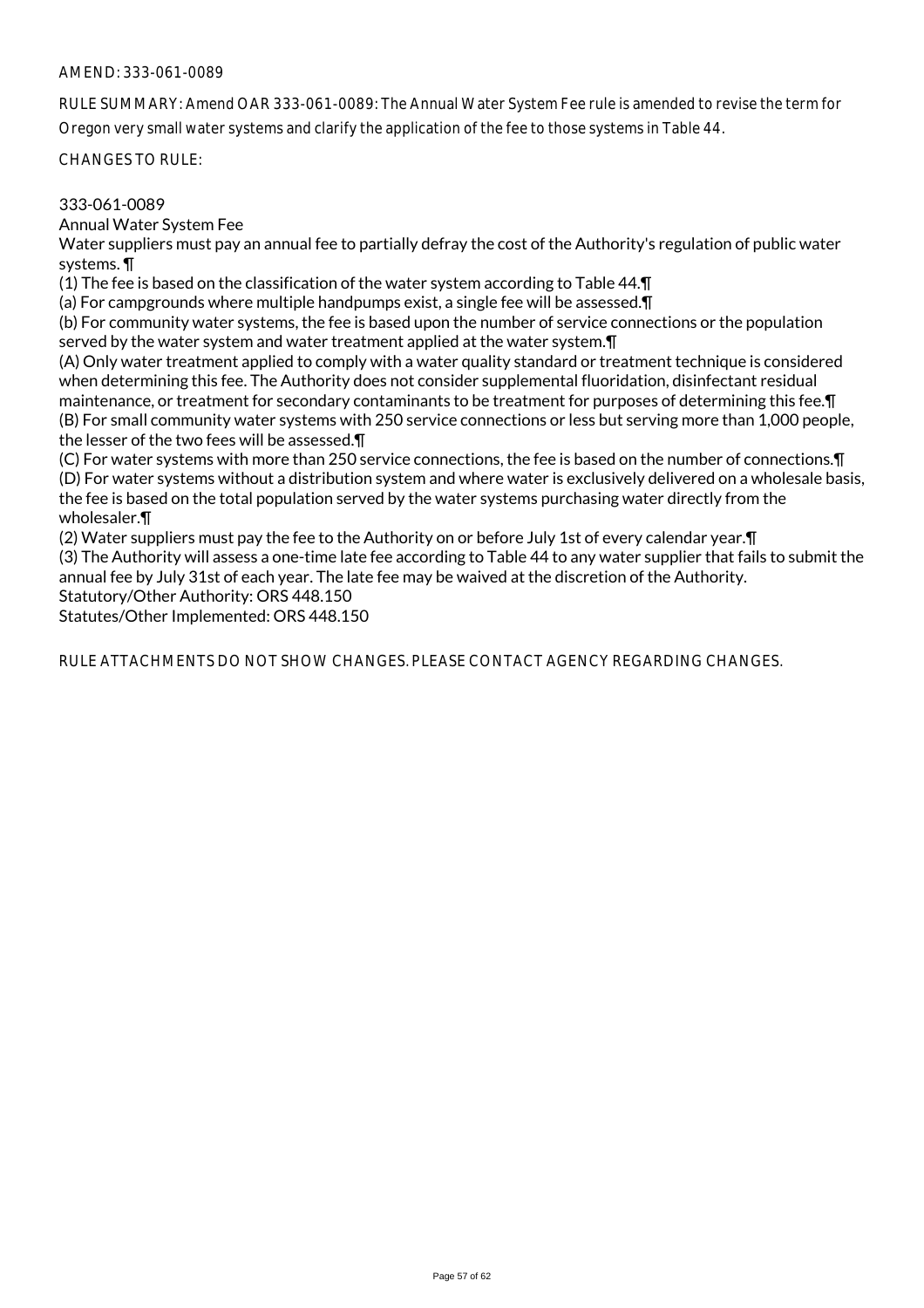AMEND: 333-061-0089

RULE SUMMARY: Amend OAR 333-061-0089: The Annual Water System Fee rule is amended to revise the term for Oregon very small water systems and clarify the application of the fee to those systems in Table 44.

CHANGES TO RULE:

333-061-0089
Annual Water System Fee
Water suppliers must pay an annual fee to partially defray the cost of the Authority's regulation of public water systems. ¶
(1) The fee is based on the classification of the water system according to Table 44.¶
(a) For campgrounds where multiple handpumps exist, a single fee will be assessed.¶
(b) For community water systems, the fee is based upon the number of service connections or the population served by the water system and water treatment applied at the water system.¶
(A) Only water treatment applied to comply with a water quality standard or treatment technique is considered when determining this fee. The Authority does not consider supplemental fluoridation, disinfectant residual maintenance, or treatment for secondary contaminants to be treatment for purposes of determining this fee.¶
(B) For small community water systems with 250 service connections or less but serving more than 1,000 people, the lesser of the two fees will be assessed.¶
(C) For water systems with more than 250 service connections, the fee is based on the number of connections.¶
(D) For water systems without a distribution system and where water is exclusively delivered on a wholesale basis, the fee is based on the total population served by the water systems purchasing water directly from the wholesaler.¶
(2) Water suppliers must pay the fee to the Authority on or before July 1st of every calendar year.¶
(3) The Authority will assess a one-time late fee according to Table 44 to any water supplier that fails to submit the annual fee by July 31st of each year. The late fee may be waived at the discretion of the Authority.
Statutory/Other Authority: ORS 448.150
Statutes/Other Implemented: ORS 448.150

RULE ATTACHMENTS DO NOT SHOW CHANGES. PLEASE CONTACT AGENCY REGARDING CHANGES.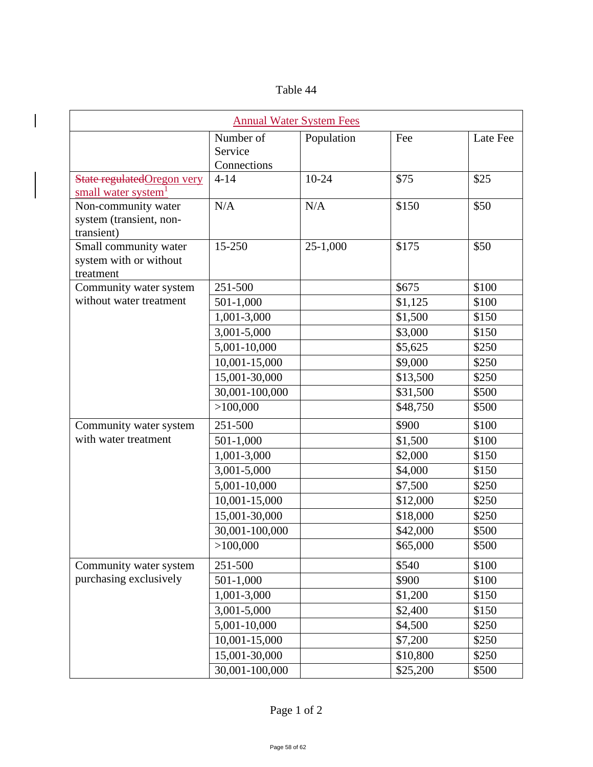Table 44

| Annual Water System Fees | | | | |
|---|---|---|---|---|
| | Number of Service Connections | Population | Fee | Late Fee |
| ~~State regulated~~Oregon very small water system[1] | 4-14 | 10-24 | $75 | $25 |
| Non-community water system (transient, non-transient) | N/A | N/A | $150 | $50 |
| Small community water system with or without treatment | 15-250 | 25-1,000 | $175 | $50 |
| Community water system without water treatment | 251-500 | | $675 | $100 |
| | 501-1,000 | | $1,125 | $100 |
| | 1,001-3,000 | | $1,500 | $150 |
| | 3,001-5,000 | | $3,000 | $150 |
| | 5,001-10,000 | | $5,625 | $250 |
| | 10,001-15,000 | | $9,000 | $250 |
| | 15,001-30,000 | | $13,500 | $250 |
| | 30,001-100,000 | | $31,500 | $500 |
| | >100,000 | | $48,750 | $500 |
| Community water system with water treatment | 251-500 | | $900 | $100 |
| | 501-1,000 | | $1,500 | $100 |
| | 1,001-3,000 | | $2,000 | $150 |
| | 3,001-5,000 | | $4,000 | $150 |
| | 5,001-10,000 | | $7,500 | $250 |
| | 10,001-15,000 | | $12,000 | $250 |
| | 15,001-30,000 | | $18,000 | $250 |
| | 30,001-100,000 | | $42,000 | $500 |
| | >100,000 | | $65,000 | $500 |
| Community water system purchasing exclusively | 251-500 | | $540 | $100 |
| | 501-1,000 | | $900 | $100 |
| | 1,001-3,000 | | $1,200 | $150 |
| | 3,001-5,000 | | $2,400 | $150 |
| | 5,001-10,000 | | $4,500 | $250 |
| | 10,001-15,000 | | $7,200 | $250 |
| | 15,001-30,000 | | $10,800 | $250 |
| | 30,001-100,000 | | $25,200 | $500 |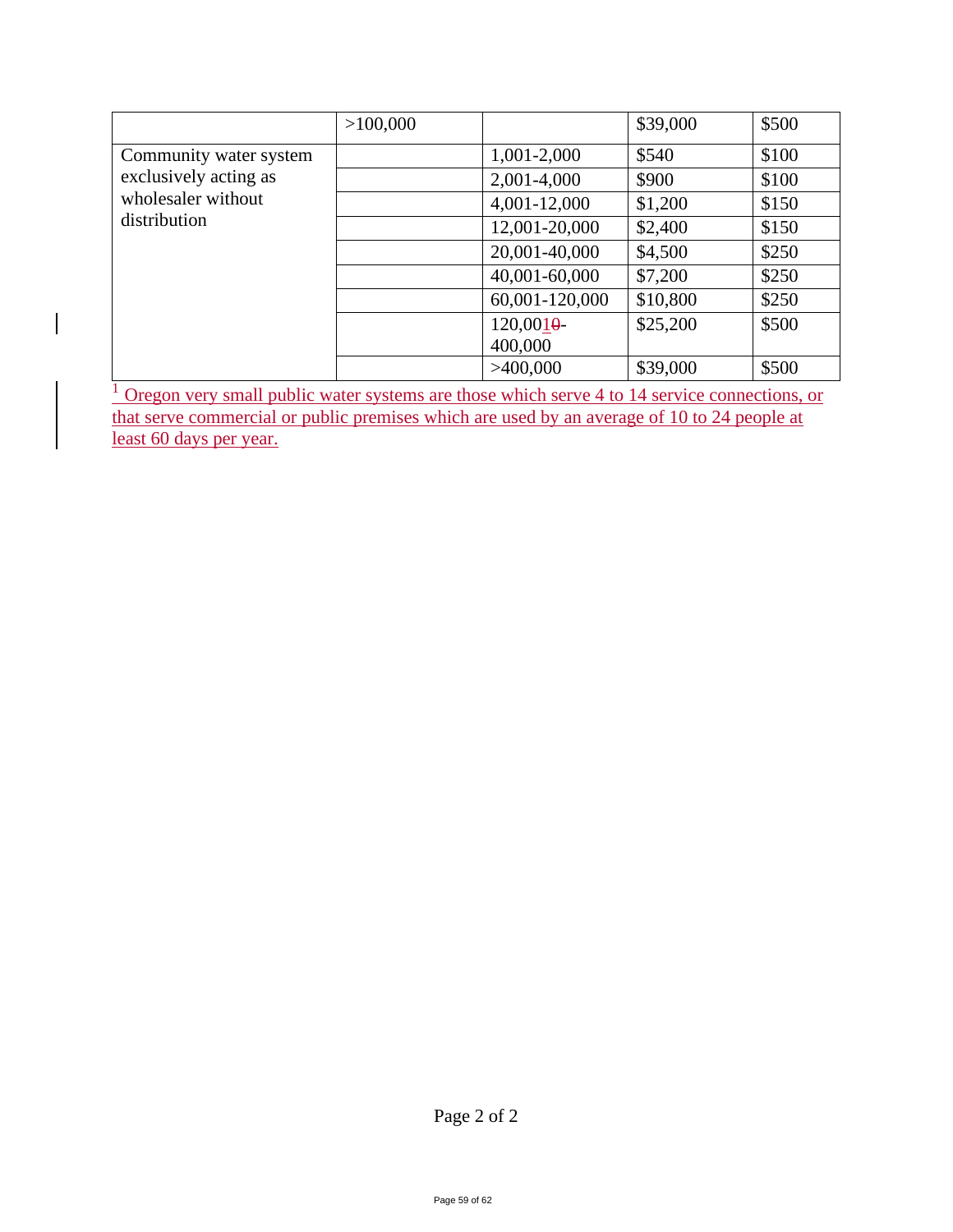| | | | | |
|---|---|---|---|---|
| | >100,000 | | $39,000 | $500 |
| Community water system exclusively acting as wholesaler without distribution | | 1,001-2,000 | $540 | $100 |
| | | 2,001-4,000 | $900 | $100 |
| | | 4,001-12,000 | $1,200 | $150 |
| | | 12,001-20,000 | $2,400 | $150 |
| | | 20,001-40,000 | $4,500 | $250 |
| | | 40,001-60,000 | $7,200 | $250 |
| | | 60,001-120,000 | $10,800 | $250 |
| | | 120,0010-400,000 | $25,200 | $500 |
| | | >400,000 | $39,000 | $500 |

[1] Oregon very small public water systems are those which serve 4 to 14 service connections, or that serve commercial or public premises which are used by an average of 10 to 24 people at least 60 days per year.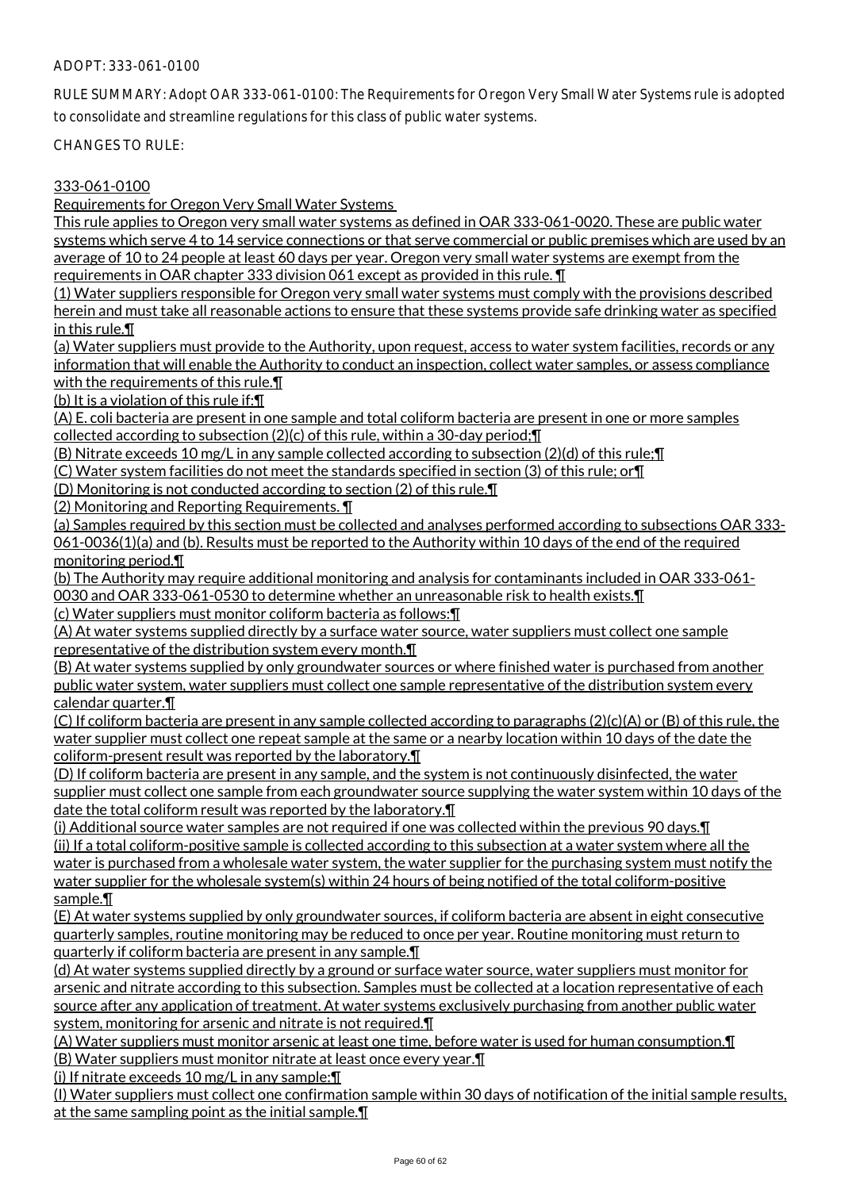ADOPT: 333-061-0100

RULE SUMMARY: Adopt OAR 333-061-0100: The Requirements for Oregon Very Small Water Systems rule is adopted to consolidate and streamline regulations for this class of public water systems.

CHANGES TO RULE:

333-061-0100

Requirements for Oregon Very Small Water Systems

This rule applies to Oregon very small water systems as defined in OAR 333-061-0020. These are public water systems which serve 4 to 14 service connections or that serve commercial or public premises which are used by an average of 10 to 24 people at least 60 days per year. Oregon very small water systems are exempt from the requirements in OAR chapter 333 division 061 except as provided in this rule. ¶

(1) Water suppliers responsible for Oregon very small water systems must comply with the provisions described herein and must take all reasonable actions to ensure that these systems provide safe drinking water as specified in this rule.¶

(a) Water suppliers must provide to the Authority, upon request, access to water system facilities, records or any information that will enable the Authority to conduct an inspection, collect water samples, or assess compliance with the requirements of this rule.¶

(b) It is a violation of this rule if:¶

(A) E. coli bacteria are present in one sample and total coliform bacteria are present in one or more samples collected according to subsection (2)(c) of this rule, within a 30-day period;¶

(B) Nitrate exceeds 10 mg/L in any sample collected according to subsection (2)(d) of this rule;¶

(C) Water system facilities do not meet the standards specified in section (3) of this rule; or¶

(D) Monitoring is not conducted according to section (2) of this rule.¶

(2) Monitoring and Reporting Requirements. ¶

(a) Samples required by this section must be collected and analyses performed according to subsections OAR 333-061-0036(1)(a) and (b). Results must be reported to the Authority within 10 days of the end of the required monitoring period.¶

(b) The Authority may require additional monitoring and analysis for contaminants included in OAR 333-061-0030 and OAR 333-061-0530 to determine whether an unreasonable risk to health exists.¶

(c) Water suppliers must monitor coliform bacteria as follows:¶

(A) At water systems supplied directly by a surface water source, water suppliers must collect one sample representative of the distribution system every month.¶

(B) At water systems supplied by only groundwater sources or where finished water is purchased from another public water system, water suppliers must collect one sample representative of the distribution system every calendar quarter.¶

(C) If coliform bacteria are present in any sample collected according to paragraphs (2)(c)(A) or (B) of this rule, the water supplier must collect one repeat sample at the same or a nearby location within 10 days of the date the coliform-present result was reported by the laboratory.¶

(D) If coliform bacteria are present in any sample, and the system is not continuously disinfected, the water supplier must collect one sample from each groundwater source supplying the water system within 10 days of the date the total coliform result was reported by the laboratory.¶

(i) Additional source water samples are not required if one was collected within the previous 90 days.¶

(ii) If a total coliform-positive sample is collected according to this subsection at a water system where all the water is purchased from a wholesale water system, the water supplier for the purchasing system must notify the water supplier for the wholesale system(s) within 24 hours of being notified of the total coliform-positive sample.¶

(E) At water systems supplied by only groundwater sources, if coliform bacteria are absent in eight consecutive quarterly samples, routine monitoring may be reduced to once per year. Routine monitoring must return to quarterly if coliform bacteria are present in any sample.¶

(d) At water systems supplied directly by a ground or surface water source, water suppliers must monitor for arsenic and nitrate according to this subsection. Samples must be collected at a location representative of each source after any application of treatment. At water systems exclusively purchasing from another public water system, monitoring for arsenic and nitrate is not required.¶

(A) Water suppliers must monitor arsenic at least one time, before water is used for human consumption.¶

(B) Water suppliers must monitor nitrate at least once every year.¶

(i) If nitrate exceeds 10 mg/L in any sample:¶

(I) Water suppliers must collect one confirmation sample within 30 days of notification of the initial sample results, at the same sampling point as the initial sample.¶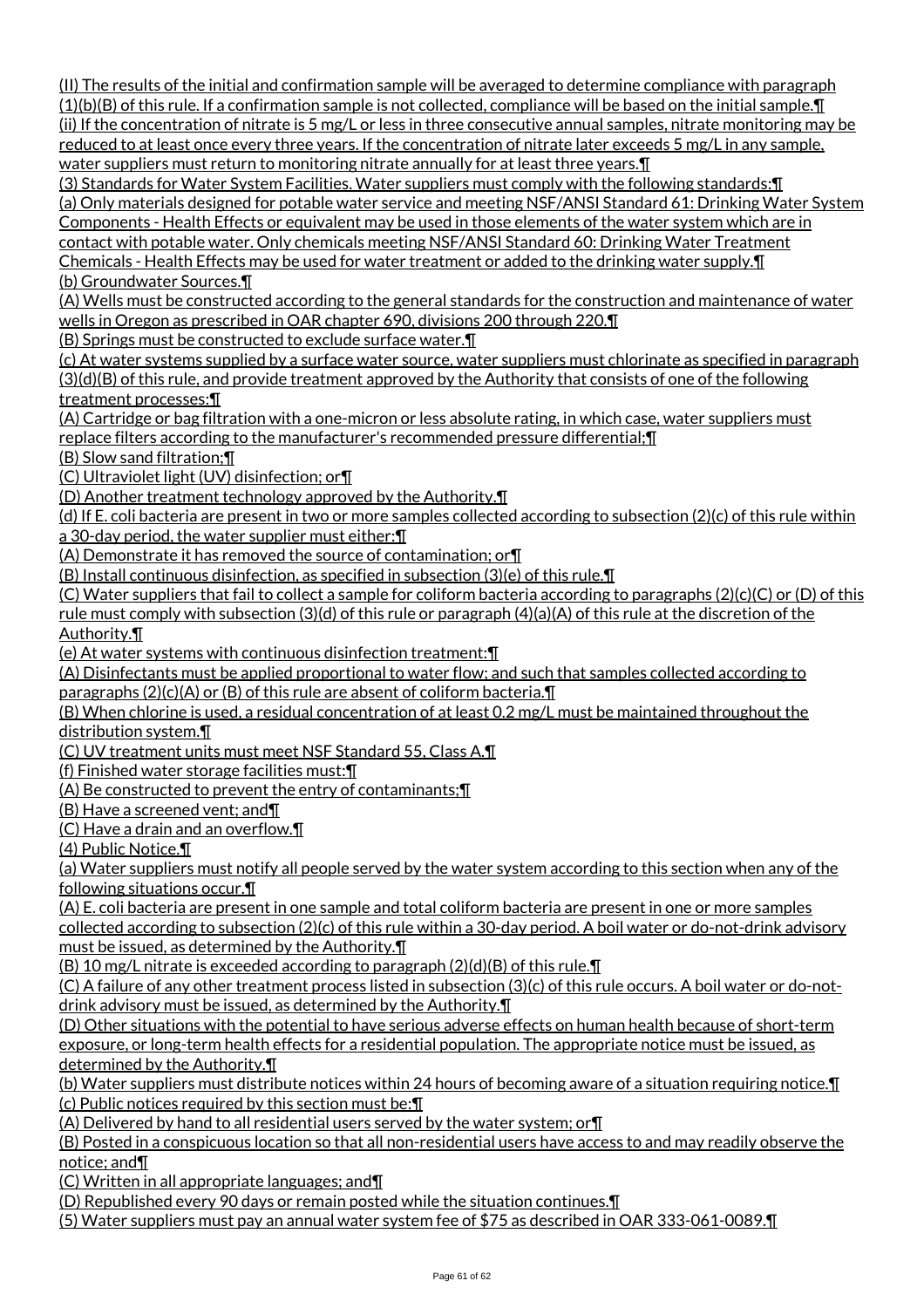(II) The results of the initial and confirmation sample will be averaged to determine compliance with paragraph (1)(b)(B) of this rule. If a confirmation sample is not collected, compliance will be based on the initial sample.¶
(ii) If the concentration of nitrate is 5 mg/L or less in three consecutive annual samples, nitrate monitoring may be reduced to at least once every three years. If the concentration of nitrate later exceeds 5 mg/L in any sample, water suppliers must return to monitoring nitrate annually for at least three years.¶
(3) Standards for Water System Facilities. Water suppliers must comply with the following standards:¶
(a) Only materials designed for potable water service and meeting NSF/ANSI Standard 61: Drinking Water System Components - Health Effects or equivalent may be used in those elements of the water system which are in contact with potable water. Only chemicals meeting NSF/ANSI Standard 60: Drinking Water Treatment Chemicals - Health Effects may be used for water treatment or added to the drinking water supply.¶
(b) Groundwater Sources.¶
(A) Wells must be constructed according to the general standards for the construction and maintenance of water wells in Oregon as prescribed in OAR chapter 690, divisions 200 through 220.¶
(B) Springs must be constructed to exclude surface water.¶
(c) At water systems supplied by a surface water source, water suppliers must chlorinate as specified in paragraph (3)(d)(B) of this rule, and provide treatment approved by the Authority that consists of one of the following treatment processes:¶
(A) Cartridge or bag filtration with a one-micron or less absolute rating, in which case, water suppliers must replace filters according to the manufacturer's recommended pressure differential;¶
(B) Slow sand filtration;¶
(C) Ultraviolet light (UV) disinfection; or¶
(D) Another treatment technology approved by the Authority.¶
(d) If E. coli bacteria are present in two or more samples collected according to subsection (2)(c) of this rule within a 30-day period, the water supplier must either:¶
(A) Demonstrate it has removed the source of contamination; or¶
(B) Install continuous disinfection, as specified in subsection (3)(e) of this rule.¶
(C) Water suppliers that fail to collect a sample for coliform bacteria according to paragraphs (2)(c)(C) or (D) of this rule must comply with subsection (3)(d) of this rule or paragraph (4)(a)(A) of this rule at the discretion of the Authority.¶
(e) At water systems with continuous disinfection treatment:¶
(A) Disinfectants must be applied proportional to water flow; and such that samples collected according to paragraphs (2)(c)(A) or (B) of this rule are absent of coliform bacteria.¶
(B) When chlorine is used, a residual concentration of at least 0.2 mg/L must be maintained throughout the distribution system.¶
(C) UV treatment units must meet NSF Standard 55, Class A.¶
(f) Finished water storage facilities must:¶
(A) Be constructed to prevent the entry of contaminants;¶
(B) Have a screened vent; and¶
(C) Have a drain and an overflow.¶
(4) Public Notice.¶
(a) Water suppliers must notify all people served by the water system according to this section when any of the following situations occur.¶
(A) E. coli bacteria are present in one sample and total coliform bacteria are present in one or more samples collected according to subsection (2)(c) of this rule within a 30-day period. A boil water or do-not-drink advisory must be issued, as determined by the Authority.¶
(B) 10 mg/L nitrate is exceeded according to paragraph (2)(d)(B) of this rule.¶
(C) A failure of any other treatment process listed in subsection (3)(c) of this rule occurs. A boil water or do-not-drink advisory must be issued, as determined by the Authority.¶
(D) Other situations with the potential to have serious adverse effects on human health because of short-term exposure, or long-term health effects for a residential population. The appropriate notice must be issued, as determined by the Authority.¶
(b) Water suppliers must distribute notices within 24 hours of becoming aware of a situation requiring notice.¶
(c) Public notices required by this section must be:¶
(A) Delivered by hand to all residential users served by the water system; or¶
(B) Posted in a conspicuous location so that all non-residential users have access to and may readily observe the notice; and¶
(C) Written in all appropriate languages; and¶
(D) Republished every 90 days or remain posted while the situation continues.¶
(5) Water suppliers must pay an annual water system fee of $75 as described in OAR 333-061-0089.¶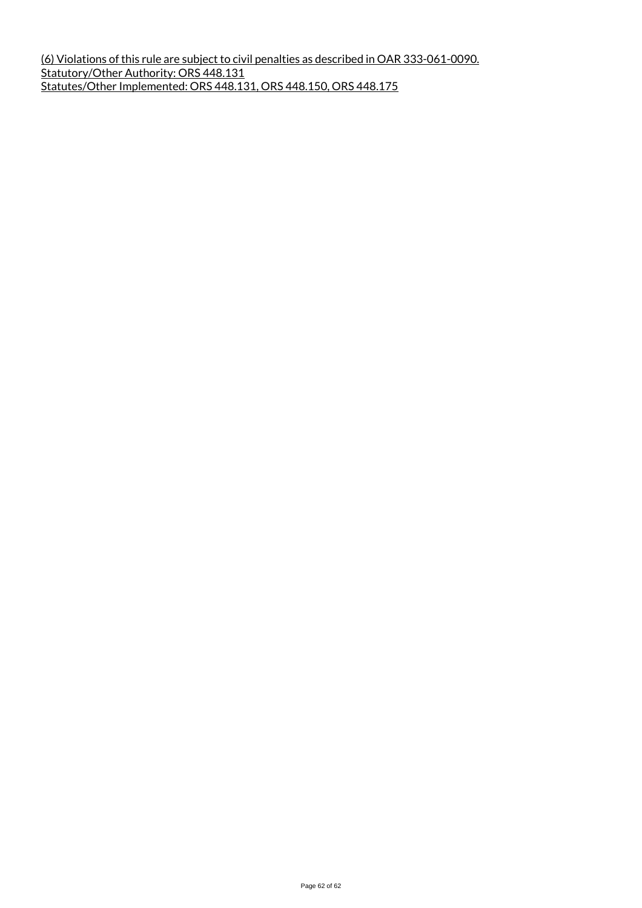(6) Violations of this rule are subject to civil penalties as described in OAR 333-061-0090.
Statutory/Other Authority: ORS 448.131
Statutes/Other Implemented: ORS 448.131, ORS 448.150, ORS 448.175